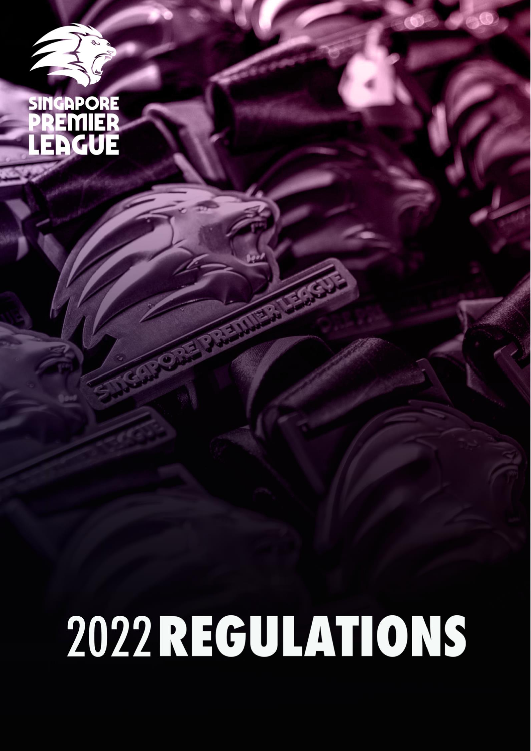SINGAPORE PREMIER LEAGUE

# 2022 REGULATIONS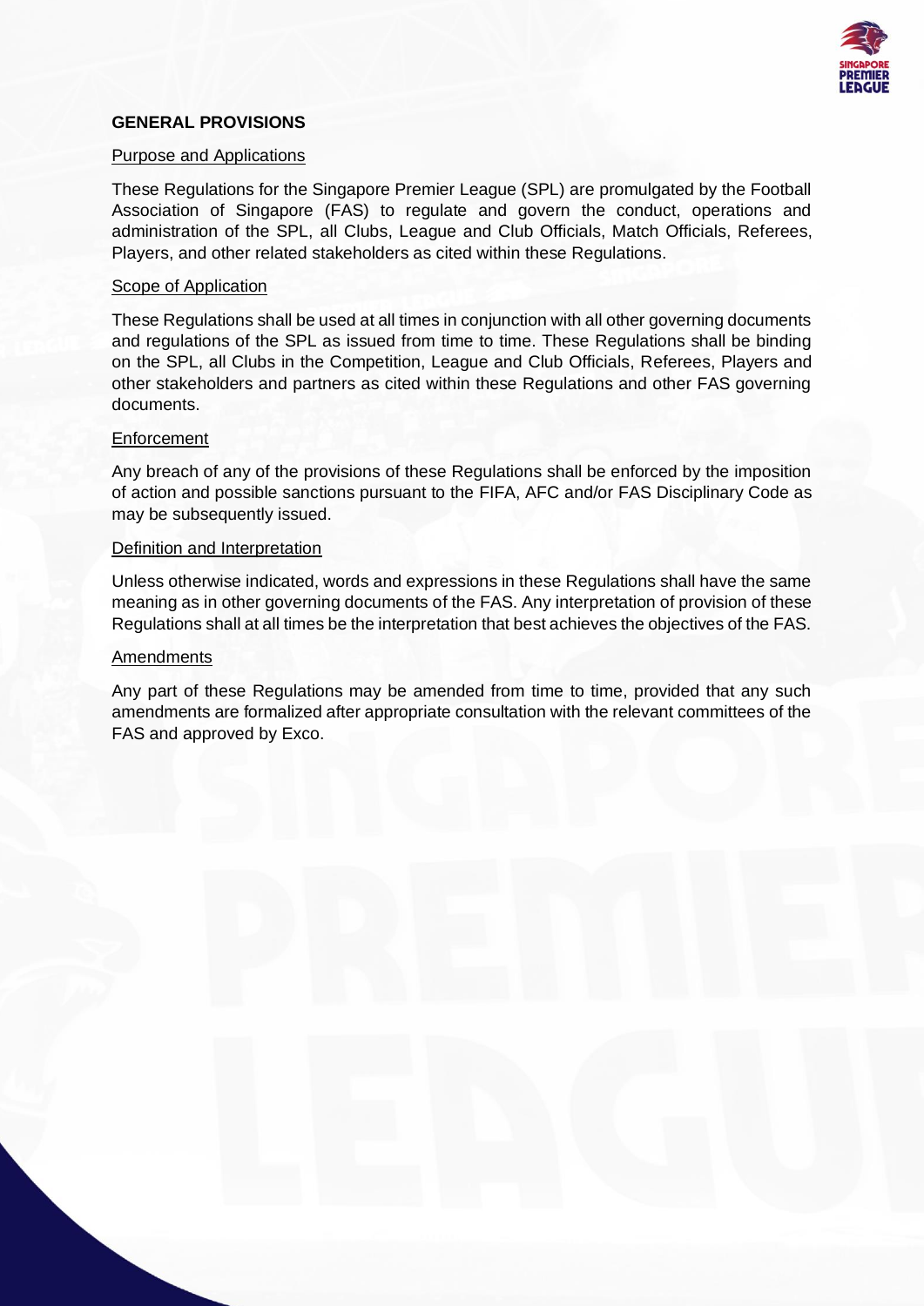## GENERAL PROVISIONS

Purpose and Applications

These Regulations for the Singapore Premier League (SPL) are promulgated by the Football Association of Singapore (FAS) to regulate and govern the conduct, operations and administration of the SPL, all Clubs, League and Club Officials, Match Officials, Referees, Players, and other related stakeholders as cited within these Regulations.

Scope of Application

These Regulations shall be used at all times in conjunction with all other governing documents and regulations of the SPL as issued from time to time. These Regulations shall be binding on the SPL, all Clubs in the Competition, League and Club Officials, Referees, Players and other stakeholders and partners as cited within these Regulations and other FAS governing documents.

Enforcement

Any breach of any of the provisions of these Regulations shall be enforced by the imposition of action and possible sanctions pursuant to the FIFA, AFC and/or FAS Disciplinary Code as may be subsequently issued.

Definition and Interpretation

Unless otherwise indicated, words and expressions in these Regulations shall have the same meaning as in other governing documents of the FAS. Any interpretation of provision of these Regulations shall at all times be the interpretation that best achieves the objectives of the FAS.

Amendments

Any part of these Regulations may be amended from time to time, provided that any such amendments are formalized after appropriate consultation with the relevant committees of the FAS and approved by Exco.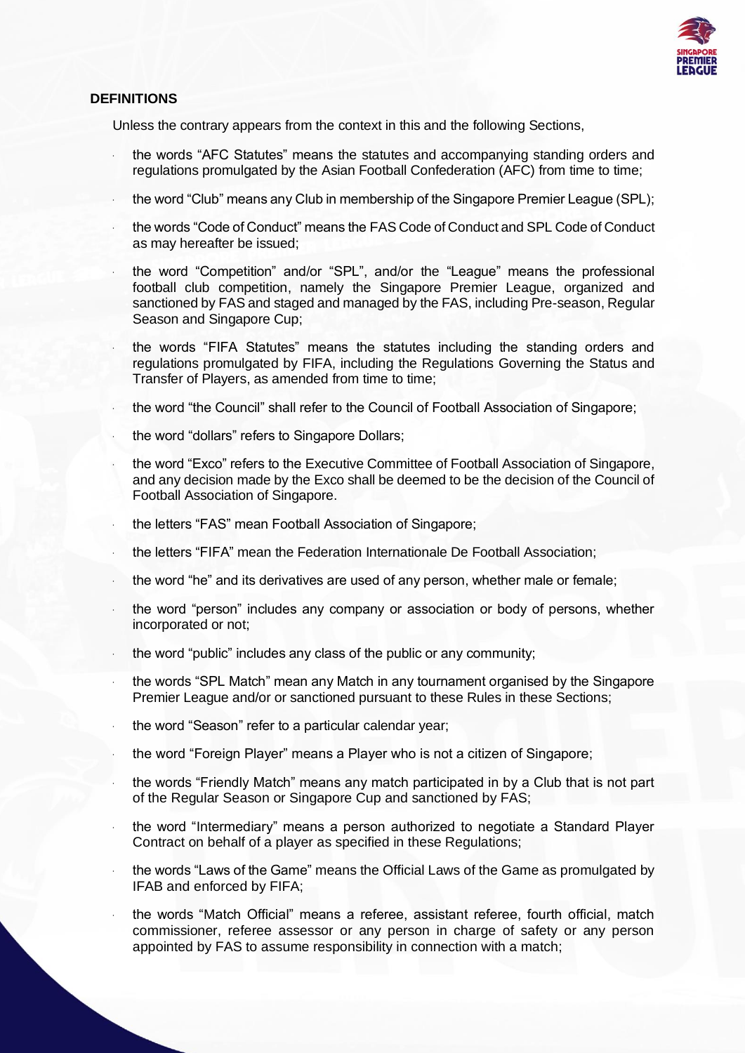## DEFINITIONS

Unless the contrary appears from the context in this and the following Sections,

- the words "AFC Statutes" means the statutes and accompanying standing orders and regulations promulgated by the Asian Football Confederation (AFC) from time to time;
- the word "Club" means any Club in membership of the Singapore Premier League (SPL);
- the words "Code of Conduct" means the FAS Code of Conduct and SPL Code of Conduct as may hereafter be issued;
- the word "Competition" and/or "SPL", and/or the "League" means the professional football club competition, namely the Singapore Premier League, organized and sanctioned by FAS and staged and managed by the FAS, including Pre-season, Regular Season and Singapore Cup;
- the words "FIFA Statutes" means the statutes including the standing orders and regulations promulgated by FIFA, including the Regulations Governing the Status and Transfer of Players, as amended from time to time;
- the word "the Council" shall refer to the Council of Football Association of Singapore;
- the word "dollars" refers to Singapore Dollars;
- the word "Exco" refers to the Executive Committee of Football Association of Singapore, and any decision made by the Exco shall be deemed to be the decision of the Council of Football Association of Singapore.
- the letters "FAS" mean Football Association of Singapore;
- the letters "FIFA" mean the Federation Internationale De Football Association;
- the word "he" and its derivatives are used of any person, whether male or female;
- the word "person" includes any company or association or body of persons, whether incorporated or not;
- the word "public" includes any class of the public or any community;
- the words "SPL Match" mean any Match in any tournament organised by the Singapore Premier League and/or or sanctioned pursuant to these Rules in these Sections;
- the word "Season" refer to a particular calendar year;
- the word "Foreign Player" means a Player who is not a citizen of Singapore;
- the words "Friendly Match" means any match participated in by a Club that is not part of the Regular Season or Singapore Cup and sanctioned by FAS;
- the word "Intermediary" means a person authorized to negotiate a Standard Player Contract on behalf of a player as specified in these Regulations;
- the words "Laws of the Game" means the Official Laws of the Game as promulgated by IFAB and enforced by FIFA;
- the words "Match Official" means a referee, assistant referee, fourth official, match commissioner, referee assessor or any person in charge of safety or any person appointed by FAS to assume responsibility in connection with a match;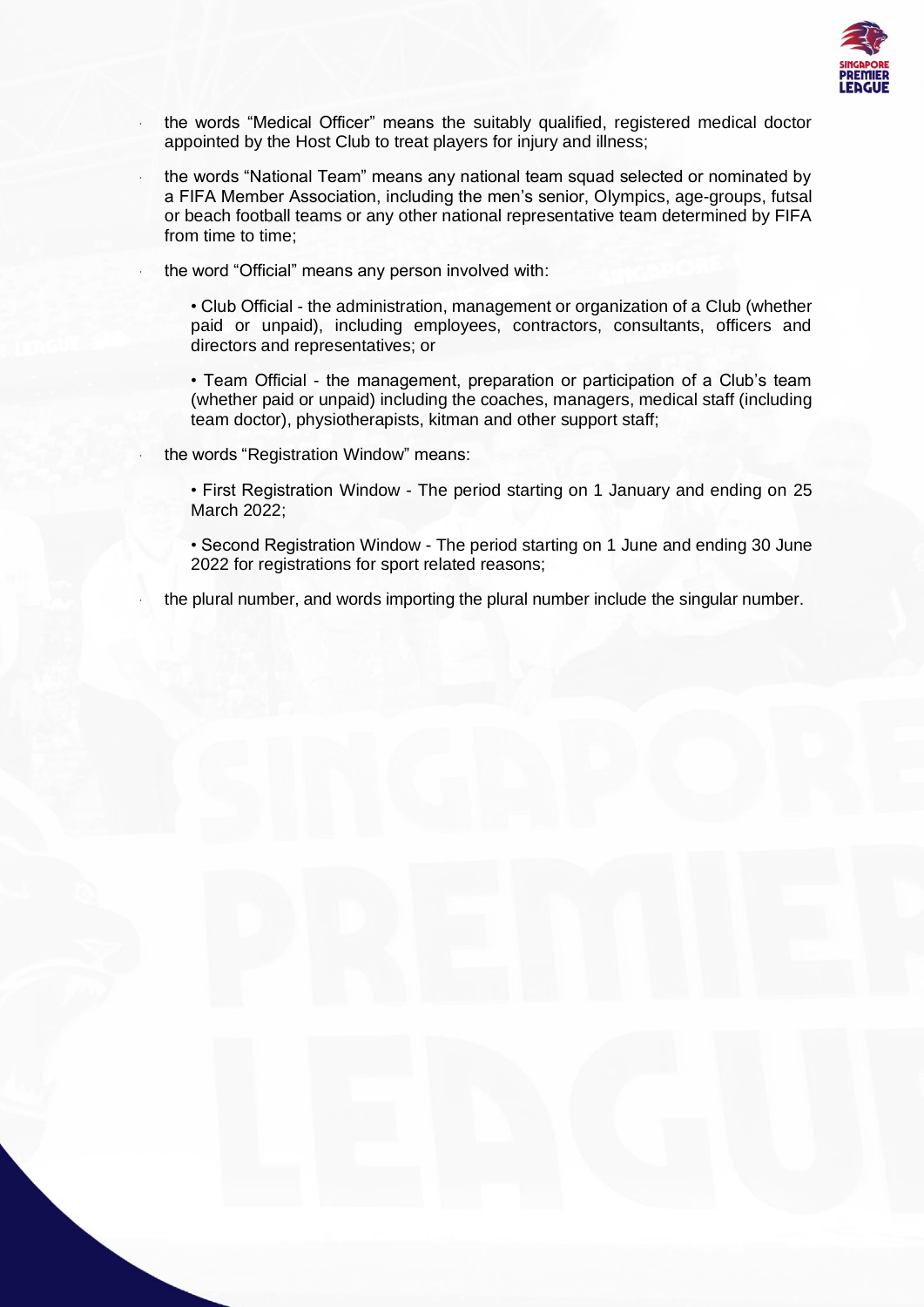- the words “Medical Officer” means the suitably qualified, registered medical doctor appointed by the Host Club to treat players for injury and illness;
- the words “National Team” means any national team squad selected or nominated by a FIFA Member Association, including the men’s senior, Olympics, age-groups, futsal or beach football teams or any other national representative team determined by FIFA from time to time;
- the word “Official” means any person involved with:

  • Club Official - the administration, management or organization of a Club (whether paid or unpaid), including employees, contractors, consultants, officers and directors and representatives; or

  • Team Official - the management, preparation or participation of a Club’s team (whether paid or unpaid) including the coaches, managers, medical staff (including team doctor), physiotherapists, kitman and other support staff;
- the words “Registration Window” means:

  • First Registration Window - The period starting on 1 January and ending on 25 March 2022;

  • Second Registration Window - The period starting on 1 June and ending 30 June 2022 for registrations for sport related reasons;
- the plural number, and words importing the plural number include the singular number.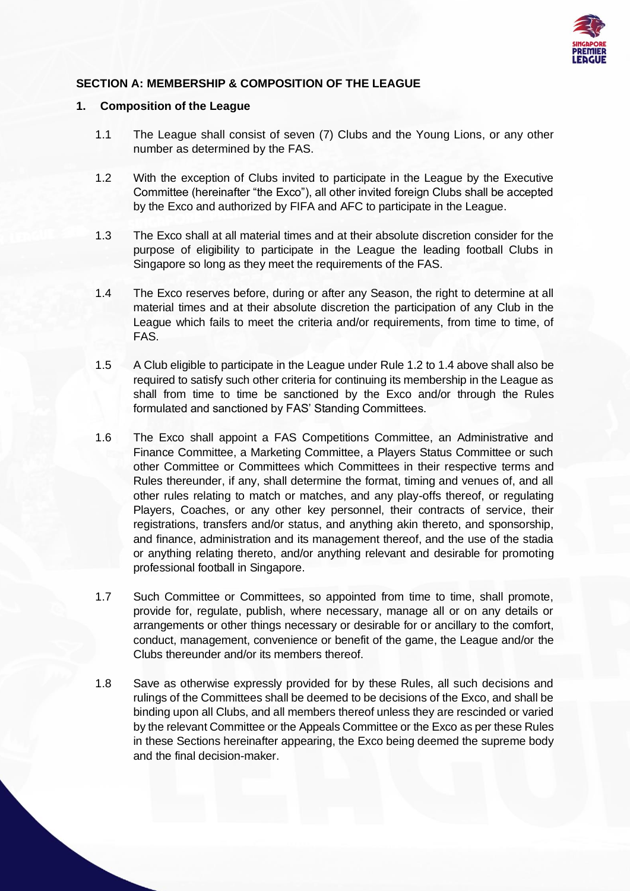## SECTION A: MEMBERSHIP & COMPOSITION OF THE LEAGUE

### 1. Composition of the League

1.1 The League shall consist of seven (7) Clubs and the Young Lions, or any other number as determined by the FAS.

1.2 With the exception of Clubs invited to participate in the League by the Executive Committee (hereinafter "the Exco"), all other invited foreign Clubs shall be accepted by the Exco and authorized by FIFA and AFC to participate in the League.

1.3 The Exco shall at all material times and at their absolute discretion consider for the purpose of eligibility to participate in the League the leading football Clubs in Singapore so long as they meet the requirements of the FAS.

1.4 The Exco reserves before, during or after any Season, the right to determine at all material times and at their absolute discretion the participation of any Club in the League which fails to meet the criteria and/or requirements, from time to time, of FAS.

1.5 A Club eligible to participate in the League under Rule 1.2 to 1.4 above shall also be required to satisfy such other criteria for continuing its membership in the League as shall from time to time be sanctioned by the Exco and/or through the Rules formulated and sanctioned by FAS' Standing Committees.

1.6 The Exco shall appoint a FAS Competitions Committee, an Administrative and Finance Committee, a Marketing Committee, a Players Status Committee or such other Committee or Committees which Committees in their respective terms and Rules thereunder, if any, shall determine the format, timing and venues of, and all other rules relating to match or matches, and any play-offs thereof, or regulating Players, Coaches, or any other key personnel, their contracts of service, their registrations, transfers and/or status, and anything akin thereto, and sponsorship, and finance, administration and its management thereof, and the use of the stadia or anything relating thereto, and/or anything relevant and desirable for promoting professional football in Singapore.

1.7 Such Committee or Committees, so appointed from time to time, shall promote, provide for, regulate, publish, where necessary, manage all or on any details or arrangements or other things necessary or desirable for or ancillary to the comfort, conduct, management, convenience or benefit of the game, the League and/or the Clubs thereunder and/or its members thereof.

1.8 Save as otherwise expressly provided for by these Rules, all such decisions and rulings of the Committees shall be deemed to be decisions of the Exco, and shall be binding upon all Clubs, and all members thereof unless they are rescinded or varied by the relevant Committee or the Appeals Committee or the Exco as per these Rules in these Sections hereinafter appearing, the Exco being deemed the supreme body and the final decision-maker.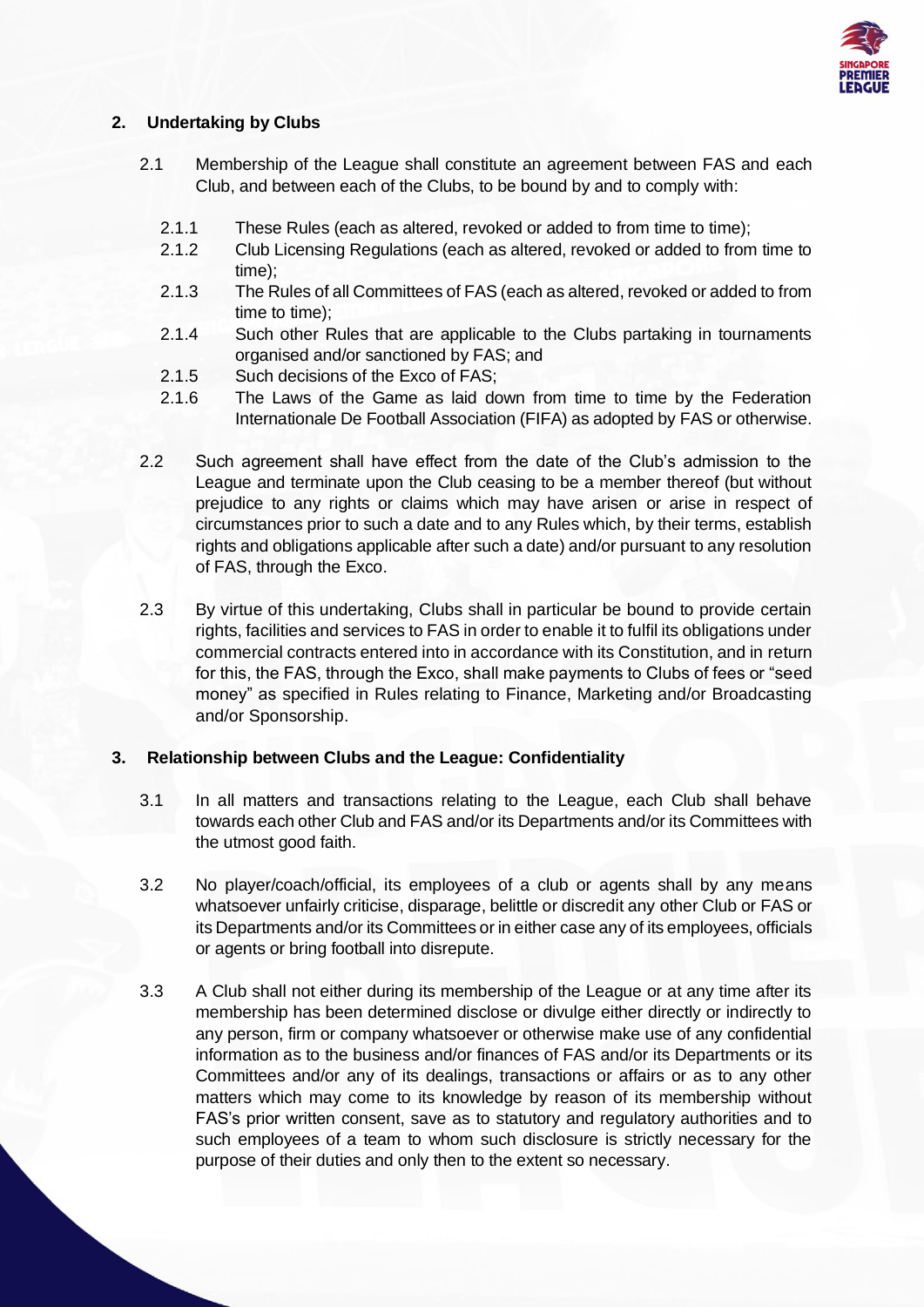## 2. Undertaking by Clubs

2.1 Membership of the League shall constitute an agreement between FAS and each Club, and between each of the Clubs, to be bound by and to comply with:

- 2.1.1 These Rules (each as altered, revoked or added to from time to time);
- 2.1.2 Club Licensing Regulations (each as altered, revoked or added to from time to time);
- 2.1.3 The Rules of all Committees of FAS (each as altered, revoked or added to from time to time);
- 2.1.4 Such other Rules that are applicable to the Clubs partaking in tournaments organised and/or sanctioned by FAS; and
- 2.1.5 Such decisions of the Exco of FAS;
- 2.1.6 The Laws of the Game as laid down from time to time by the Federation Internationale De Football Association (FIFA) as adopted by FAS or otherwise.

2.2 Such agreement shall have effect from the date of the Club's admission to the League and terminate upon the Club ceasing to be a member thereof (but without prejudice to any rights or claims which may have arisen or arise in respect of circumstances prior to such a date and to any Rules which, by their terms, establish rights and obligations applicable after such a date) and/or pursuant to any resolution of FAS, through the Exco.

2.3 By virtue of this undertaking, Clubs shall in particular be bound to provide certain rights, facilities and services to FAS in order to enable it to fulfil its obligations under commercial contracts entered into in accordance with its Constitution, and in return for this, the FAS, through the Exco, shall make payments to Clubs of fees or "seed money" as specified in Rules relating to Finance, Marketing and/or Broadcasting and/or Sponsorship.

## 3. Relationship between Clubs and the League: Confidentiality

3.1 In all matters and transactions relating to the League, each Club shall behave towards each other Club and FAS and/or its Departments and/or its Committees with the utmost good faith.

3.2 No player/coach/official, its employees of a club or agents shall by any means whatsoever unfairly criticise, disparage, belittle or discredit any other Club or FAS or its Departments and/or its Committees or in either case any of its employees, officials or agents or bring football into disrepute.

3.3 A Club shall not either during its membership of the League or at any time after its membership has been determined disclose or divulge either directly or indirectly to any person, firm or company whatsoever or otherwise make use of any confidential information as to the business and/or finances of FAS and/or its Departments or its Committees and/or any of its dealings, transactions or affairs or as to any other matters which may come to its knowledge by reason of its membership without FAS's prior written consent, save as to statutory and regulatory authorities and to such employees of a team to whom such disclosure is strictly necessary for the purpose of their duties and only then to the extent so necessary.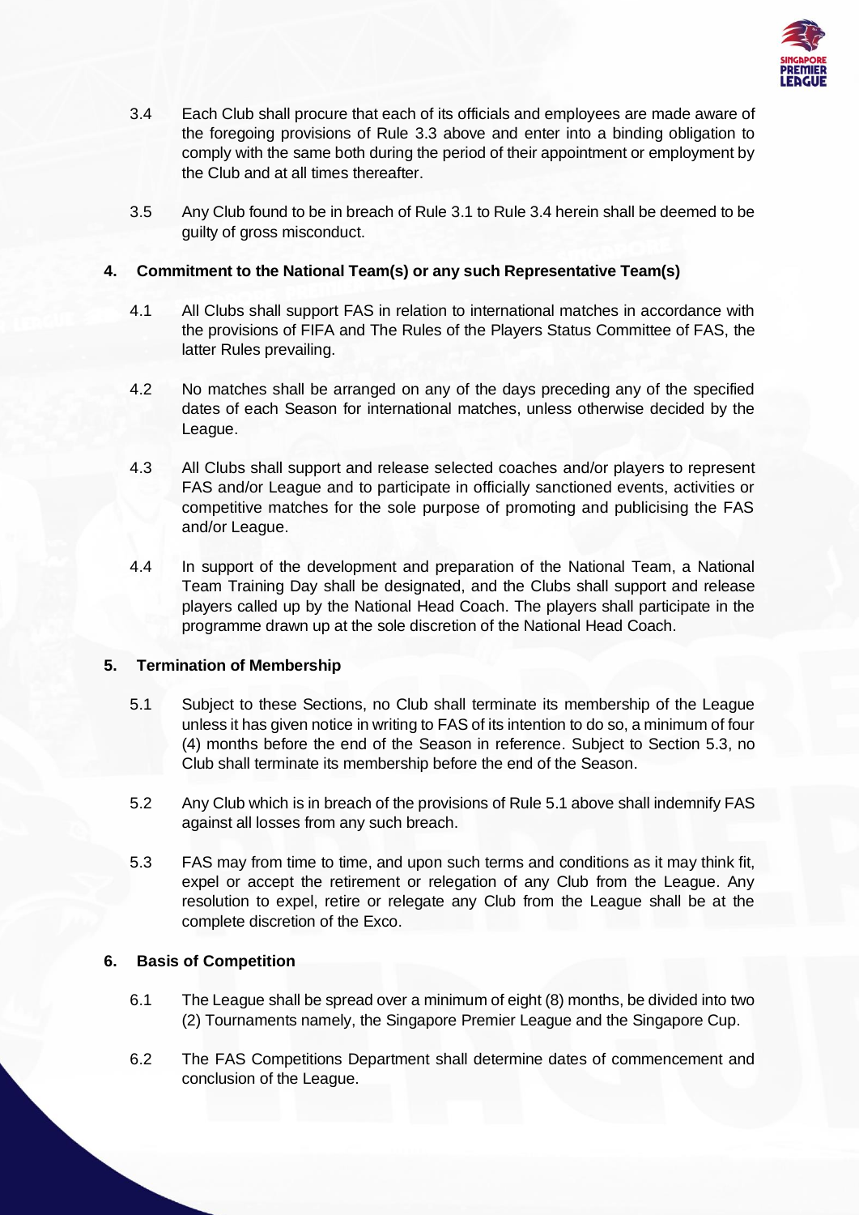3.4 Each Club shall procure that each of its officials and employees are made aware of the foregoing provisions of Rule 3.3 above and enter into a binding obligation to comply with the same both during the period of their appointment or employment by the Club and at all times thereafter.

3.5 Any Club found to be in breach of Rule 3.1 to Rule 3.4 herein shall be deemed to be guilty of gross misconduct.

## 4. Commitment to the National Team(s) or any such Representative Team(s)

4.1 All Clubs shall support FAS in relation to international matches in accordance with the provisions of FIFA and The Rules of the Players Status Committee of FAS, the latter Rules prevailing.

4.2 No matches shall be arranged on any of the days preceding any of the specified dates of each Season for international matches, unless otherwise decided by the League.

4.3 All Clubs shall support and release selected coaches and/or players to represent FAS and/or League and to participate in officially sanctioned events, activities or competitive matches for the sole purpose of promoting and publicising the FAS and/or League.

4.4 In support of the development and preparation of the National Team, a National Team Training Day shall be designated, and the Clubs shall support and release players called up by the National Head Coach. The players shall participate in the programme drawn up at the sole discretion of the National Head Coach.

## 5. Termination of Membership

5.1 Subject to these Sections, no Club shall terminate its membership of the League unless it has given notice in writing to FAS of its intention to do so, a minimum of four (4) months before the end of the Season in reference. Subject to Section 5.3, no Club shall terminate its membership before the end of the Season.

5.2 Any Club which is in breach of the provisions of Rule 5.1 above shall indemnify FAS against all losses from any such breach.

5.3 FAS may from time to time, and upon such terms and conditions as it may think fit, expel or accept the retirement or relegation of any Club from the League. Any resolution to expel, retire or relegate any Club from the League shall be at the complete discretion of the Exco.

## 6. Basis of Competition

6.1 The League shall be spread over a minimum of eight (8) months, be divided into two (2) Tournaments namely, the Singapore Premier League and the Singapore Cup.

6.2 The FAS Competitions Department shall determine dates of commencement and conclusion of the League.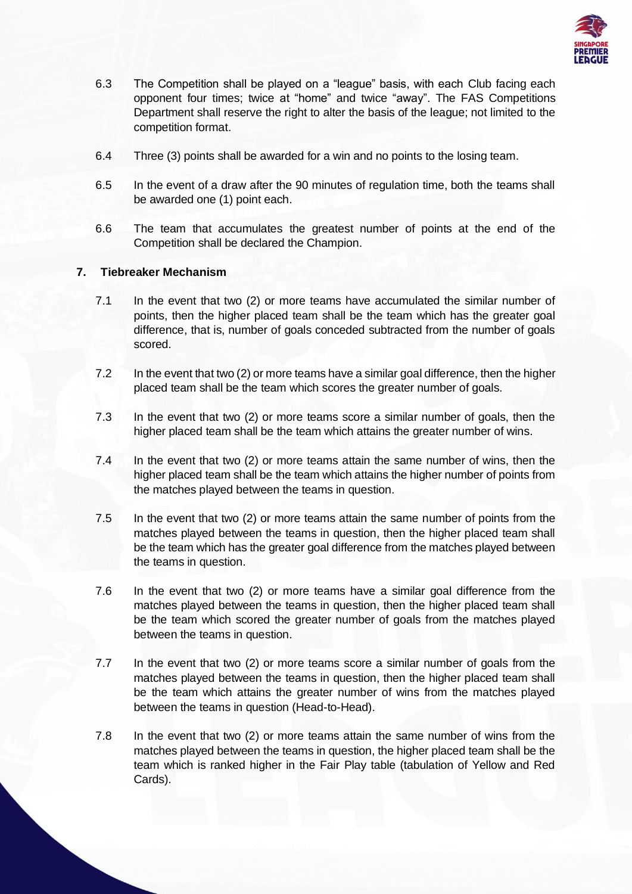6.3 The Competition shall be played on a "league" basis, with each Club facing each opponent four times; twice at "home" and twice "away". The FAS Competitions Department shall reserve the right to alter the basis of the league; not limited to the competition format.

6.4 Three (3) points shall be awarded for a win and no points to the losing team.

6.5 In the event of a draw after the 90 minutes of regulation time, both the teams shall be awarded one (1) point each.

6.6 The team that accumulates the greatest number of points at the end of the Competition shall be declared the Champion.

## 7. Tiebreaker Mechanism

7.1 In the event that two (2) or more teams have accumulated the similar number of points, then the higher placed team shall be the team which has the greater goal difference, that is, number of goals conceded subtracted from the number of goals scored.

7.2 In the event that two (2) or more teams have a similar goal difference, then the higher placed team shall be the team which scores the greater number of goals.

7.3 In the event that two (2) or more teams score a similar number of goals, then the higher placed team shall be the team which attains the greater number of wins.

7.4 In the event that two (2) or more teams attain the same number of wins, then the higher placed team shall be the team which attains the higher number of points from the matches played between the teams in question.

7.5 In the event that two (2) or more teams attain the same number of points from the matches played between the teams in question, then the higher placed team shall be the team which has the greater goal difference from the matches played between the teams in question.

7.6 In the event that two (2) or more teams have a similar goal difference from the matches played between the teams in question, then the higher placed team shall be the team which scored the greater number of goals from the matches played between the teams in question.

7.7 In the event that two (2) or more teams score a similar number of goals from the matches played between the teams in question, then the higher placed team shall be the team which attains the greater number of wins from the matches played between the teams in question (Head-to-Head).

7.8 In the event that two (2) or more teams attain the same number of wins from the matches played between the teams in question, the higher placed team shall be the team which is ranked higher in the Fair Play table (tabulation of Yellow and Red Cards).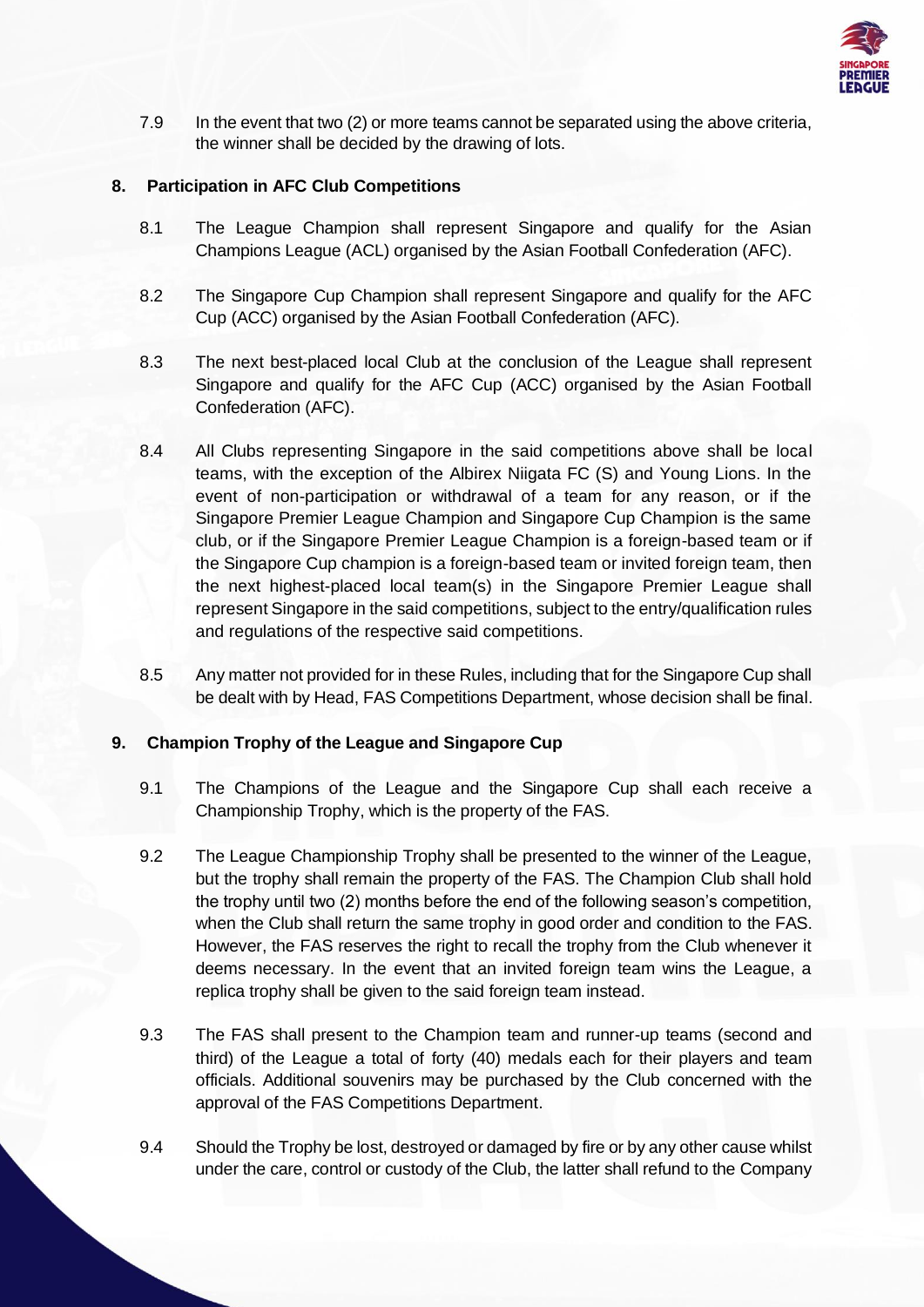7.9 In the event that two (2) or more teams cannot be separated using the above criteria, the winner shall be decided by the drawing of lots.

## 8. Participation in AFC Club Competitions

8.1 The League Champion shall represent Singapore and qualify for the Asian Champions League (ACL) organised by the Asian Football Confederation (AFC).

8.2 The Singapore Cup Champion shall represent Singapore and qualify for the AFC Cup (ACC) organised by the Asian Football Confederation (AFC).

8.3 The next best-placed local Club at the conclusion of the League shall represent Singapore and qualify for the AFC Cup (ACC) organised by the Asian Football Confederation (AFC).

8.4 All Clubs representing Singapore in the said competitions above shall be local teams, with the exception of the Albirex Niigata FC (S) and Young Lions. In the event of non-participation or withdrawal of a team for any reason, or if the Singapore Premier League Champion and Singapore Cup Champion is the same club, or if the Singapore Premier League Champion is a foreign-based team or if the Singapore Cup champion is a foreign-based team or invited foreign team, then the next highest-placed local team(s) in the Singapore Premier League shall represent Singapore in the said competitions, subject to the entry/qualification rules and regulations of the respective said competitions.

8.5 Any matter not provided for in these Rules, including that for the Singapore Cup shall be dealt with by Head, FAS Competitions Department, whose decision shall be final.

## 9. Champion Trophy of the League and Singapore Cup

9.1 The Champions of the League and the Singapore Cup shall each receive a Championship Trophy, which is the property of the FAS.

9.2 The League Championship Trophy shall be presented to the winner of the League, but the trophy shall remain the property of the FAS. The Champion Club shall hold the trophy until two (2) months before the end of the following season's competition, when the Club shall return the same trophy in good order and condition to the FAS. However, the FAS reserves the right to recall the trophy from the Club whenever it deems necessary. In the event that an invited foreign team wins the League, a replica trophy shall be given to the said foreign team instead.

9.3 The FAS shall present to the Champion team and runner-up teams (second and third) of the League a total of forty (40) medals each for their players and team officials. Additional souvenirs may be purchased by the Club concerned with the approval of the FAS Competitions Department.

9.4 Should the Trophy be lost, destroyed or damaged by fire or by any other cause whilst under the care, control or custody of the Club, the latter shall refund to the Company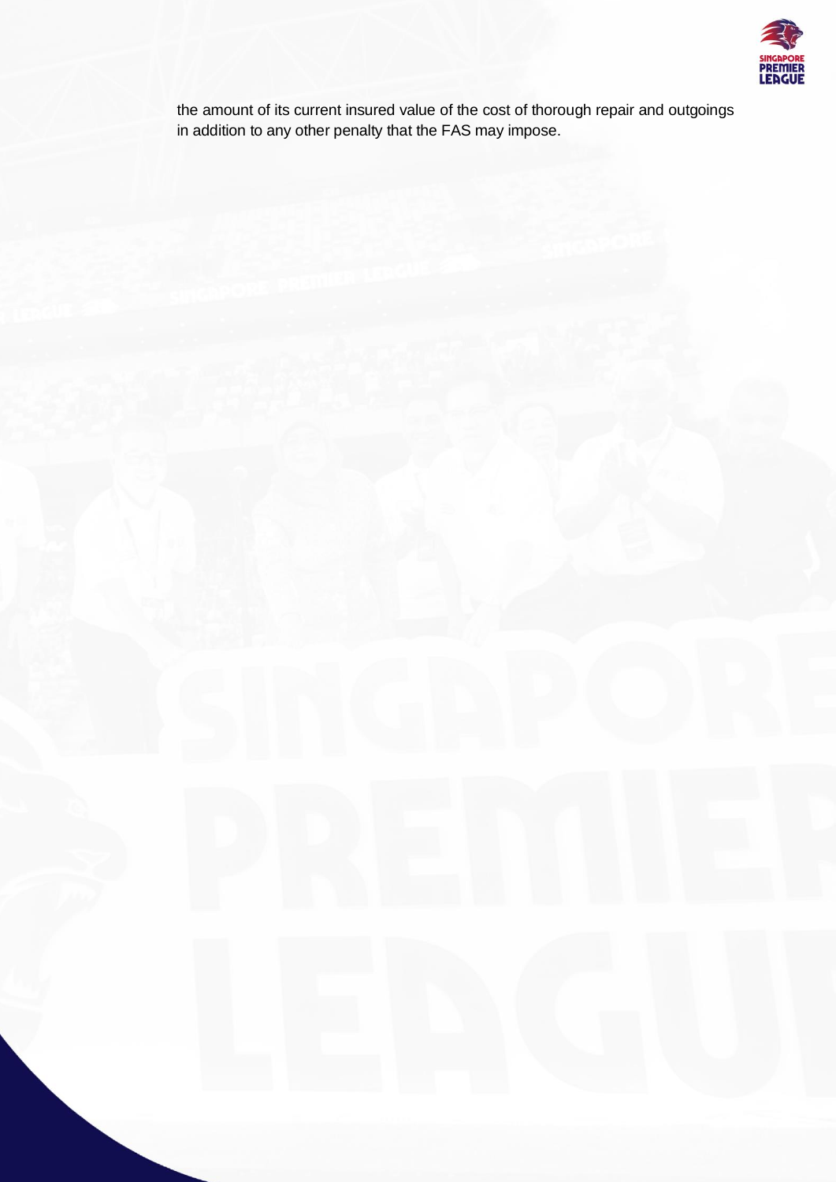the amount of its current insured value of the cost of thorough repair and outgoings in addition to any other penalty that the FAS may impose.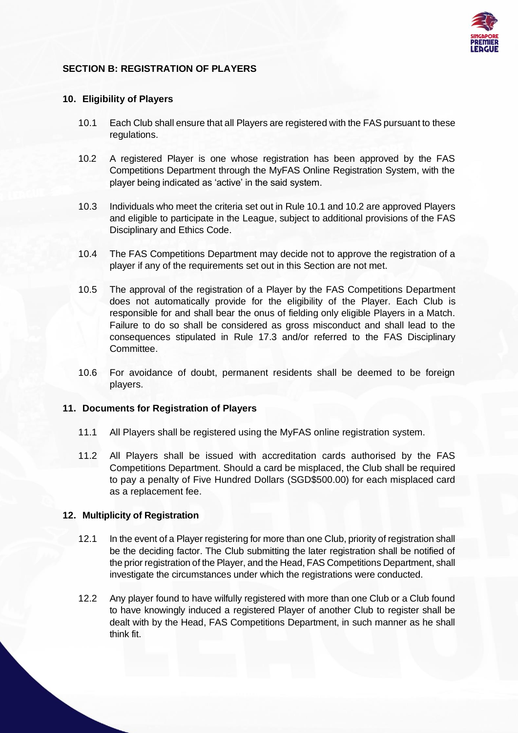## SECTION B: REGISTRATION OF PLAYERS

### 10. Eligibility of Players

10.1 Each Club shall ensure that all Players are registered with the FAS pursuant to these regulations.

10.2 A registered Player is one whose registration has been approved by the FAS Competitions Department through the MyFAS Online Registration System, with the player being indicated as 'active' in the said system.

10.3 Individuals who meet the criteria set out in Rule 10.1 and 10.2 are approved Players and eligible to participate in the League, subject to additional provisions of the FAS Disciplinary and Ethics Code.

10.4 The FAS Competitions Department may decide not to approve the registration of a player if any of the requirements set out in this Section are not met.

10.5 The approval of the registration of a Player by the FAS Competitions Department does not automatically provide for the eligibility of the Player. Each Club is responsible for and shall bear the onus of fielding only eligible Players in a Match. Failure to do so shall be considered as gross misconduct and shall lead to the consequences stipulated in Rule 17.3 and/or referred to the FAS Disciplinary Committee.

10.6 For avoidance of doubt, permanent residents shall be deemed to be foreign players.

### 11. Documents for Registration of Players

11.1 All Players shall be registered using the MyFAS online registration system.

11.2 All Players shall be issued with accreditation cards authorised by the FAS Competitions Department. Should a card be misplaced, the Club shall be required to pay a penalty of Five Hundred Dollars (SGD$500.00) for each misplaced card as a replacement fee.

### 12. Multiplicity of Registration

12.1 In the event of a Player registering for more than one Club, priority of registration shall be the deciding factor. The Club submitting the later registration shall be notified of the prior registration of the Player, and the Head, FAS Competitions Department, shall investigate the circumstances under which the registrations were conducted.

12.2 Any player found to have wilfully registered with more than one Club or a Club found to have knowingly induced a registered Player of another Club to register shall be dealt with by the Head, FAS Competitions Department, in such manner as he shall think fit.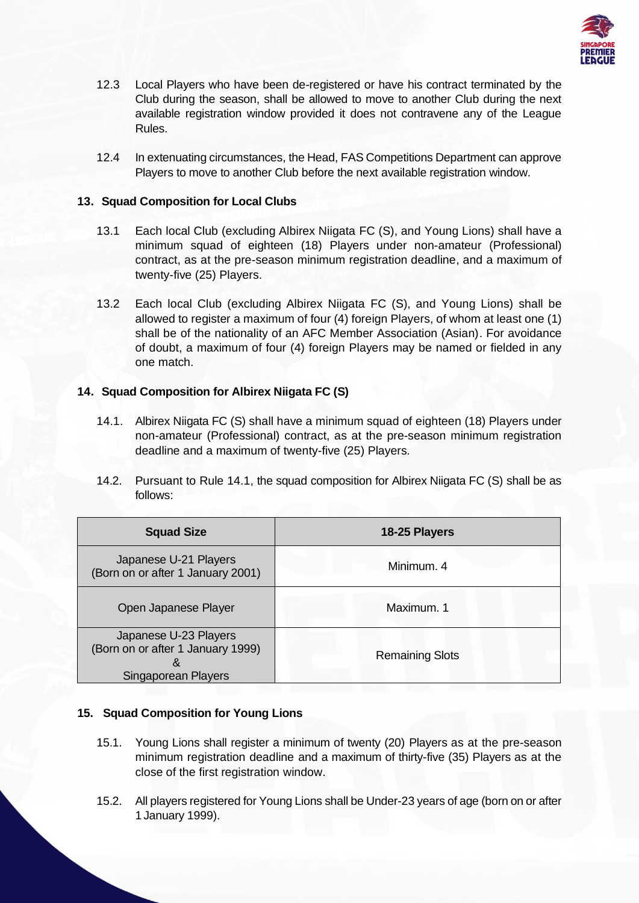12.3 Local Players who have been de-registered or have his contract terminated by the Club during the season, shall be allowed to move to another Club during the next available registration window provided it does not contravene any of the League Rules.

12.4 In extenuating circumstances, the Head, FAS Competitions Department can approve Players to move to another Club before the next available registration window.

### 13. Squad Composition for Local Clubs

13.1 Each local Club (excluding Albirex Niigata FC (S), and Young Lions) shall have a minimum squad of eighteen (18) Players under non-amateur (Professional) contract, as at the pre-season minimum registration deadline, and a maximum of twenty-five (25) Players.

13.2 Each local Club (excluding Albirex Niigata FC (S), and Young Lions) shall be allowed to register a maximum of four (4) foreign Players, of whom at least one (1) shall be of the nationality of an AFC Member Association (Asian). For avoidance of doubt, a maximum of four (4) foreign Players may be named or fielded in any one match.

### 14. Squad Composition for Albirex Niigata FC (S)

14.1. Albirex Niigata FC (S) shall have a minimum squad of eighteen (18) Players under non-amateur (Professional) contract, as at the pre-season minimum registration deadline and a maximum of twenty-five (25) Players.

14.2. Pursuant to Rule 14.1, the squad composition for Albirex Niigata FC (S) shall be as follows:

| Squad Size | 18-25 Players |
|---|---|
| Japanese U-21 Players (Born on or after 1 January 2001) | Minimum. 4 |
| Open Japanese Player | Maximum. 1 |
| Japanese U-23 Players (Born on or after 1 January 1999) & Singaporean Players | Remaining Slots |

### 15. Squad Composition for Young Lions

15.1. Young Lions shall register a minimum of twenty (20) Players as at the pre-season minimum registration deadline and a maximum of thirty-five (35) Players as at the close of the first registration window.

15.2. All players registered for Young Lions shall be Under-23 years of age (born on or after 1 January 1999).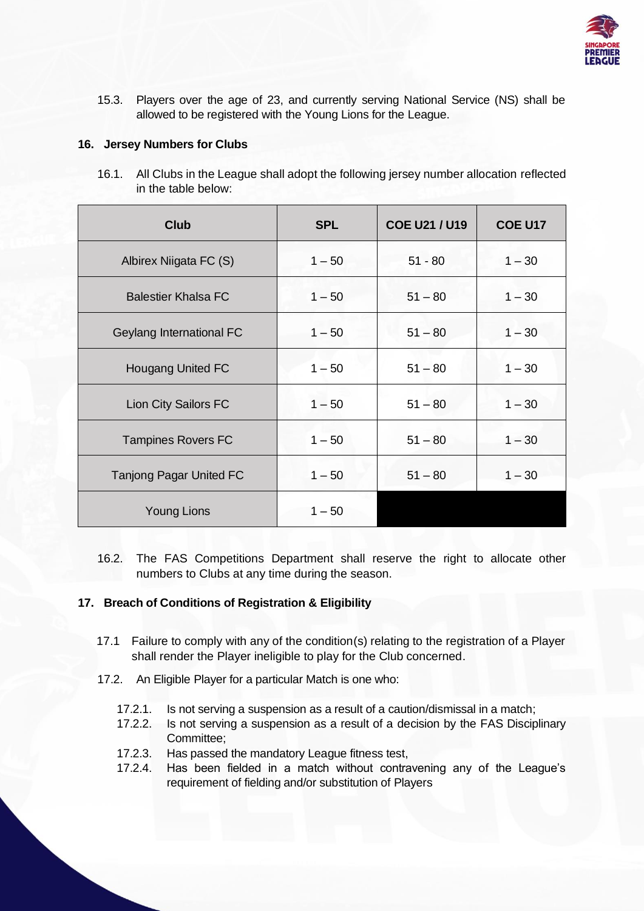15.3. Players over the age of 23, and currently serving National Service (NS) shall be allowed to be registered with the Young Lions for the League.

**16. Jersey Numbers for Clubs**

16.1. All Clubs in the League shall adopt the following jersey number allocation reflected in the table below:

| Club | SPL | COE U21 / U19 | COE U17 |
|---|---|---|---|
| Albirex Niigata FC (S) | 1 – 50 | 51 - 80 | 1 – 30 |
| Balestier Khalsa FC | 1 – 50 | 51 – 80 | 1 – 30 |
| Geylang International FC | 1 – 50 | 51 – 80 | 1 – 30 |
| Hougang United FC | 1 – 50 | 51 – 80 | 1 – 30 |
| Lion City Sailors FC | 1 – 50 | 51 – 80 | 1 – 30 |
| Tampines Rovers FC | 1 – 50 | 51 – 80 | 1 – 30 |
| Tanjong Pagar United FC | 1 – 50 | 51 – 80 | 1 – 30 |
| Young Lions | 1 – 50 | | |

16.2. The FAS Competitions Department shall reserve the right to allocate other numbers to Clubs at any time during the season.

**17. Breach of Conditions of Registration & Eligibility**

17.1 Failure to comply with any of the condition(s) relating to the registration of a Player shall render the Player ineligible to play for the Club concerned.

17.2. An Eligible Player for a particular Match is one who:

17.2.1. Is not serving a suspension as a result of a caution/dismissal in a match;
17.2.2. Is not serving a suspension as a result of a decision by the FAS Disciplinary Committee;
17.2.3. Has passed the mandatory League fitness test,
17.2.4. Has been fielded in a match without contravening any of the League's requirement of fielding and/or substitution of Players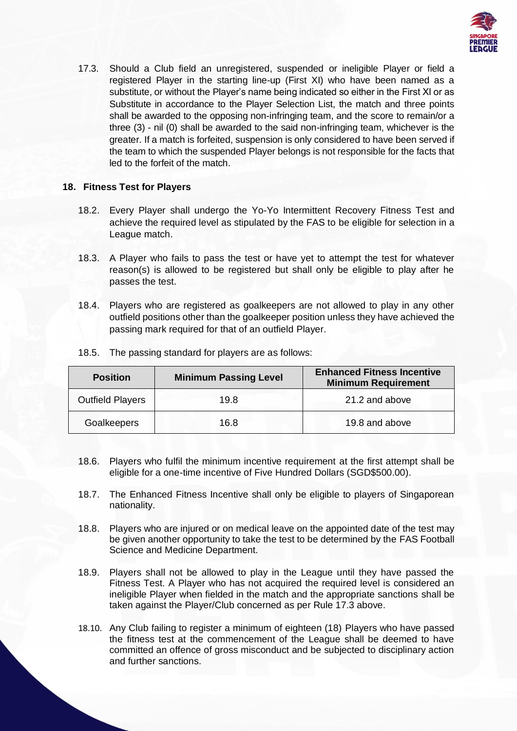17.3. Should a Club field an unregistered, suspended or ineligible Player or field a registered Player in the starting line-up (First XI) who have been named as a substitute, or without the Player's name being indicated so either in the First XI or as Substitute in accordance to the Player Selection List, the match and three points shall be awarded to the opposing non-infringing team, and the score to remain/or a three (3) - nil (0) shall be awarded to the said non-infringing team, whichever is the greater. If a match is forfeited, suspension is only considered to have been served if the team to which the suspended Player belongs is not responsible for the facts that led to the forfeit of the match.

## 18. Fitness Test for Players

18.2. Every Player shall undergo the Yo-Yo Intermittent Recovery Fitness Test and achieve the required level as stipulated by the FAS to be eligible for selection in a League match.

18.3. A Player who fails to pass the test or have yet to attempt the test for whatever reason(s) is allowed to be registered but shall only be eligible to play after he passes the test.

18.4. Players who are registered as goalkeepers are not allowed to play in any other outfield positions other than the goalkeeper position unless they have achieved the passing mark required for that of an outfield Player.

18.5. The passing standard for players are as follows:

| Position | Minimum Passing Level | Enhanced Fitness Incentive Minimum Requirement |
|---|---|---|
| Outfield Players | 19.8 | 21.2 and above |
| Goalkeepers | 16.8 | 19.8 and above |

18.6. Players who fulfil the minimum incentive requirement at the first attempt shall be eligible for a one-time incentive of Five Hundred Dollars (SGD$500.00).

18.7. The Enhanced Fitness Incentive shall only be eligible to players of Singaporean nationality.

18.8. Players who are injured or on medical leave on the appointed date of the test may be given another opportunity to take the test to be determined by the FAS Football Science and Medicine Department.

18.9. Players shall not be allowed to play in the League until they have passed the Fitness Test. A Player who has not acquired the required level is considered an ineligible Player when fielded in the match and the appropriate sanctions shall be taken against the Player/Club concerned as per Rule 17.3 above.

18.10. Any Club failing to register a minimum of eighteen (18) Players who have passed the fitness test at the commencement of the League shall be deemed to have committed an offence of gross misconduct and be subjected to disciplinary action and further sanctions.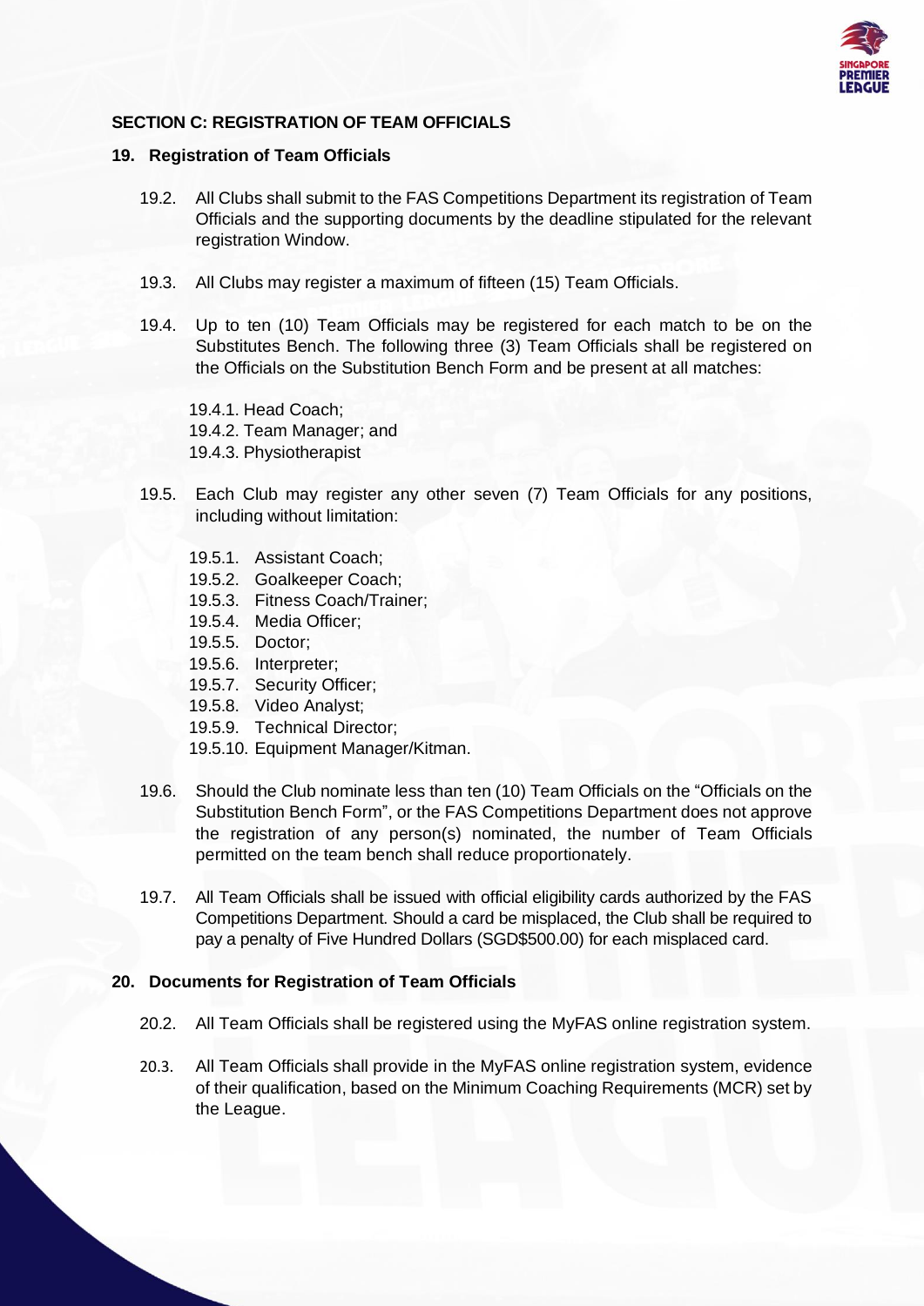## SECTION C: REGISTRATION OF TEAM OFFICIALS

### 19. Registration of Team Officials

19.2. All Clubs shall submit to the FAS Competitions Department its registration of Team Officials and the supporting documents by the deadline stipulated for the relevant registration Window.

19.3. All Clubs may register a maximum of fifteen (15) Team Officials.

19.4. Up to ten (10) Team Officials may be registered for each match to be on the Substitutes Bench. The following three (3) Team Officials shall be registered on the Officials on the Substitution Bench Form and be present at all matches:

- 19.4.1. Head Coach;
- 19.4.2. Team Manager; and
- 19.4.3. Physiotherapist

19.5. Each Club may register any other seven (7) Team Officials for any positions, including without limitation:

- 19.5.1. Assistant Coach;
- 19.5.2. Goalkeeper Coach;
- 19.5.3. Fitness Coach/Trainer;
- 19.5.4. Media Officer;
- 19.5.5. Doctor;
- 19.5.6. Interpreter;
- 19.5.7. Security Officer;
- 19.5.8. Video Analyst;
- 19.5.9. Technical Director;
- 19.5.10. Equipment Manager/Kitman.

19.6. Should the Club nominate less than ten (10) Team Officials on the "Officials on the Substitution Bench Form", or the FAS Competitions Department does not approve the registration of any person(s) nominated, the number of Team Officials permitted on the team bench shall reduce proportionately.

19.7. All Team Officials shall be issued with official eligibility cards authorized by the FAS Competitions Department. Should a card be misplaced, the Club shall be required to pay a penalty of Five Hundred Dollars (SGD$500.00) for each misplaced card.

### 20. Documents for Registration of Team Officials

20.2. All Team Officials shall be registered using the MyFAS online registration system.

20.3. All Team Officials shall provide in the MyFAS online registration system, evidence of their qualification, based on the Minimum Coaching Requirements (MCR) set by the League.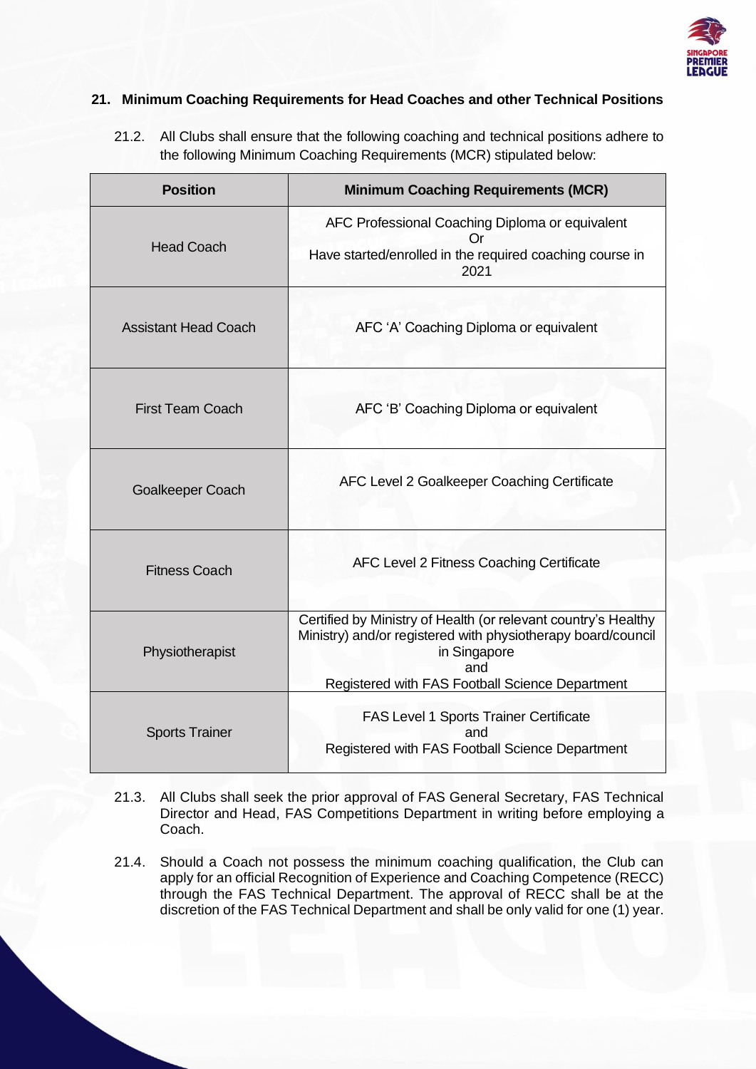## 21. Minimum Coaching Requirements for Head Coaches and other Technical Positions

21.2. All Clubs shall ensure that the following coaching and technical positions adhere to the following Minimum Coaching Requirements (MCR) stipulated below:

| Position | Minimum Coaching Requirements (MCR) |
| --- | --- |
| Head Coach | AFC Professional Coaching Diploma or equivalent<br>Or<br>Have started/enrolled in the required coaching course in 2021 |
| Assistant Head Coach | AFC 'A' Coaching Diploma or equivalent |
| First Team Coach | AFC 'B' Coaching Diploma or equivalent |
| Goalkeeper Coach | AFC Level 2 Goalkeeper Coaching Certificate |
| Fitness Coach | AFC Level 2 Fitness Coaching Certificate |
| Physiotherapist | Certified by Ministry of Health (or relevant country's Healthy Ministry) and/or registered with physiotherapy board/council in Singapore<br>and<br>Registered with FAS Football Science Department |
| Sports Trainer | FAS Level 1 Sports Trainer Certificate<br>and<br>Registered with FAS Football Science Department |

21.3. All Clubs shall seek the prior approval of FAS General Secretary, FAS Technical Director and Head, FAS Competitions Department in writing before employing a Coach.

21.4. Should a Coach not possess the minimum coaching qualification, the Club can apply for an official Recognition of Experience and Coaching Competence (RECC) through the FAS Technical Department. The approval of RECC shall be at the discretion of the FAS Technical Department and shall be only valid for one (1) year.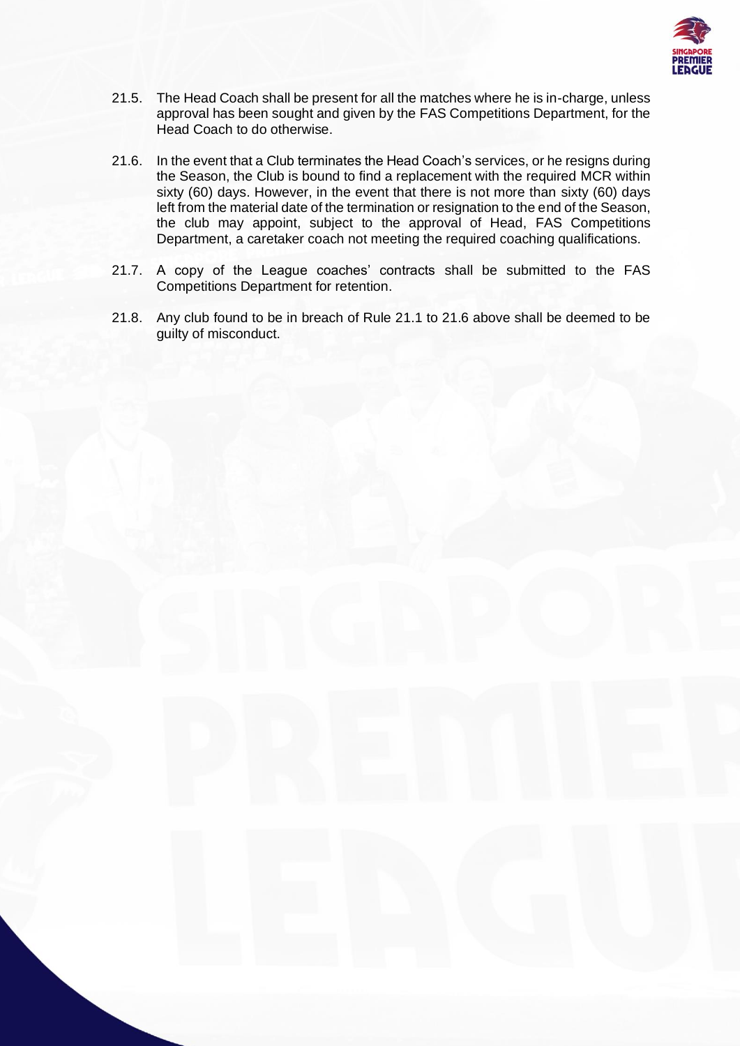21.5. The Head Coach shall be present for all the matches where he is in-charge, unless approval has been sought and given by the FAS Competitions Department, for the Head Coach to do otherwise.

21.6. In the event that a Club terminates the Head Coach's services, or he resigns during the Season, the Club is bound to find a replacement with the required MCR within sixty (60) days. However, in the event that there is not more than sixty (60) days left from the material date of the termination or resignation to the end of the Season, the club may appoint, subject to the approval of Head, FAS Competitions Department, a caretaker coach not meeting the required coaching qualifications.

21.7. A copy of the League coaches' contracts shall be submitted to the FAS Competitions Department for retention.

21.8. Any club found to be in breach of Rule 21.1 to 21.6 above shall be deemed to be guilty of misconduct.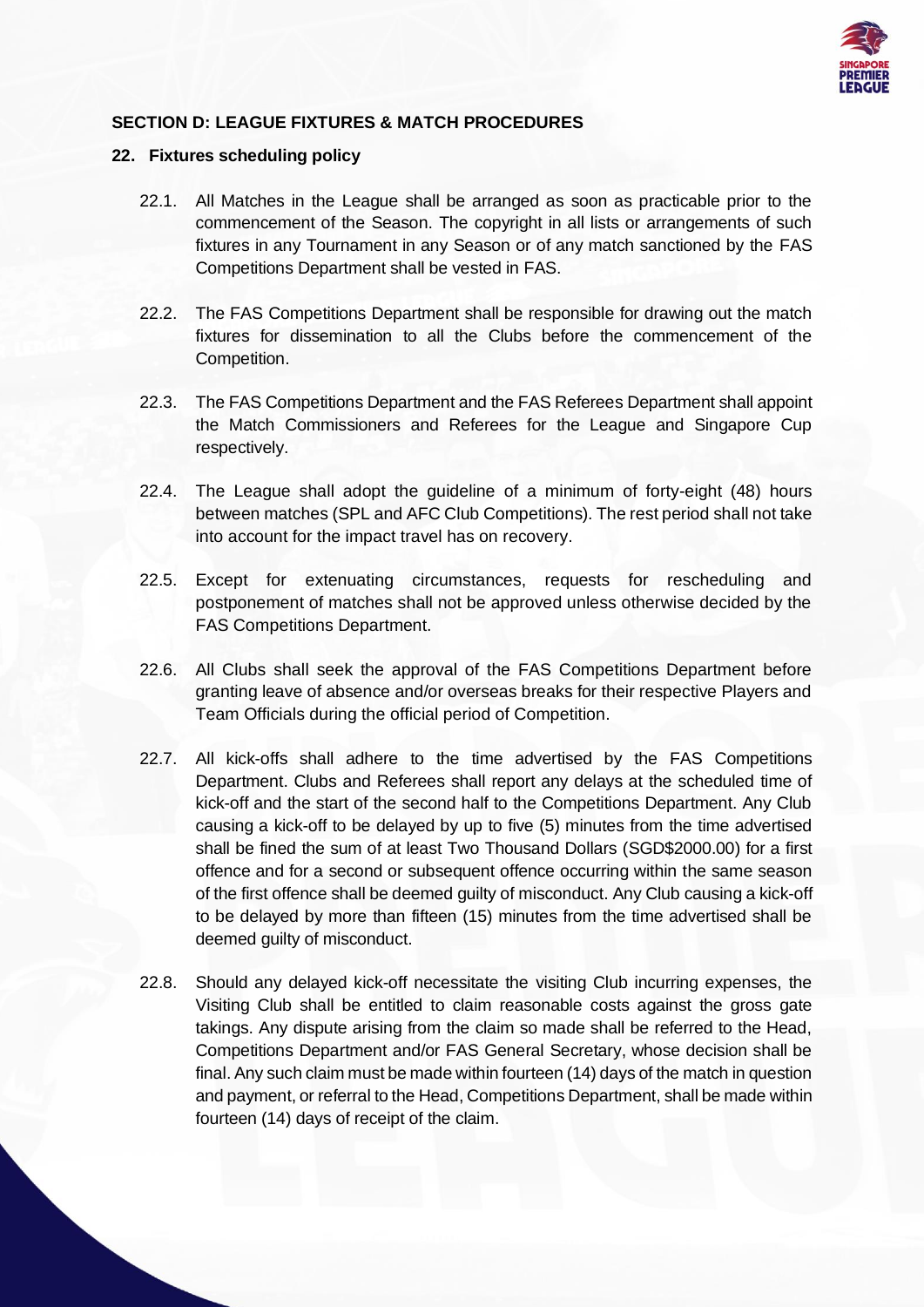## SECTION D: LEAGUE FIXTURES & MATCH PROCEDURES

### 22. Fixtures scheduling policy

22.1. All Matches in the League shall be arranged as soon as practicable prior to the commencement of the Season. The copyright in all lists or arrangements of such fixtures in any Tournament in any Season or of any match sanctioned by the FAS Competitions Department shall be vested in FAS.

22.2. The FAS Competitions Department shall be responsible for drawing out the match fixtures for dissemination to all the Clubs before the commencement of the Competition.

22.3. The FAS Competitions Department and the FAS Referees Department shall appoint the Match Commissioners and Referees for the League and Singapore Cup respectively.

22.4. The League shall adopt the guideline of a minimum of forty-eight (48) hours between matches (SPL and AFC Club Competitions). The rest period shall not take into account for the impact travel has on recovery.

22.5. Except for extenuating circumstances, requests for rescheduling and postponement of matches shall not be approved unless otherwise decided by the FAS Competitions Department.

22.6. All Clubs shall seek the approval of the FAS Competitions Department before granting leave of absence and/or overseas breaks for their respective Players and Team Officials during the official period of Competition.

22.7. All kick-offs shall adhere to the time advertised by the FAS Competitions Department. Clubs and Referees shall report any delays at the scheduled time of kick-off and the start of the second half to the Competitions Department. Any Club causing a kick-off to be delayed by up to five (5) minutes from the time advertised shall be fined the sum of at least Two Thousand Dollars (SGD$2000.00) for a first offence and for a second or subsequent offence occurring within the same season of the first offence shall be deemed guilty of misconduct. Any Club causing a kick-off to be delayed by more than fifteen (15) minutes from the time advertised shall be deemed guilty of misconduct.

22.8. Should any delayed kick-off necessitate the visiting Club incurring expenses, the Visiting Club shall be entitled to claim reasonable costs against the gross gate takings. Any dispute arising from the claim so made shall be referred to the Head, Competitions Department and/or FAS General Secretary, whose decision shall be final. Any such claim must be made within fourteen (14) days of the match in question and payment, or referral to the Head, Competitions Department, shall be made within fourteen (14) days of receipt of the claim.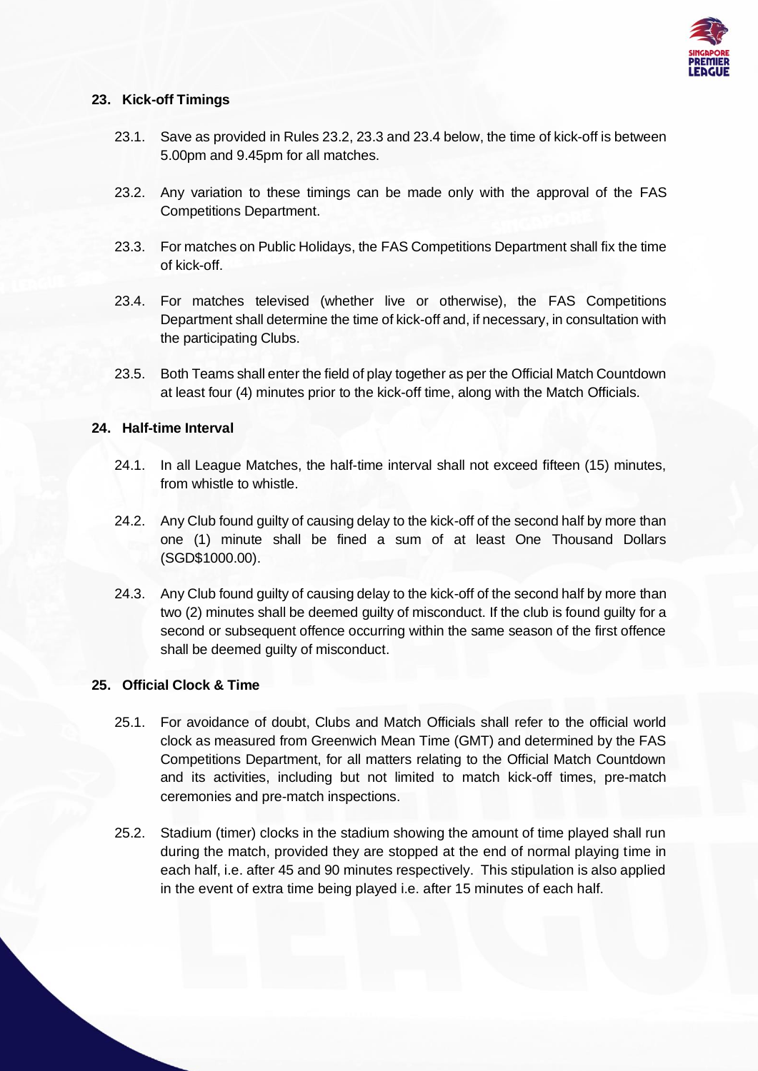## 23. Kick-off Timings

23.1. Save as provided in Rules 23.2, 23.3 and 23.4 below, the time of kick-off is between 5.00pm and 9.45pm for all matches.

23.2. Any variation to these timings can be made only with the approval of the FAS Competitions Department.

23.3. For matches on Public Holidays, the FAS Competitions Department shall fix the time of kick-off.

23.4. For matches televised (whether live or otherwise), the FAS Competitions Department shall determine the time of kick-off and, if necessary, in consultation with the participating Clubs.

23.5. Both Teams shall enter the field of play together as per the Official Match Countdown at least four (4) minutes prior to the kick-off time, along with the Match Officials.

## 24. Half-time Interval

24.1. In all League Matches, the half-time interval shall not exceed fifteen (15) minutes, from whistle to whistle.

24.2. Any Club found guilty of causing delay to the kick-off of the second half by more than one (1) minute shall be fined a sum of at least One Thousand Dollars (SGD$1000.00).

24.3. Any Club found guilty of causing delay to the kick-off of the second half by more than two (2) minutes shall be deemed guilty of misconduct. If the club is found guilty for a second or subsequent offence occurring within the same season of the first offence shall be deemed guilty of misconduct.

## 25. Official Clock & Time

25.1. For avoidance of doubt, Clubs and Match Officials shall refer to the official world clock as measured from Greenwich Mean Time (GMT) and determined by the FAS Competitions Department, for all matters relating to the Official Match Countdown and its activities, including but not limited to match kick-off times, pre-match ceremonies and pre-match inspections.

25.2. Stadium (timer) clocks in the stadium showing the amount of time played shall run during the match, provided they are stopped at the end of normal playing time in each half, i.e. after 45 and 90 minutes respectively. This stipulation is also applied in the event of extra time being played i.e. after 15 minutes of each half.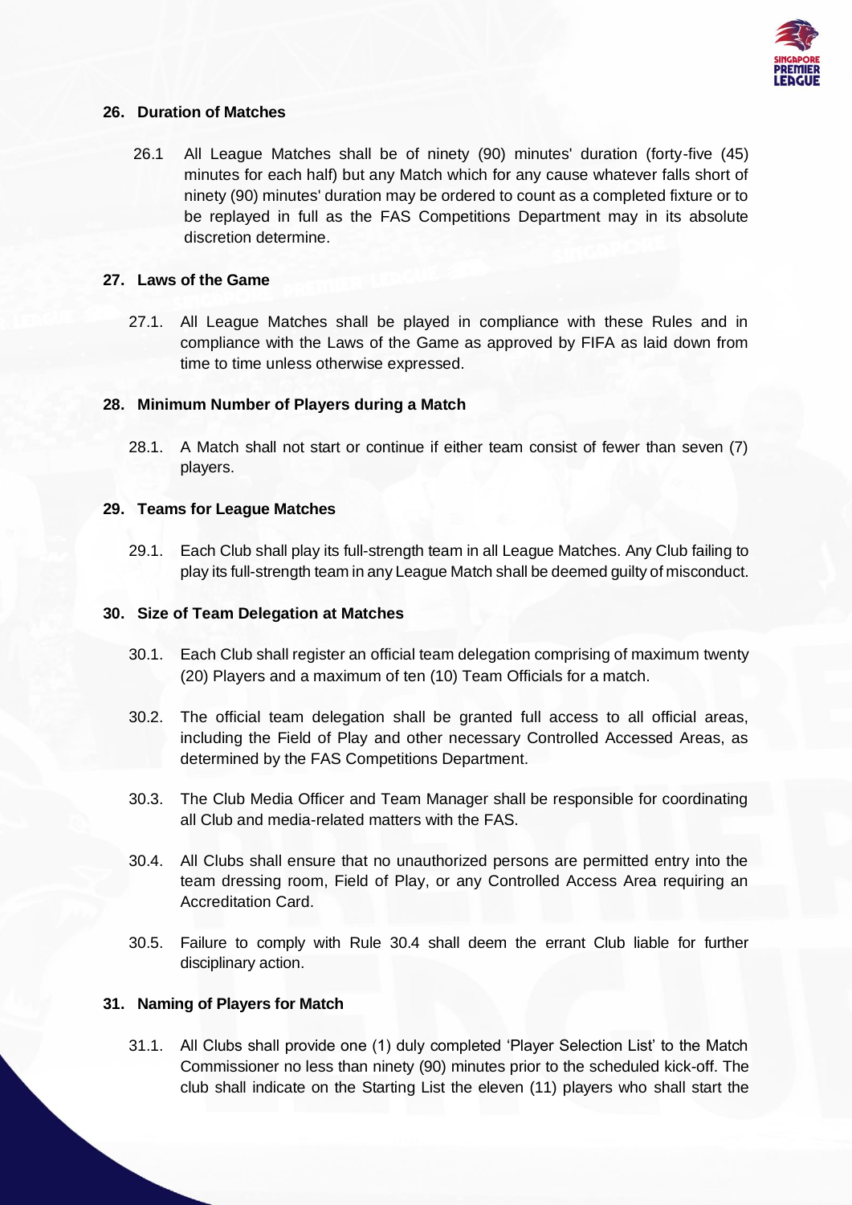## 26. Duration of Matches

26.1 All League Matches shall be of ninety (90) minutes' duration (forty-five (45) minutes for each half) but any Match which for any cause whatever falls short of ninety (90) minutes' duration may be ordered to count as a completed fixture or to be replayed in full as the FAS Competitions Department may in its absolute discretion determine.

## 27. Laws of the Game

27.1. All League Matches shall be played in compliance with these Rules and in compliance with the Laws of the Game as approved by FIFA as laid down from time to time unless otherwise expressed.

## 28. Minimum Number of Players during a Match

28.1. A Match shall not start or continue if either team consist of fewer than seven (7) players.

## 29. Teams for League Matches

29.1. Each Club shall play its full-strength team in all League Matches. Any Club failing to play its full-strength team in any League Match shall be deemed guilty of misconduct.

## 30. Size of Team Delegation at Matches

30.1. Each Club shall register an official team delegation comprising of maximum twenty (20) Players and a maximum of ten (10) Team Officials for a match.

30.2. The official team delegation shall be granted full access to all official areas, including the Field of Play and other necessary Controlled Accessed Areas, as determined by the FAS Competitions Department.

30.3. The Club Media Officer and Team Manager shall be responsible for coordinating all Club and media-related matters with the FAS.

30.4. All Clubs shall ensure that no unauthorized persons are permitted entry into the team dressing room, Field of Play, or any Controlled Access Area requiring an Accreditation Card.

30.5. Failure to comply with Rule 30.4 shall deem the errant Club liable for further disciplinary action.

## 31. Naming of Players for Match

31.1. All Clubs shall provide one (1) duly completed 'Player Selection List' to the Match Commissioner no less than ninety (90) minutes prior to the scheduled kick-off. The club shall indicate on the Starting List the eleven (11) players who shall start the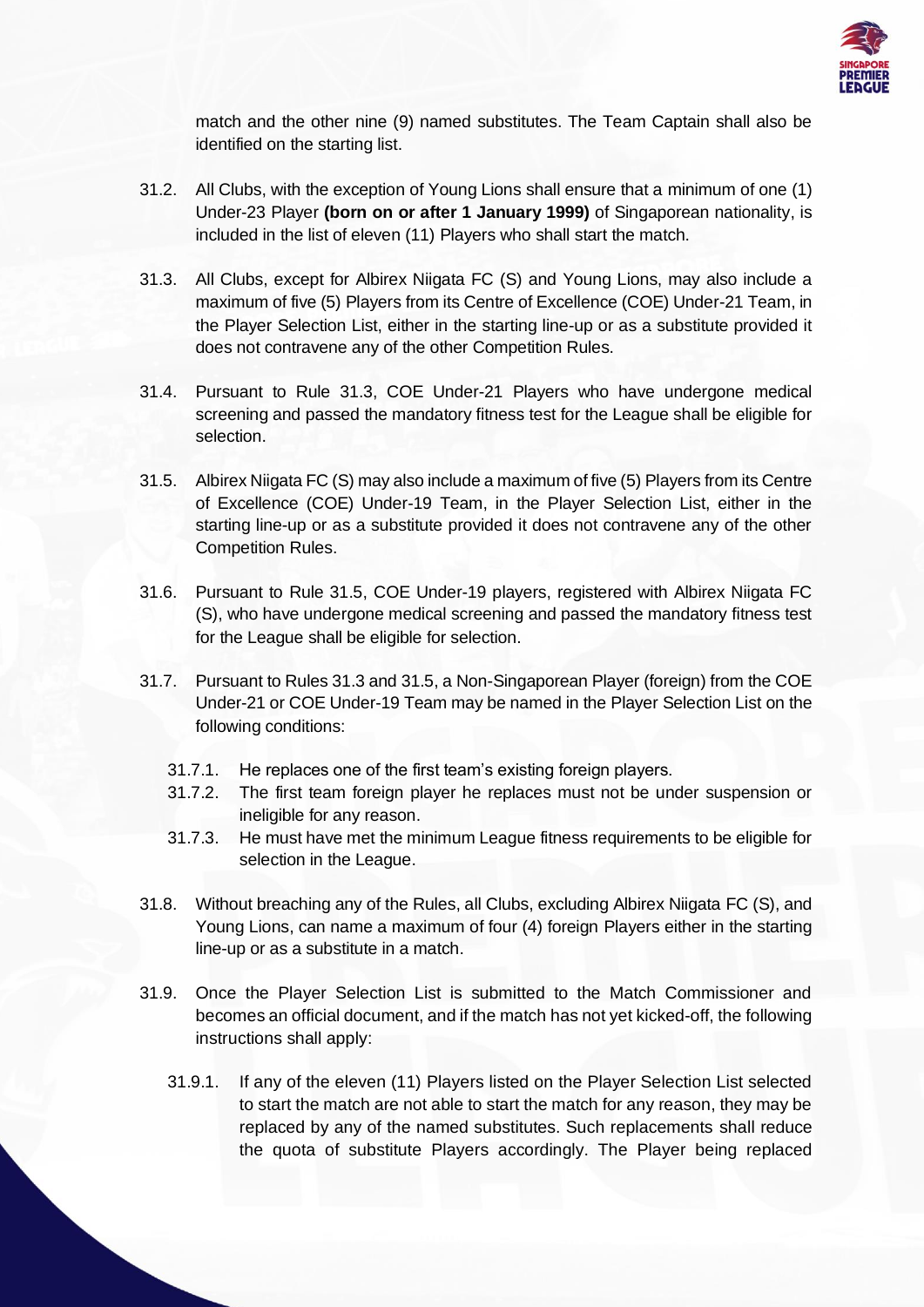match and the other nine (9) named substitutes. The Team Captain shall also be identified on the starting list.

31.2. All Clubs, with the exception of Young Lions shall ensure that a minimum of one (1) Under-23 Player **(born on or after 1 January 1999)** of Singaporean nationality, is included in the list of eleven (11) Players who shall start the match.

31.3. All Clubs, except for Albirex Niigata FC (S) and Young Lions, may also include a maximum of five (5) Players from its Centre of Excellence (COE) Under-21 Team, in the Player Selection List, either in the starting line-up or as a substitute provided it does not contravene any of the other Competition Rules.

31.4. Pursuant to Rule 31.3, COE Under-21 Players who have undergone medical screening and passed the mandatory fitness test for the League shall be eligible for selection.

31.5. Albirex Niigata FC (S) may also include a maximum of five (5) Players from its Centre of Excellence (COE) Under-19 Team, in the Player Selection List, either in the starting line-up or as a substitute provided it does not contravene any of the other Competition Rules.

31.6. Pursuant to Rule 31.5, COE Under-19 players, registered with Albirex Niigata FC (S), who have undergone medical screening and passed the mandatory fitness test for the League shall be eligible for selection.

31.7. Pursuant to Rules 31.3 and 31.5, a Non-Singaporean Player (foreign) from the COE Under-21 or COE Under-19 Team may be named in the Player Selection List on the following conditions:

- 31.7.1. He replaces one of the first team's existing foreign players.
- 31.7.2. The first team foreign player he replaces must not be under suspension or ineligible for any reason.
- 31.7.3. He must have met the minimum League fitness requirements to be eligible for selection in the League.

31.8. Without breaching any of the Rules, all Clubs, excluding Albirex Niigata FC (S), and Young Lions, can name a maximum of four (4) foreign Players either in the starting line-up or as a substitute in a match.

31.9. Once the Player Selection List is submitted to the Match Commissioner and becomes an official document, and if the match has not yet kicked-off, the following instructions shall apply:

- 31.9.1. If any of the eleven (11) Players listed on the Player Selection List selected to start the match are not able to start the match for any reason, they may be replaced by any of the named substitutes. Such replacements shall reduce the quota of substitute Players accordingly. The Player being replaced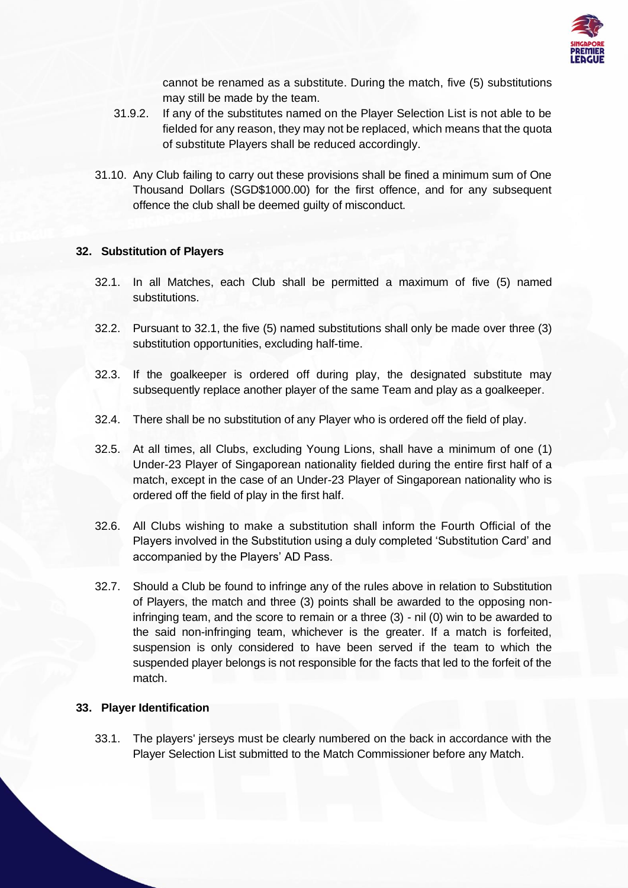cannot be renamed as a substitute. During the match, five (5) substitutions may still be made by the team.

31.9.2. If any of the substitutes named on the Player Selection List is not able to be fielded for any reason, they may not be replaced, which means that the quota of substitute Players shall be reduced accordingly.

31.10. Any Club failing to carry out these provisions shall be fined a minimum sum of One Thousand Dollars (SGD$1000.00) for the first offence, and for any subsequent offence the club shall be deemed guilty of misconduct.

## 32. Substitution of Players

32.1. In all Matches, each Club shall be permitted a maximum of five (5) named substitutions.

32.2. Pursuant to 32.1, the five (5) named substitutions shall only be made over three (3) substitution opportunities, excluding half-time.

32.3. If the goalkeeper is ordered off during play, the designated substitute may subsequently replace another player of the same Team and play as a goalkeeper.

32.4. There shall be no substitution of any Player who is ordered off the field of play.

32.5. At all times, all Clubs, excluding Young Lions, shall have a minimum of one (1) Under-23 Player of Singaporean nationality fielded during the entire first half of a match, except in the case of an Under-23 Player of Singaporean nationality who is ordered off the field of play in the first half.

32.6. All Clubs wishing to make a substitution shall inform the Fourth Official of the Players involved in the Substitution using a duly completed 'Substitution Card' and accompanied by the Players' AD Pass.

32.7. Should a Club be found to infringe any of the rules above in relation to Substitution of Players, the match and three (3) points shall be awarded to the opposing non-infringing team, and the score to remain or a three (3) - nil (0) win to be awarded to the said non-infringing team, whichever is the greater. If a match is forfeited, suspension is only considered to have been served if the team to which the suspended player belongs is not responsible for the facts that led to the forfeit of the match.

## 33. Player Identification

33.1. The players' jerseys must be clearly numbered on the back in accordance with the Player Selection List submitted to the Match Commissioner before any Match.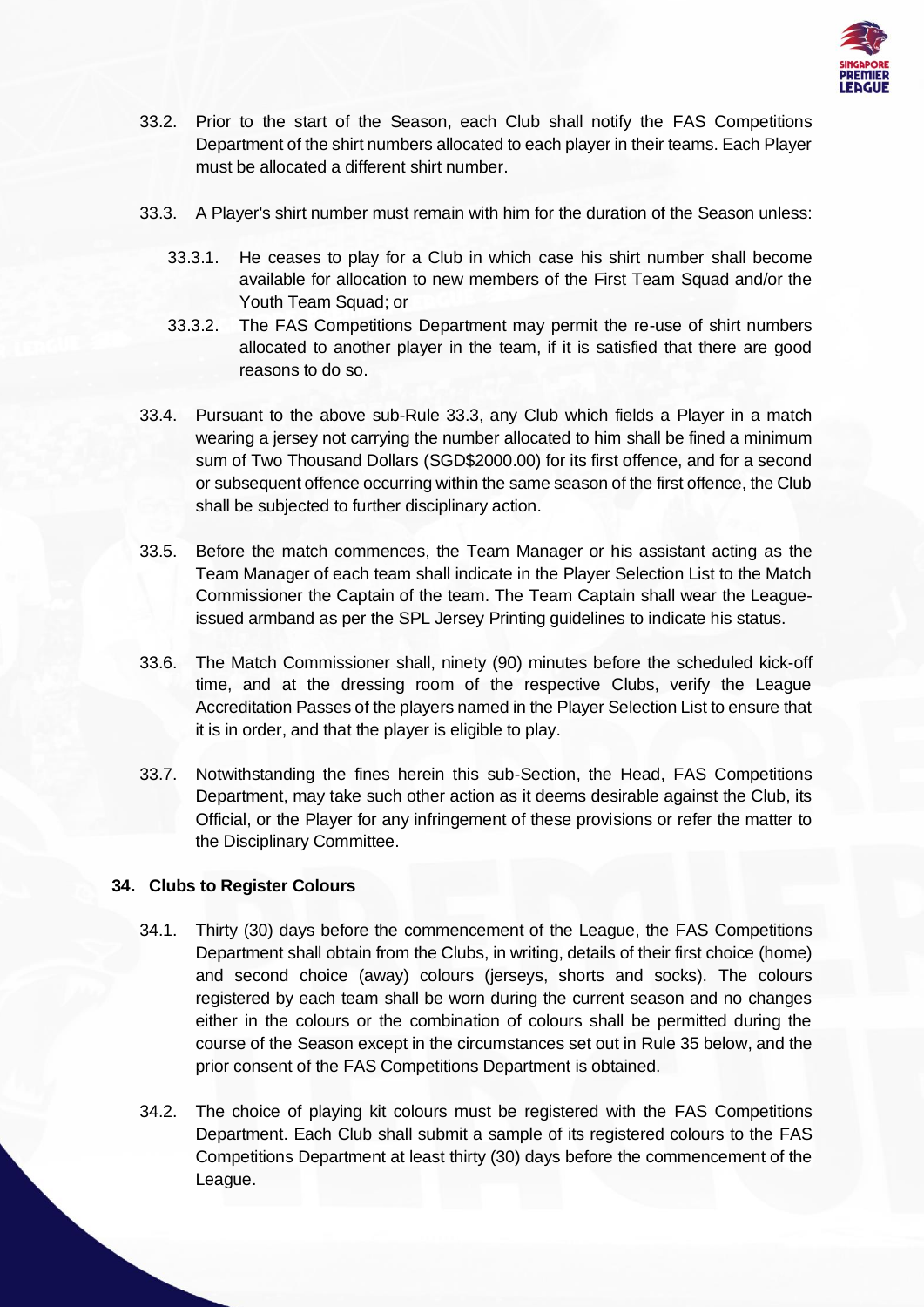33.2. Prior to the start of the Season, each Club shall notify the FAS Competitions Department of the shirt numbers allocated to each player in their teams. Each Player must be allocated a different shirt number.

33.3. A Player's shirt number must remain with him for the duration of the Season unless:

33.3.1. He ceases to play for a Club in which case his shirt number shall become available for allocation to new members of the First Team Squad and/or the Youth Team Squad; or

33.3.2. The FAS Competitions Department may permit the re-use of shirt numbers allocated to another player in the team, if it is satisfied that there are good reasons to do so.

33.4. Pursuant to the above sub-Rule 33.3, any Club which fields a Player in a match wearing a jersey not carrying the number allocated to him shall be fined a minimum sum of Two Thousand Dollars (SGD$2000.00) for its first offence, and for a second or subsequent offence occurring within the same season of the first offence, the Club shall be subjected to further disciplinary action.

33.5. Before the match commences, the Team Manager or his assistant acting as the Team Manager of each team shall indicate in the Player Selection List to the Match Commissioner the Captain of the team. The Team Captain shall wear the League-issued armband as per the SPL Jersey Printing guidelines to indicate his status.

33.6. The Match Commissioner shall, ninety (90) minutes before the scheduled kick-off time, and at the dressing room of the respective Clubs, verify the League Accreditation Passes of the players named in the Player Selection List to ensure that it is in order, and that the player is eligible to play.

33.7. Notwithstanding the fines herein this sub-Section, the Head, FAS Competitions Department, may take such other action as it deems desirable against the Club, its Official, or the Player for any infringement of these provisions or refer the matter to the Disciplinary Committee.

## 34. Clubs to Register Colours

34.1. Thirty (30) days before the commencement of the League, the FAS Competitions Department shall obtain from the Clubs, in writing, details of their first choice (home) and second choice (away) colours (jerseys, shorts and socks). The colours registered by each team shall be worn during the current season and no changes either in the colours or the combination of colours shall be permitted during the course of the Season except in the circumstances set out in Rule 35 below, and the prior consent of the FAS Competitions Department is obtained.

34.2. The choice of playing kit colours must be registered with the FAS Competitions Department. Each Club shall submit a sample of its registered colours to the FAS Competitions Department at least thirty (30) days before the commencement of the League.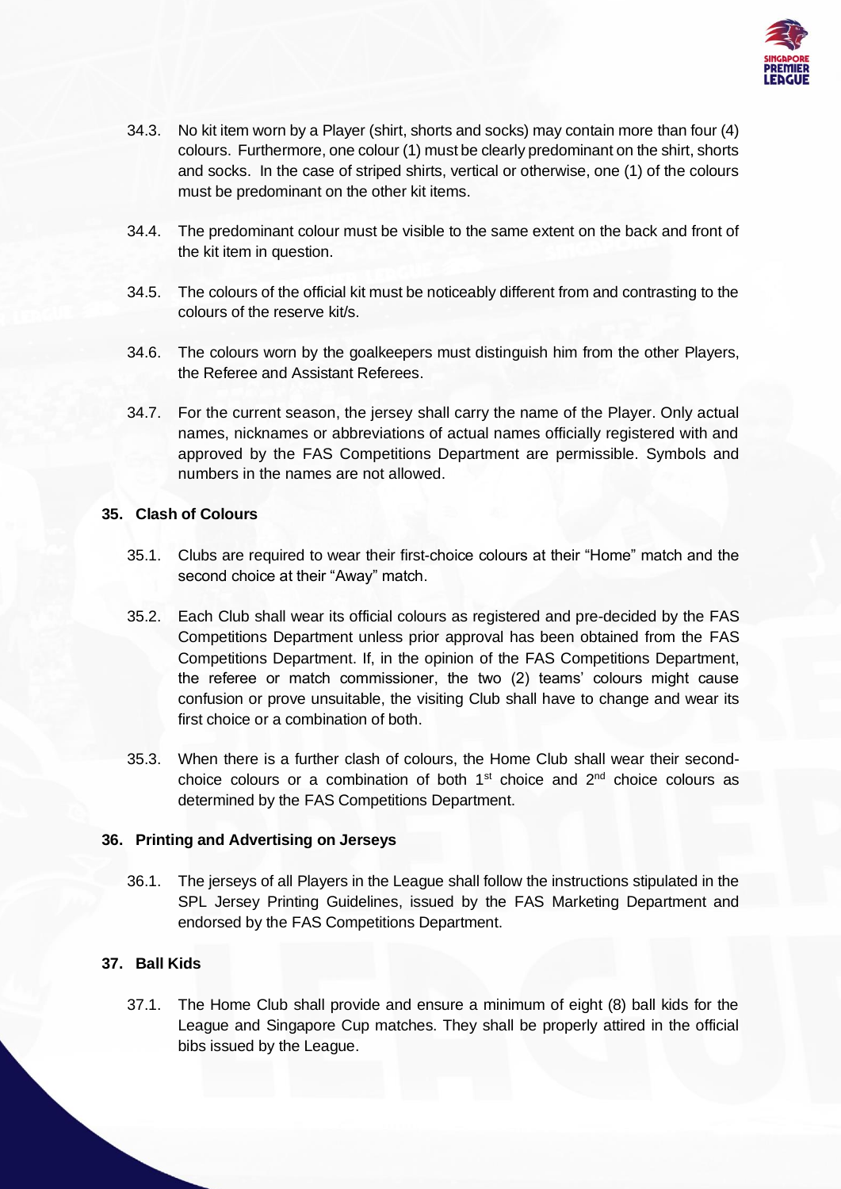34.3. No kit item worn by a Player (shirt, shorts and socks) may contain more than four (4) colours. Furthermore, one colour (1) must be clearly predominant on the shirt, shorts and socks. In the case of striped shirts, vertical or otherwise, one (1) of the colours must be predominant on the other kit items.

34.4. The predominant colour must be visible to the same extent on the back and front of the kit item in question.

34.5. The colours of the official kit must be noticeably different from and contrasting to the colours of the reserve kit/s.

34.6. The colours worn by the goalkeepers must distinguish him from the other Players, the Referee and Assistant Referees.

34.7. For the current season, the jersey shall carry the name of the Player. Only actual names, nicknames or abbreviations of actual names officially registered with and approved by the FAS Competitions Department are permissible. Symbols and numbers in the names are not allowed.

### 35. Clash of Colours

35.1. Clubs are required to wear their first-choice colours at their "Home" match and the second choice at their "Away" match.

35.2. Each Club shall wear its official colours as registered and pre-decided by the FAS Competitions Department unless prior approval has been obtained from the FAS Competitions Department. If, in the opinion of the FAS Competitions Department, the referee or match commissioner, the two (2) teams' colours might cause confusion or prove unsuitable, the visiting Club shall have to change and wear its first choice or a combination of both.

35.3. When there is a further clash of colours, the Home Club shall wear their second-choice colours or a combination of both 1st choice and 2nd choice colours as determined by the FAS Competitions Department.

### 36. Printing and Advertising on Jerseys

36.1. The jerseys of all Players in the League shall follow the instructions stipulated in the SPL Jersey Printing Guidelines, issued by the FAS Marketing Department and endorsed by the FAS Competitions Department.

### 37. Ball Kids

37.1. The Home Club shall provide and ensure a minimum of eight (8) ball kids for the League and Singapore Cup matches. They shall be properly attired in the official bibs issued by the League.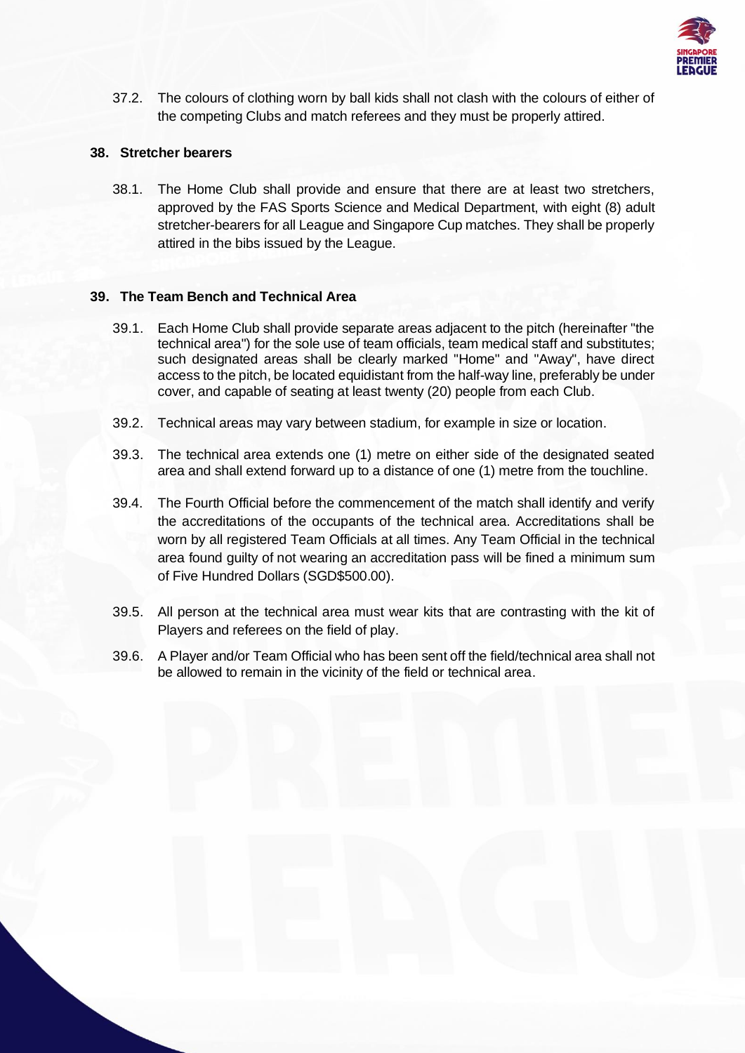37.2. The colours of clothing worn by ball kids shall not clash with the colours of either of the competing Clubs and match referees and they must be properly attired.

## 38. Stretcher bearers

38.1. The Home Club shall provide and ensure that there are at least two stretchers, approved by the FAS Sports Science and Medical Department, with eight (8) adult stretcher-bearers for all League and Singapore Cup matches. They shall be properly attired in the bibs issued by the League.

## 39. The Team Bench and Technical Area

39.1. Each Home Club shall provide separate areas adjacent to the pitch (hereinafter "the technical area") for the sole use of team officials, team medical staff and substitutes; such designated areas shall be clearly marked "Home" and "Away", have direct access to the pitch, be located equidistant from the half-way line, preferably be under cover, and capable of seating at least twenty (20) people from each Club.

39.2. Technical areas may vary between stadium, for example in size or location.

39.3. The technical area extends one (1) metre on either side of the designated seated area and shall extend forward up to a distance of one (1) metre from the touchline.

39.4. The Fourth Official before the commencement of the match shall identify and verify the accreditations of the occupants of the technical area. Accreditations shall be worn by all registered Team Officials at all times. Any Team Official in the technical area found guilty of not wearing an accreditation pass will be fined a minimum sum of Five Hundred Dollars (SGD$500.00).

39.5. All person at the technical area must wear kits that are contrasting with the kit of Players and referees on the field of play.

39.6. A Player and/or Team Official who has been sent off the field/technical area shall not be allowed to remain in the vicinity of the field or technical area.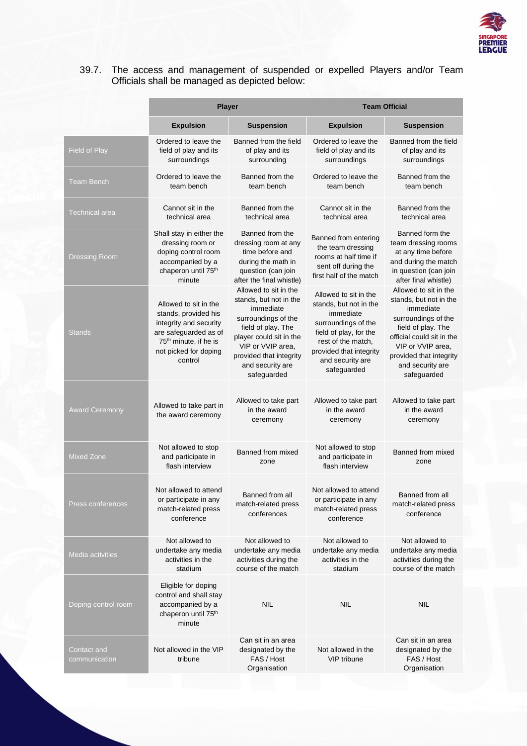39.7. The access and management of suspended or expelled Players and/or Team Officials shall be managed as depicted below:

| | Player | | Team Official | |
|---|---|---|---|---|
| | Expulsion | Suspension | Expulsion | Suspension |
| Field of Play | Ordered to leave the field of play and its surroundings | Banned from the field of play and its surrounding | Ordered to leave the field of play and its surroundings | Banned from the field of play and its surroundings |
| Team Bench | Ordered to leave the team bench | Banned from the team bench | Ordered to leave the team bench | Banned from the team bench |
| Technical area | Cannot sit in the technical area | Banned from the technical area | Cannot sit in the technical area | Banned from the technical area |
| Dressing Room | Shall stay in either the dressing room or doping control room accompanied by a chaperon until 75th minute | Banned from the dressing room at any time before and during the math in question (can join after the final whistle) | Banned from entering the team dressing rooms at half time if sent off during the first half of the match | Banned form the team dressing rooms at any time before and during the match in question (can join after final whistle) |
| Stands | Allowed to sit in the stands, provided his integrity and security are safeguarded as of 75th minute, if he is not picked for doping control | Allowed to sit in the stands, but not in the immediate surroundings of the field of play. The player could sit in the VIP or VVIP area, provided that integrity and security are safeguarded | Allowed to sit in the stands, but not in the immediate surroundings of the field of play, for the rest of the match, provided that integrity and security are safeguarded | Allowed to sit in the stands, but not in the immediate surroundings of the field of play. The official could sit in the VIP or VVIP area, provided that integrity and security are safeguarded |
| Award Ceremony | Allowed to take part in the award ceremony | Allowed to take part in the award ceremony | Allowed to take part in the award ceremony | Allowed to take part in the award ceremony |
| Mixed Zone | Not allowed to stop and participate in flash interview | Banned from mixed zone | Not allowed to stop and participate in flash interview | Banned from mixed zone |
| Press conferences | Not allowed to attend or participate in any match-related press conference | Banned from all match-related press conferences | Not allowed to attend or participate in any match-related press conference | Banned from all match-related press conference |
| Media activities | Not allowed to undertake any media activities in the stadium | Not allowed to undertake any media activities during the course of the match | Not allowed to undertake any media activities in the stadium | Not allowed to undertake any media activities during the course of the match |
| Doping control room | Eligible for doping control and shall stay accompanied by a chaperon until 75th minute | NIL | NIL | NIL |
| Contact and communication | Not allowed in the VIP tribune | Can sit in an area designated by the FAS / Host Organisation | Not allowed in the VIP tribune | Can sit in an area designated by the FAS / Host Organisation |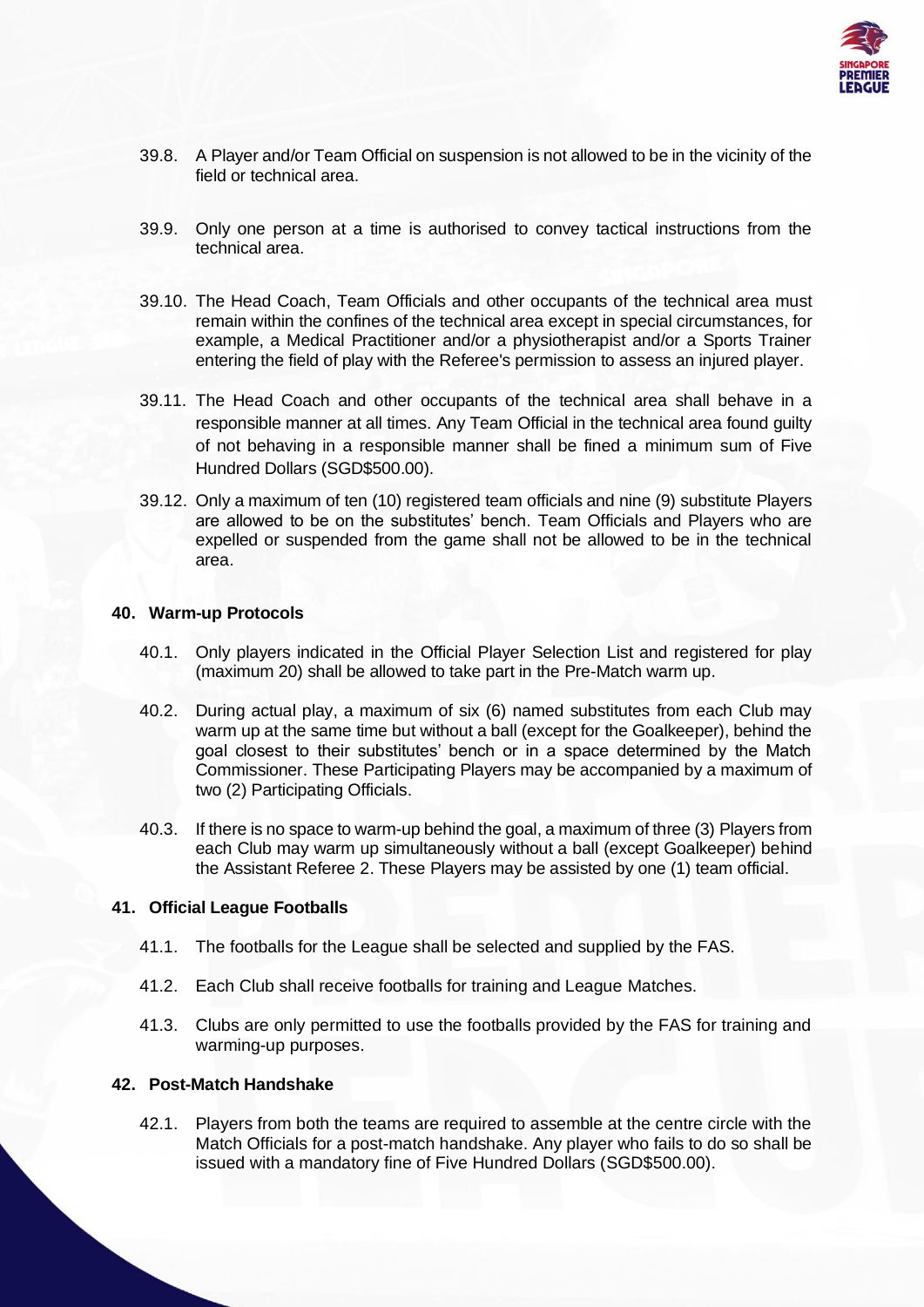39.8. A Player and/or Team Official on suspension is not allowed to be in the vicinity of the field or technical area.

39.9. Only one person at a time is authorised to convey tactical instructions from the technical area.

39.10. The Head Coach, Team Officials and other occupants of the technical area must remain within the confines of the technical area except in special circumstances, for example, a Medical Practitioner and/or a physiotherapist and/or a Sports Trainer entering the field of play with the Referee's permission to assess an injured player.

39.11. The Head Coach and other occupants of the technical area shall behave in a responsible manner at all times. Any Team Official in the technical area found guilty of not behaving in a responsible manner shall be fined a minimum sum of Five Hundred Dollars (SGD$500.00).

39.12. Only a maximum of ten (10) registered team officials and nine (9) substitute Players are allowed to be on the substitutes' bench. Team Officials and Players who are expelled or suspended from the game shall not be allowed to be in the technical area.

## 40. Warm-up Protocols

40.1. Only players indicated in the Official Player Selection List and registered for play (maximum 20) shall be allowed to take part in the Pre-Match warm up.

40.2. During actual play, a maximum of six (6) named substitutes from each Club may warm up at the same time but without a ball (except for the Goalkeeper), behind the goal closest to their substitutes' bench or in a space determined by the Match Commissioner. These Participating Players may be accompanied by a maximum of two (2) Participating Officials.

40.3. If there is no space to warm-up behind the goal, a maximum of three (3) Players from each Club may warm up simultaneously without a ball (except Goalkeeper) behind the Assistant Referee 2. These Players may be assisted by one (1) team official.

## 41. Official League Footballs

41.1. The footballs for the League shall be selected and supplied by the FAS.

41.2. Each Club shall receive footballs for training and League Matches.

41.3. Clubs are only permitted to use the footballs provided by the FAS for training and warming-up purposes.

## 42. Post-Match Handshake

42.1. Players from both the teams are required to assemble at the centre circle with the Match Officials for a post-match handshake. Any player who fails to do so shall be issued with a mandatory fine of Five Hundred Dollars (SGD$500.00).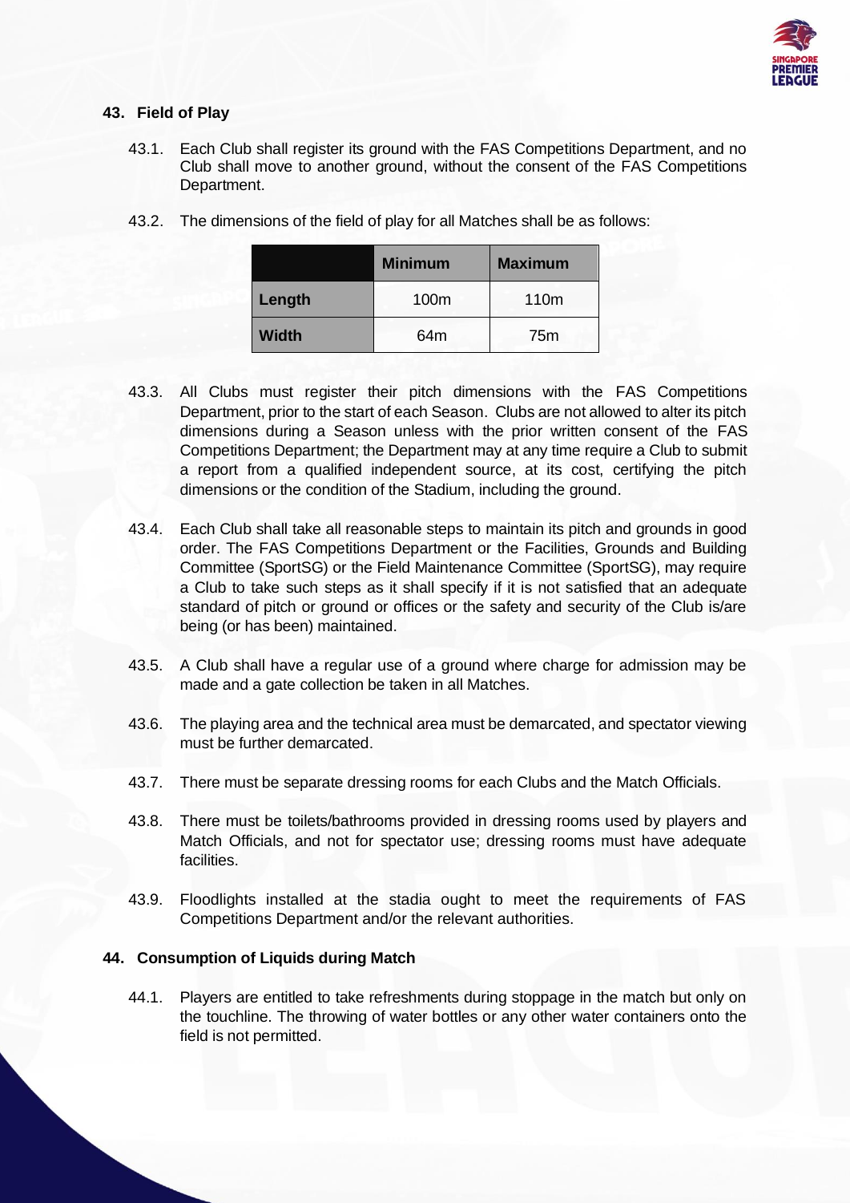## 43. Field of Play

43.1. Each Club shall register its ground with the FAS Competitions Department, and no Club shall move to another ground, without the consent of the FAS Competitions Department.

43.2. The dimensions of the field of play for all Matches shall be as follows:

| | Minimum | Maximum |
|---|---|---|
| **Length** | 100m | 110m |
| **Width** | 64m | 75m |

43.3. All Clubs must register their pitch dimensions with the FAS Competitions Department, prior to the start of each Season. Clubs are not allowed to alter its pitch dimensions during a Season unless with the prior written consent of the FAS Competitions Department; the Department may at any time require a Club to submit a report from a qualified independent source, at its cost, certifying the pitch dimensions or the condition of the Stadium, including the ground.

43.4. Each Club shall take all reasonable steps to maintain its pitch and grounds in good order. The FAS Competitions Department or the Facilities, Grounds and Building Committee (SportSG) or the Field Maintenance Committee (SportSG), may require a Club to take such steps as it shall specify if it is not satisfied that an adequate standard of pitch or ground or offices or the safety and security of the Club is/are being (or has been) maintained.

43.5. A Club shall have a regular use of a ground where charge for admission may be made and a gate collection be taken in all Matches.

43.6. The playing area and the technical area must be demarcated, and spectator viewing must be further demarcated.

43.7. There must be separate dressing rooms for each Clubs and the Match Officials.

43.8. There must be toilets/bathrooms provided in dressing rooms used by players and Match Officials, and not for spectator use; dressing rooms must have adequate facilities.

43.9. Floodlights installed at the stadia ought to meet the requirements of FAS Competitions Department and/or the relevant authorities.

## 44. Consumption of Liquids during Match

44.1. Players are entitled to take refreshments during stoppage in the match but only on the touchline. The throwing of water bottles or any other water containers onto the field is not permitted.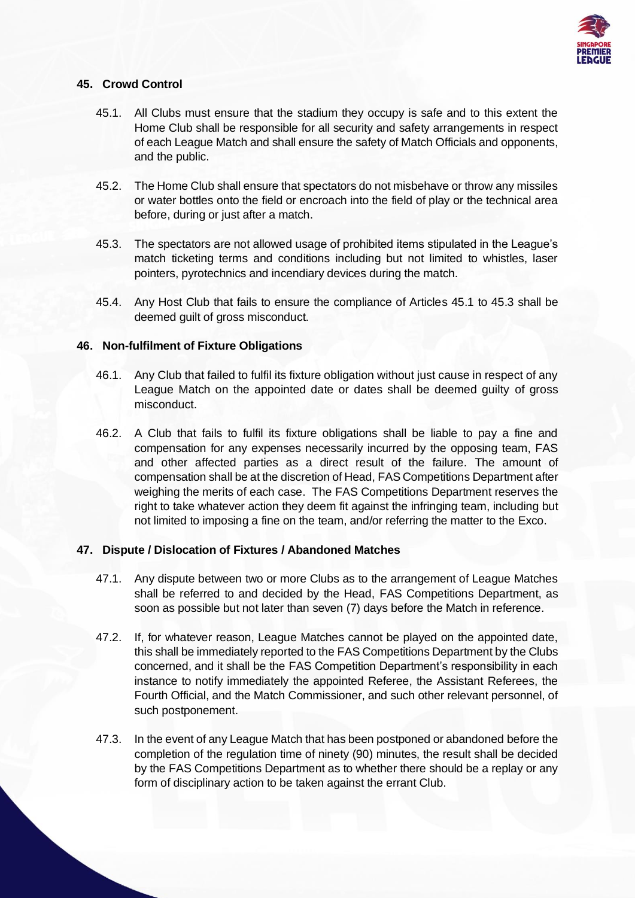## 45. Crowd Control

45.1. All Clubs must ensure that the stadium they occupy is safe and to this extent the Home Club shall be responsible for all security and safety arrangements in respect of each League Match and shall ensure the safety of Match Officials and opponents, and the public.

45.2. The Home Club shall ensure that spectators do not misbehave or throw any missiles or water bottles onto the field or encroach into the field of play or the technical area before, during or just after a match.

45.3. The spectators are not allowed usage of prohibited items stipulated in the League's match ticketing terms and conditions including but not limited to whistles, laser pointers, pyrotechnics and incendiary devices during the match.

45.4. Any Host Club that fails to ensure the compliance of Articles 45.1 to 45.3 shall be deemed guilt of gross misconduct.

## 46. Non-fulfilment of Fixture Obligations

46.1. Any Club that failed to fulfil its fixture obligation without just cause in respect of any League Match on the appointed date or dates shall be deemed guilty of gross misconduct.

46.2. A Club that fails to fulfil its fixture obligations shall be liable to pay a fine and compensation for any expenses necessarily incurred by the opposing team, FAS and other affected parties as a direct result of the failure. The amount of compensation shall be at the discretion of Head, FAS Competitions Department after weighing the merits of each case. The FAS Competitions Department reserves the right to take whatever action they deem fit against the infringing team, including but not limited to imposing a fine on the team, and/or referring the matter to the Exco.

## 47. Dispute / Dislocation of Fixtures / Abandoned Matches

47.1. Any dispute between two or more Clubs as to the arrangement of League Matches shall be referred to and decided by the Head, FAS Competitions Department, as soon as possible but not later than seven (7) days before the Match in reference.

47.2. If, for whatever reason, League Matches cannot be played on the appointed date, this shall be immediately reported to the FAS Competitions Department by the Clubs concerned, and it shall be the FAS Competition Department's responsibility in each instance to notify immediately the appointed Referee, the Assistant Referees, the Fourth Official, and the Match Commissioner, and such other relevant personnel, of such postponement.

47.3. In the event of any League Match that has been postponed or abandoned before the completion of the regulation time of ninety (90) minutes, the result shall be decided by the FAS Competitions Department as to whether there should be a replay or any form of disciplinary action to be taken against the errant Club.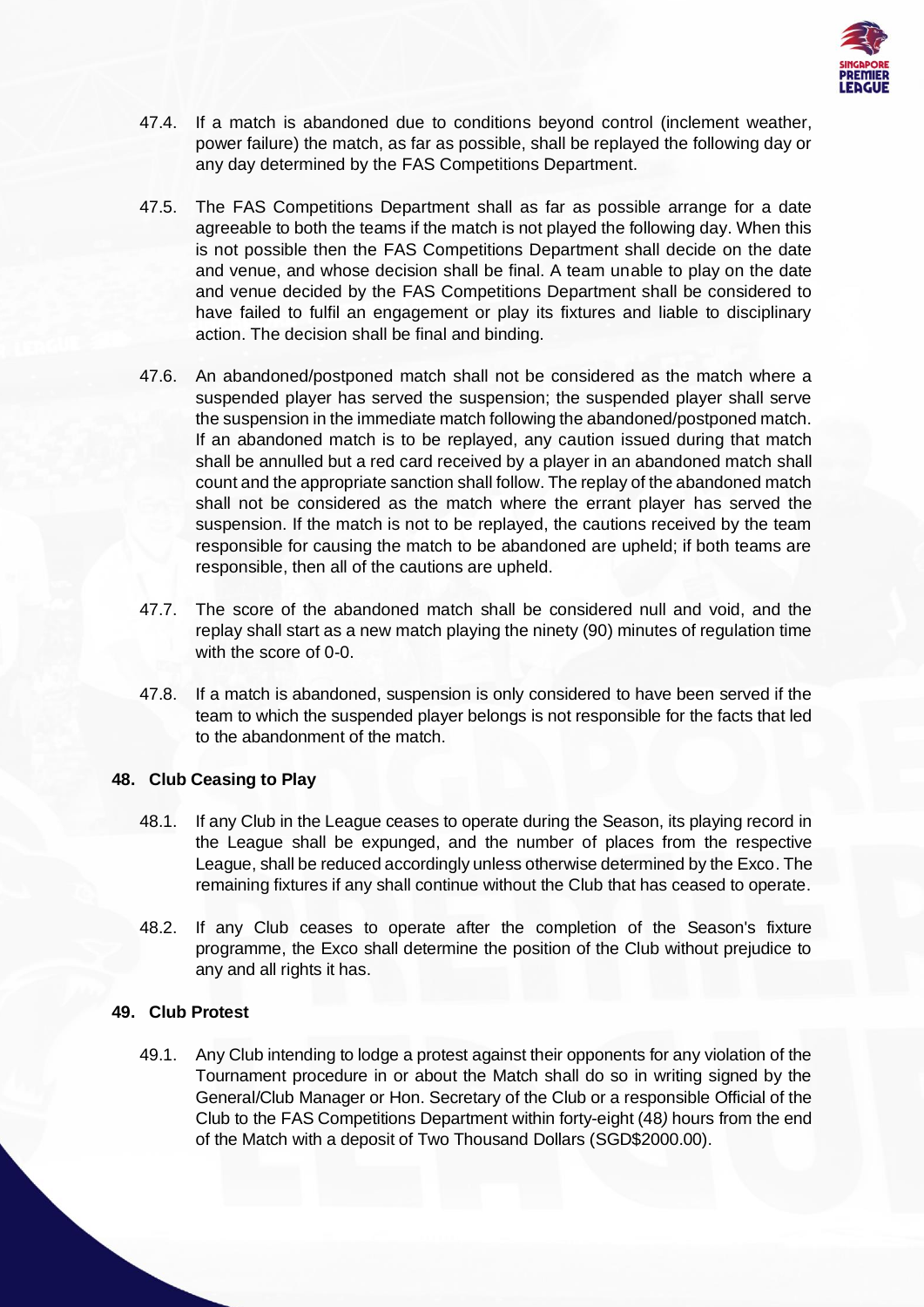47.4. If a match is abandoned due to conditions beyond control (inclement weather, power failure) the match, as far as possible, shall be replayed the following day or any day determined by the FAS Competitions Department.

47.5. The FAS Competitions Department shall as far as possible arrange for a date agreeable to both the teams if the match is not played the following day. When this is not possible then the FAS Competitions Department shall decide on the date and venue, and whose decision shall be final. A team unable to play on the date and venue decided by the FAS Competitions Department shall be considered to have failed to fulfil an engagement or play its fixtures and liable to disciplinary action. The decision shall be final and binding.

47.6. An abandoned/postponed match shall not be considered as the match where a suspended player has served the suspension; the suspended player shall serve the suspension in the immediate match following the abandoned/postponed match. If an abandoned match is to be replayed, any caution issued during that match shall be annulled but a red card received by a player in an abandoned match shall count and the appropriate sanction shall follow. The replay of the abandoned match shall not be considered as the match where the errant player has served the suspension. If the match is not to be replayed, the cautions received by the team responsible for causing the match to be abandoned are upheld; if both teams are responsible, then all of the cautions are upheld.

47.7. The score of the abandoned match shall be considered null and void, and the replay shall start as a new match playing the ninety (90) minutes of regulation time with the score of 0-0.

47.8. If a match is abandoned, suspension is only considered to have been served if the team to which the suspended player belongs is not responsible for the facts that led to the abandonment of the match.

## 48. Club Ceasing to Play

48.1. If any Club in the League ceases to operate during the Season, its playing record in the League shall be expunged, and the number of places from the respective League, shall be reduced accordingly unless otherwise determined by the Exco. The remaining fixtures if any shall continue without the Club that has ceased to operate.

48.2. If any Club ceases to operate after the completion of the Season's fixture programme, the Exco shall determine the position of the Club without prejudice to any and all rights it has.

## 49. Club Protest

49.1. Any Club intending to lodge a protest against their opponents for any violation of the Tournament procedure in or about the Match shall do so in writing signed by the General/Club Manager or Hon. Secretary of the Club or a responsible Official of the Club to the FAS Competitions Department within forty-eight (48) hours from the end of the Match with a deposit of Two Thousand Dollars (SGD$2000.00).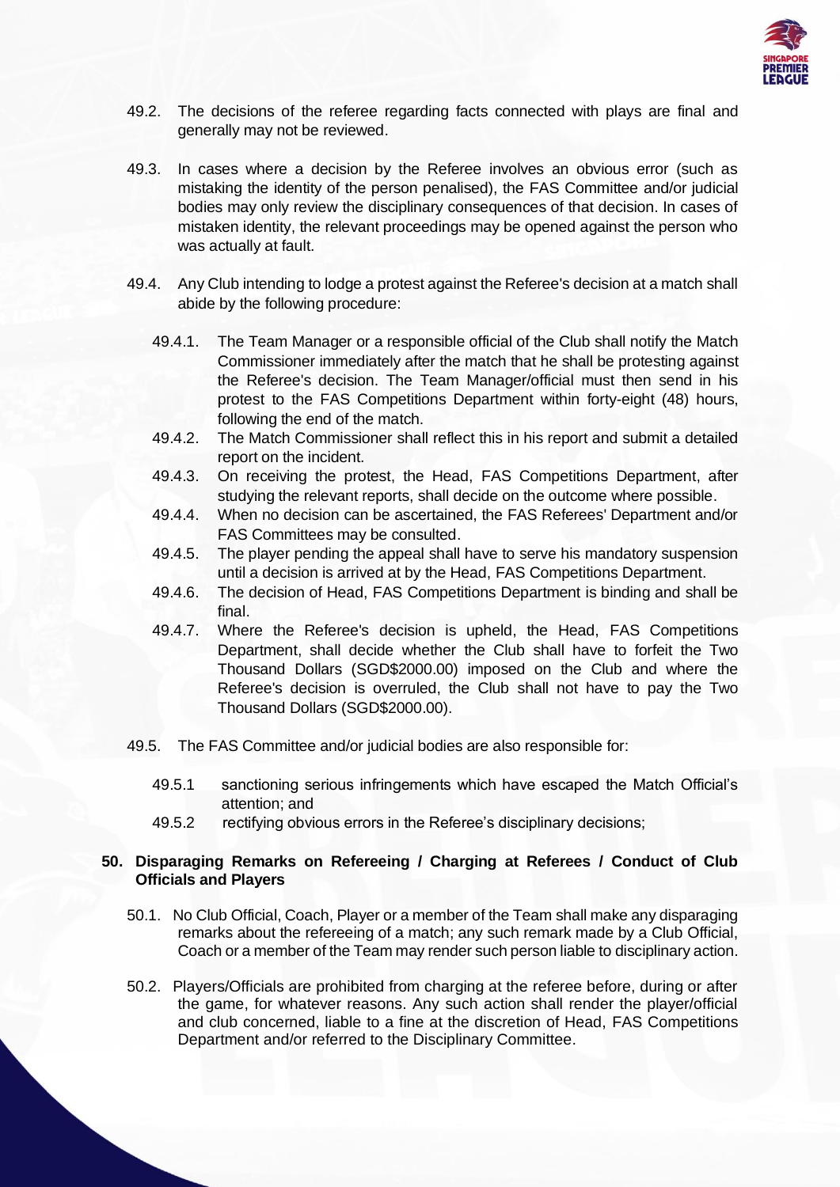49.2. The decisions of the referee regarding facts connected with plays are final and generally may not be reviewed.

49.3. In cases where a decision by the Referee involves an obvious error (such as mistaking the identity of the person penalised), the FAS Committee and/or judicial bodies may only review the disciplinary consequences of that decision. In cases of mistaken identity, the relevant proceedings may be opened against the person who was actually at fault.

49.4. Any Club intending to lodge a protest against the Referee's decision at a match shall abide by the following procedure:

- 49.4.1. The Team Manager or a responsible official of the Club shall notify the Match Commissioner immediately after the match that he shall be protesting against the Referee's decision. The Team Manager/official must then send in his protest to the FAS Competitions Department within forty-eight (48) hours, following the end of the match.
- 49.4.2. The Match Commissioner shall reflect this in his report and submit a detailed report on the incident.
- 49.4.3. On receiving the protest, the Head, FAS Competitions Department, after studying the relevant reports, shall decide on the outcome where possible.
- 49.4.4. When no decision can be ascertained, the FAS Referees' Department and/or FAS Committees may be consulted.
- 49.4.5. The player pending the appeal shall have to serve his mandatory suspension until a decision is arrived at by the Head, FAS Competitions Department.
- 49.4.6. The decision of Head, FAS Competitions Department is binding and shall be final.
- 49.4.7. Where the Referee's decision is upheld, the Head, FAS Competitions Department, shall decide whether the Club shall have to forfeit the Two Thousand Dollars (SGD$2000.00) imposed on the Club and where the Referee's decision is overruled, the Club shall not have to pay the Two Thousand Dollars (SGD$2000.00).

49.5. The FAS Committee and/or judicial bodies are also responsible for:

- 49.5.1 sanctioning serious infringements which have escaped the Match Official's attention; and
- 49.5.2 rectifying obvious errors in the Referee's disciplinary decisions;

## 50. Disparaging Remarks on Refereeing / Charging at Referees / Conduct of Club Officials and Players

50.1. No Club Official, Coach, Player or a member of the Team shall make any disparaging remarks about the refereeing of a match; any such remark made by a Club Official, Coach or a member of the Team may render such person liable to disciplinary action.

50.2. Players/Officials are prohibited from charging at the referee before, during or after the game, for whatever reasons. Any such action shall render the player/official and club concerned, liable to a fine at the discretion of Head, FAS Competitions Department and/or referred to the Disciplinary Committee.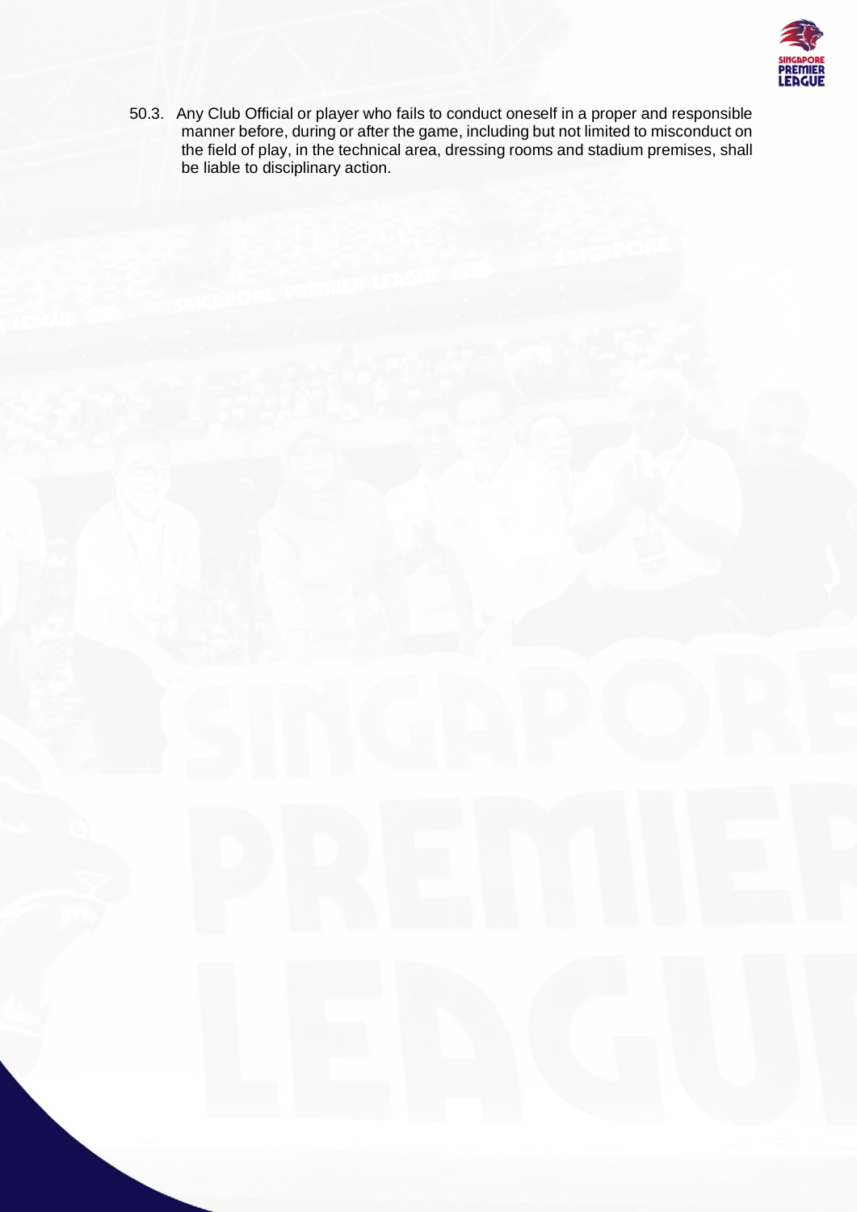50.3. Any Club Official or player who fails to conduct oneself in a proper and responsible manner before, during or after the game, including but not limited to misconduct on the field of play, in the technical area, dressing rooms and stadium premises, shall be liable to disciplinary action.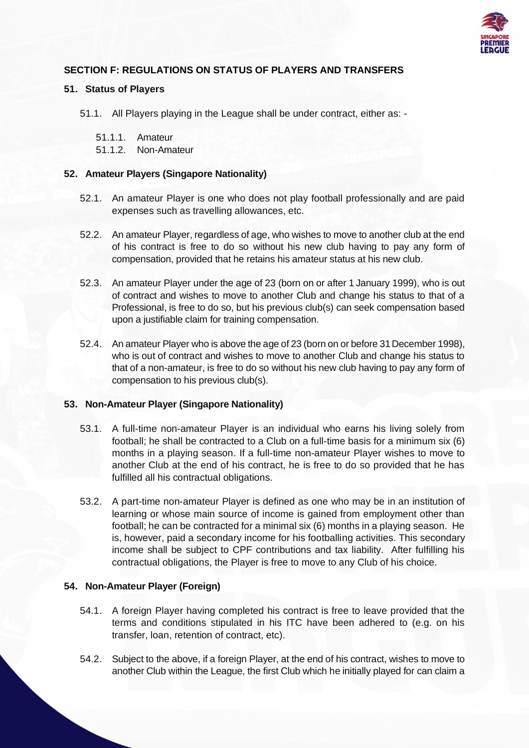## SECTION F: REGULATIONS ON STATUS OF PLAYERS AND TRANSFERS

### 51. Status of Players

51.1. All Players playing in the League shall be under contract, either as: -

51.1.1. Amateur

51.1.2. Non-Amateur

### 52. Amateur Players (Singapore Nationality)

52.1. An amateur Player is one who does not play football professionally and are paid expenses such as travelling allowances, etc.

52.2. An amateur Player, regardless of age, who wishes to move to another club at the end of his contract is free to do so without his new club having to pay any form of compensation, provided that he retains his amateur status at his new club.

52.3. An amateur Player under the age of 23 (born on or after 1 January 1999), who is out of contract and wishes to move to another Club and change his status to that of a Professional, is free to do so, but his previous club(s) can seek compensation based upon a justifiable claim for training compensation.

52.4. An amateur Player who is above the age of 23 (born on or before 31 December 1998), who is out of contract and wishes to move to another Club and change his status to that of a non-amateur, is free to do so without his new club having to pay any form of compensation to his previous club(s).

### 53. Non-Amateur Player (Singapore Nationality)

53.1. A full-time non-amateur Player is an individual who earns his living solely from football; he shall be contracted to a Club on a full-time basis for a minimum six (6) months in a playing season. If a full-time non-amateur Player wishes to move to another Club at the end of his contract, he is free to do so provided that he has fulfilled all his contractual obligations.

53.2. A part-time non-amateur Player is defined as one who may be in an institution of learning or whose main source of income is gained from employment other than football; he can be contracted for a minimal six (6) months in a playing season. He is, however, paid a secondary income for his footballing activities. This secondary income shall be subject to CPF contributions and tax liability. After fulfilling his contractual obligations, the Player is free to move to any Club of his choice.

### 54. Non-Amateur Player (Foreign)

54.1. A foreign Player having completed his contract is free to leave provided that the terms and conditions stipulated in his ITC have been adhered to (e.g. on his transfer, loan, retention of contract, etc).

54.2. Subject to the above, if a foreign Player, at the end of his contract, wishes to move to another Club within the League, the first Club which he initially played for can claim a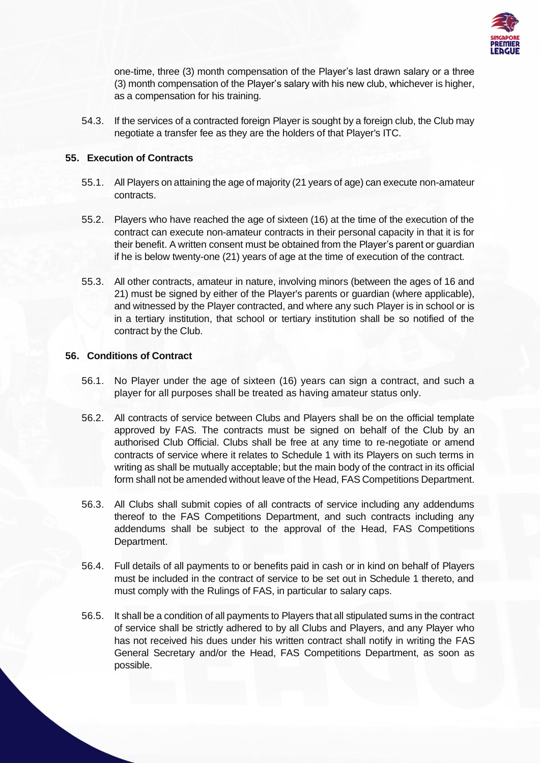one-time, three (3) month compensation of the Player's last drawn salary or a three (3) month compensation of the Player's salary with his new club, whichever is higher, as a compensation for his training.

54.3. If the services of a contracted foreign Player is sought by a foreign club, the Club may negotiate a transfer fee as they are the holders of that Player's ITC.

## 55. Execution of Contracts

55.1. All Players on attaining the age of majority (21 years of age) can execute non-amateur contracts.

55.2. Players who have reached the age of sixteen (16) at the time of the execution of the contract can execute non-amateur contracts in their personal capacity in that it is for their benefit. A written consent must be obtained from the Player's parent or guardian if he is below twenty-one (21) years of age at the time of execution of the contract.

55.3. All other contracts, amateur in nature, involving minors (between the ages of 16 and 21) must be signed by either of the Player's parents or guardian (where applicable), and witnessed by the Player contracted, and where any such Player is in school or is in a tertiary institution, that school or tertiary institution shall be so notified of the contract by the Club.

## 56. Conditions of Contract

56.1. No Player under the age of sixteen (16) years can sign a contract, and such a player for all purposes shall be treated as having amateur status only.

56.2. All contracts of service between Clubs and Players shall be on the official template approved by FAS. The contracts must be signed on behalf of the Club by an authorised Club Official. Clubs shall be free at any time to re-negotiate or amend contracts of service where it relates to Schedule 1 with its Players on such terms in writing as shall be mutually acceptable; but the main body of the contract in its official form shall not be amended without leave of the Head, FAS Competitions Department.

56.3. All Clubs shall submit copies of all contracts of service including any addendums thereof to the FAS Competitions Department, and such contracts including any addendums shall be subject to the approval of the Head, FAS Competitions Department.

56.4. Full details of all payments to or benefits paid in cash or in kind on behalf of Players must be included in the contract of service to be set out in Schedule 1 thereto, and must comply with the Rulings of FAS, in particular to salary caps.

56.5. It shall be a condition of all payments to Players that all stipulated sums in the contract of service shall be strictly adhered to by all Clubs and Players, and any Player who has not received his dues under his written contract shall notify in writing the FAS General Secretary and/or the Head, FAS Competitions Department, as soon as possible.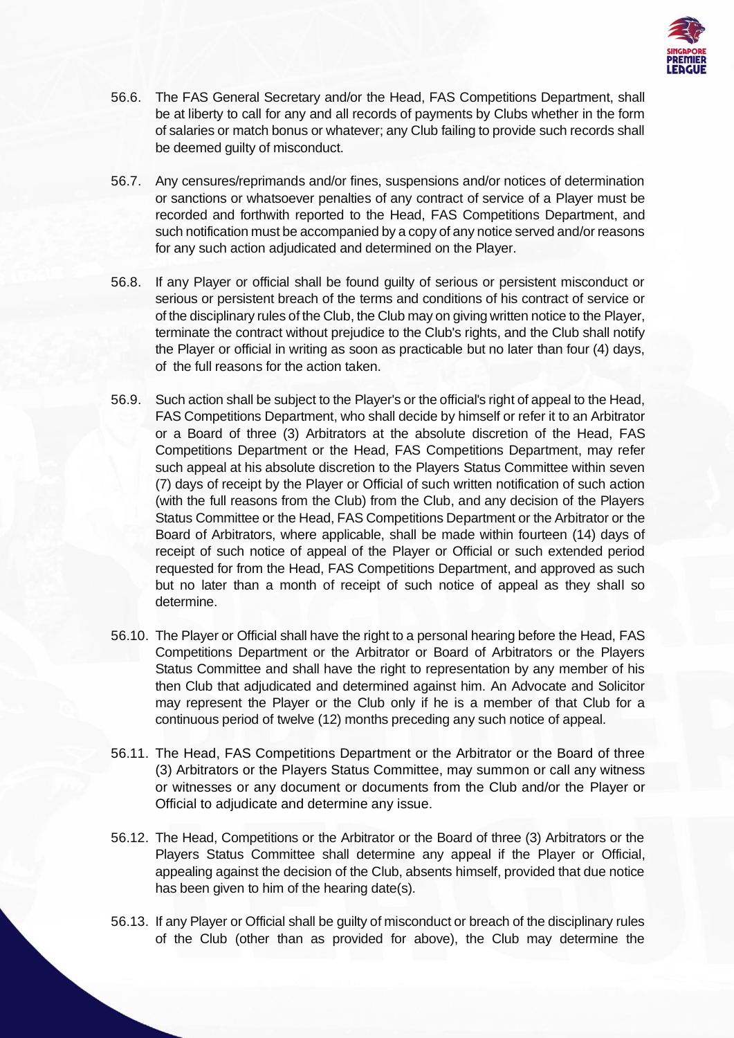56.6. The FAS General Secretary and/or the Head, FAS Competitions Department, shall be at liberty to call for any and all records of payments by Clubs whether in the form of salaries or match bonus or whatever; any Club failing to provide such records shall be deemed guilty of misconduct.

56.7. Any censures/reprimands and/or fines, suspensions and/or notices of determination or sanctions or whatsoever penalties of any contract of service of a Player must be recorded and forthwith reported to the Head, FAS Competitions Department, and such notification must be accompanied by a copy of any notice served and/or reasons for any such action adjudicated and determined on the Player.

56.8. If any Player or official shall be found guilty of serious or persistent misconduct or serious or persistent breach of the terms and conditions of his contract of service or of the disciplinary rules of the Club, the Club may on giving written notice to the Player, terminate the contract without prejudice to the Club's rights, and the Club shall notify the Player or official in writing as soon as practicable but no later than four (4) days, of the full reasons for the action taken.

56.9. Such action shall be subject to the Player's or the official's right of appeal to the Head, FAS Competitions Department, who shall decide by himself or refer it to an Arbitrator or a Board of three (3) Arbitrators at the absolute discretion of the Head, FAS Competitions Department or the Head, FAS Competitions Department, may refer such appeal at his absolute discretion to the Players Status Committee within seven (7) days of receipt by the Player or Official of such written notification of such action (with the full reasons from the Club) from the Club, and any decision of the Players Status Committee or the Head, FAS Competitions Department or the Arbitrator or the Board of Arbitrators, where applicable, shall be made within fourteen (14) days of receipt of such notice of appeal of the Player or Official or such extended period requested for from the Head, FAS Competitions Department, and approved as such but no later than a month of receipt of such notice of appeal as they shall so determine.

56.10. The Player or Official shall have the right to a personal hearing before the Head, FAS Competitions Department or the Arbitrator or Board of Arbitrators or the Players Status Committee and shall have the right to representation by any member of his then Club that adjudicated and determined against him. An Advocate and Solicitor may represent the Player or the Club only if he is a member of that Club for a continuous period of twelve (12) months preceding any such notice of appeal.

56.11. The Head, FAS Competitions Department or the Arbitrator or the Board of three (3) Arbitrators or the Players Status Committee, may summon or call any witness or witnesses or any document or documents from the Club and/or the Player or Official to adjudicate and determine any issue.

56.12. The Head, Competitions or the Arbitrator or the Board of three (3) Arbitrators or the Players Status Committee shall determine any appeal if the Player or Official, appealing against the decision of the Club, absents himself, provided that due notice has been given to him of the hearing date(s).

56.13. If any Player or Official shall be guilty of misconduct or breach of the disciplinary rules of the Club (other than as provided for above), the Club may determine the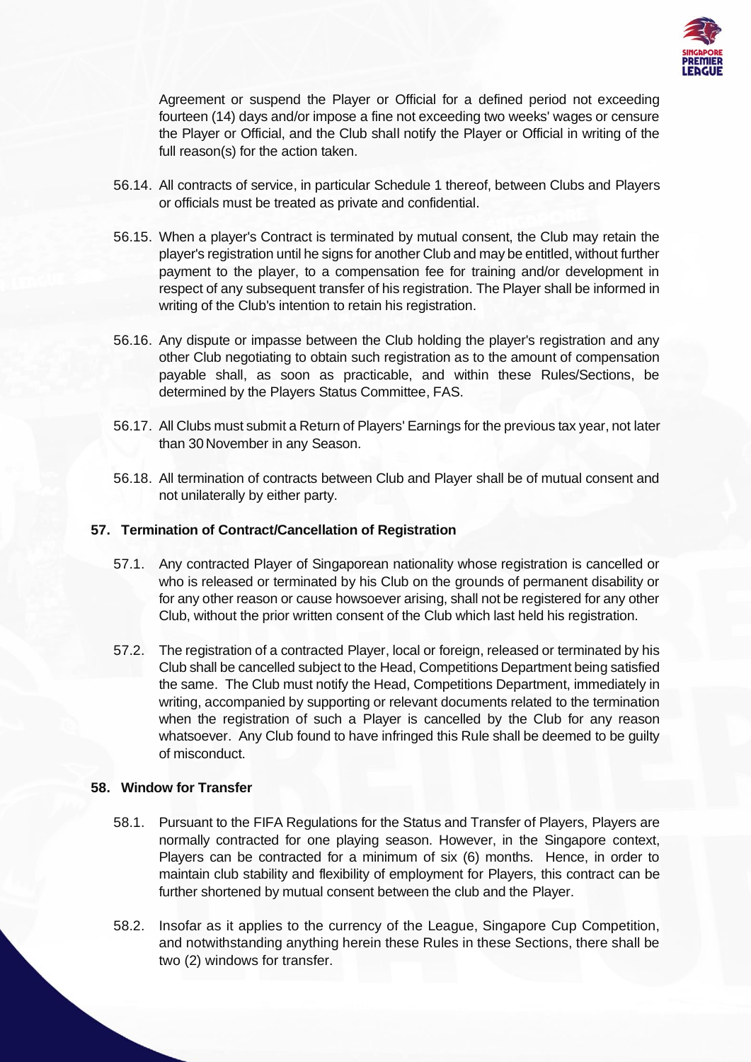Agreement or suspend the Player or Official for a defined period not exceeding fourteen (14) days and/or impose a fine not exceeding two weeks' wages or censure the Player or Official, and the Club shall notify the Player or Official in writing of the full reason(s) for the action taken.

56.14. All contracts of service, in particular Schedule 1 thereof, between Clubs and Players or officials must be treated as private and confidential.

56.15. When a player's Contract is terminated by mutual consent, the Club may retain the player's registration until he signs for another Club and may be entitled, without further payment to the player, to a compensation fee for training and/or development in respect of any subsequent transfer of his registration. The Player shall be informed in writing of the Club's intention to retain his registration.

56.16. Any dispute or impasse between the Club holding the player's registration and any other Club negotiating to obtain such registration as to the amount of compensation payable shall, as soon as practicable, and within these Rules/Sections, be determined by the Players Status Committee, FAS.

56.17. All Clubs must submit a Return of Players' Earnings for the previous tax year, not later than 30 November in any Season.

56.18. All termination of contracts between Club and Player shall be of mutual consent and not unilaterally by either party.

## 57. Termination of Contract/Cancellation of Registration

57.1. Any contracted Player of Singaporean nationality whose registration is cancelled or who is released or terminated by his Club on the grounds of permanent disability or for any other reason or cause howsoever arising, shall not be registered for any other Club, without the prior written consent of the Club which last held his registration.

57.2. The registration of a contracted Player, local or foreign, released or terminated by his Club shall be cancelled subject to the Head, Competitions Department being satisfied the same. The Club must notify the Head, Competitions Department, immediately in writing, accompanied by supporting or relevant documents related to the termination when the registration of such a Player is cancelled by the Club for any reason whatsoever. Any Club found to have infringed this Rule shall be deemed to be guilty of misconduct.

## 58. Window for Transfer

58.1. Pursuant to the FIFA Regulations for the Status and Transfer of Players, Players are normally contracted for one playing season. However, in the Singapore context, Players can be contracted for a minimum of six (6) months. Hence, in order to maintain club stability and flexibility of employment for Players, this contract can be further shortened by mutual consent between the club and the Player.

58.2. Insofar as it applies to the currency of the League, Singapore Cup Competition, and notwithstanding anything herein these Rules in these Sections, there shall be two (2) windows for transfer.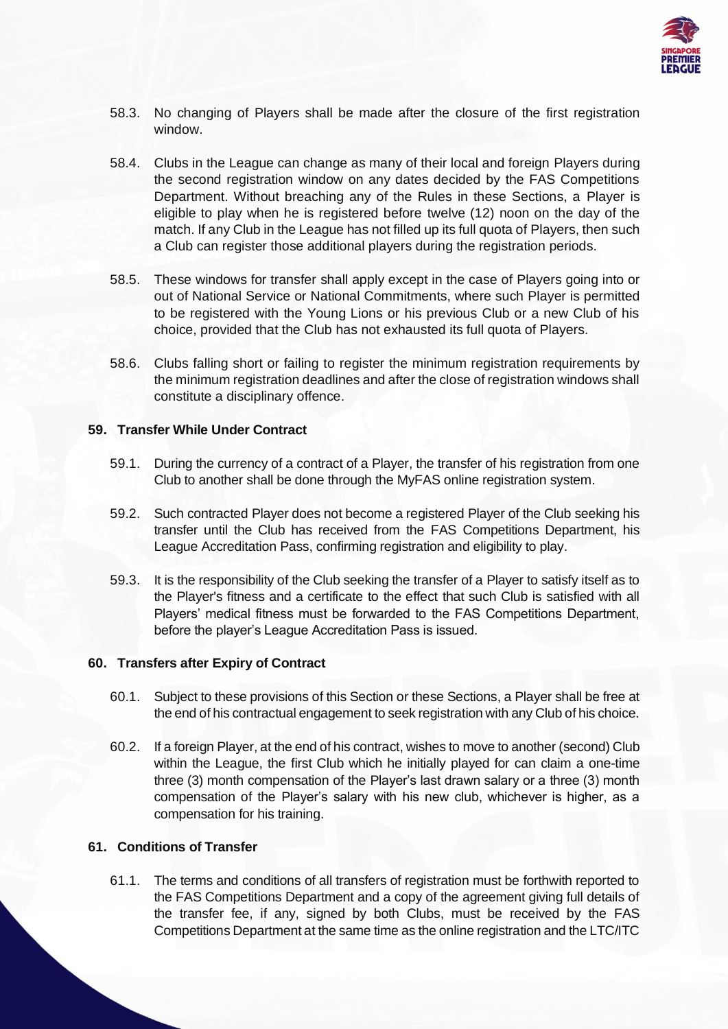58.3. No changing of Players shall be made after the closure of the first registration window.

58.4. Clubs in the League can change as many of their local and foreign Players during the second registration window on any dates decided by the FAS Competitions Department. Without breaching any of the Rules in these Sections, a Player is eligible to play when he is registered before twelve (12) noon on the day of the match. If any Club in the League has not filled up its full quota of Players, then such a Club can register those additional players during the registration periods.

58.5. These windows for transfer shall apply except in the case of Players going into or out of National Service or National Commitments, where such Player is permitted to be registered with the Young Lions or his previous Club or a new Club of his choice, provided that the Club has not exhausted its full quota of Players.

58.6. Clubs falling short or failing to register the minimum registration requirements by the minimum registration deadlines and after the close of registration windows shall constitute a disciplinary offence.

**59. Transfer While Under Contract**

59.1. During the currency of a contract of a Player, the transfer of his registration from one Club to another shall be done through the MyFAS online registration system.

59.2. Such contracted Player does not become a registered Player of the Club seeking his transfer until the Club has received from the FAS Competitions Department, his League Accreditation Pass, confirming registration and eligibility to play.

59.3. It is the responsibility of the Club seeking the transfer of a Player to satisfy itself as to the Player's fitness and a certificate to the effect that such Club is satisfied with all Players' medical fitness must be forwarded to the FAS Competitions Department, before the player's League Accreditation Pass is issued.

**60. Transfers after Expiry of Contract**

60.1. Subject to these provisions of this Section or these Sections, a Player shall be free at the end of his contractual engagement to seek registration with any Club of his choice.

60.2. If a foreign Player, at the end of his contract, wishes to move to another (second) Club within the League, the first Club which he initially played for can claim a one-time three (3) month compensation of the Player's last drawn salary or a three (3) month compensation of the Player's salary with his new club, whichever is higher, as a compensation for his training.

**61. Conditions of Transfer**

61.1. The terms and conditions of all transfers of registration must be forthwith reported to the FAS Competitions Department and a copy of the agreement giving full details of the transfer fee, if any, signed by both Clubs, must be received by the FAS Competitions Department at the same time as the online registration and the LTC/ITC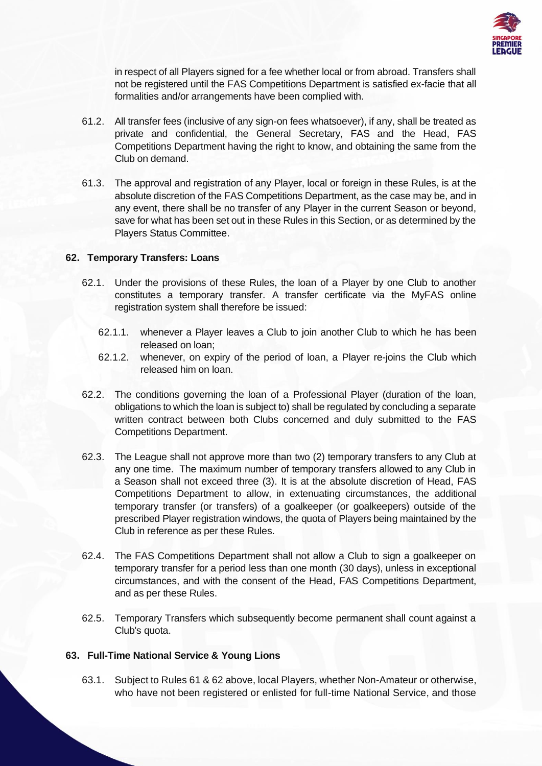in respect of all Players signed for a fee whether local or from abroad. Transfers shall not be registered until the FAS Competitions Department is satisfied ex-facie that all formalities and/or arrangements have been complied with.

61.2. All transfer fees (inclusive of any sign-on fees whatsoever), if any, shall be treated as private and confidential, the General Secretary, FAS and the Head, FAS Competitions Department having the right to know, and obtaining the same from the Club on demand.

61.3. The approval and registration of any Player, local or foreign in these Rules, is at the absolute discretion of the FAS Competitions Department, as the case may be, and in any event, there shall be no transfer of any Player in the current Season or beyond, save for what has been set out in these Rules in this Section, or as determined by the Players Status Committee.

## 62. Temporary Transfers: Loans

62.1. Under the provisions of these Rules, the loan of a Player by one Club to another constitutes a temporary transfer. A transfer certificate via the MyFAS online registration system shall therefore be issued:

62.1.1. whenever a Player leaves a Club to join another Club to which he has been released on loan;

62.1.2. whenever, on expiry of the period of loan, a Player re-joins the Club which released him on loan.

62.2. The conditions governing the loan of a Professional Player (duration of the loan, obligations to which the loan is subject to) shall be regulated by concluding a separate written contract between both Clubs concerned and duly submitted to the FAS Competitions Department.

62.3. The League shall not approve more than two (2) temporary transfers to any Club at any one time. The maximum number of temporary transfers allowed to any Club in a Season shall not exceed three (3). It is at the absolute discretion of Head, FAS Competitions Department to allow, in extenuating circumstances, the additional temporary transfer (or transfers) of a goalkeeper (or goalkeepers) outside of the prescribed Player registration windows, the quota of Players being maintained by the Club in reference as per these Rules.

62.4. The FAS Competitions Department shall not allow a Club to sign a goalkeeper on temporary transfer for a period less than one month (30 days), unless in exceptional circumstances, and with the consent of the Head, FAS Competitions Department, and as per these Rules.

62.5. Temporary Transfers which subsequently become permanent shall count against a Club's quota.

## 63. Full-Time National Service & Young Lions

63.1. Subject to Rules 61 & 62 above, local Players, whether Non-Amateur or otherwise, who have not been registered or enlisted for full-time National Service, and those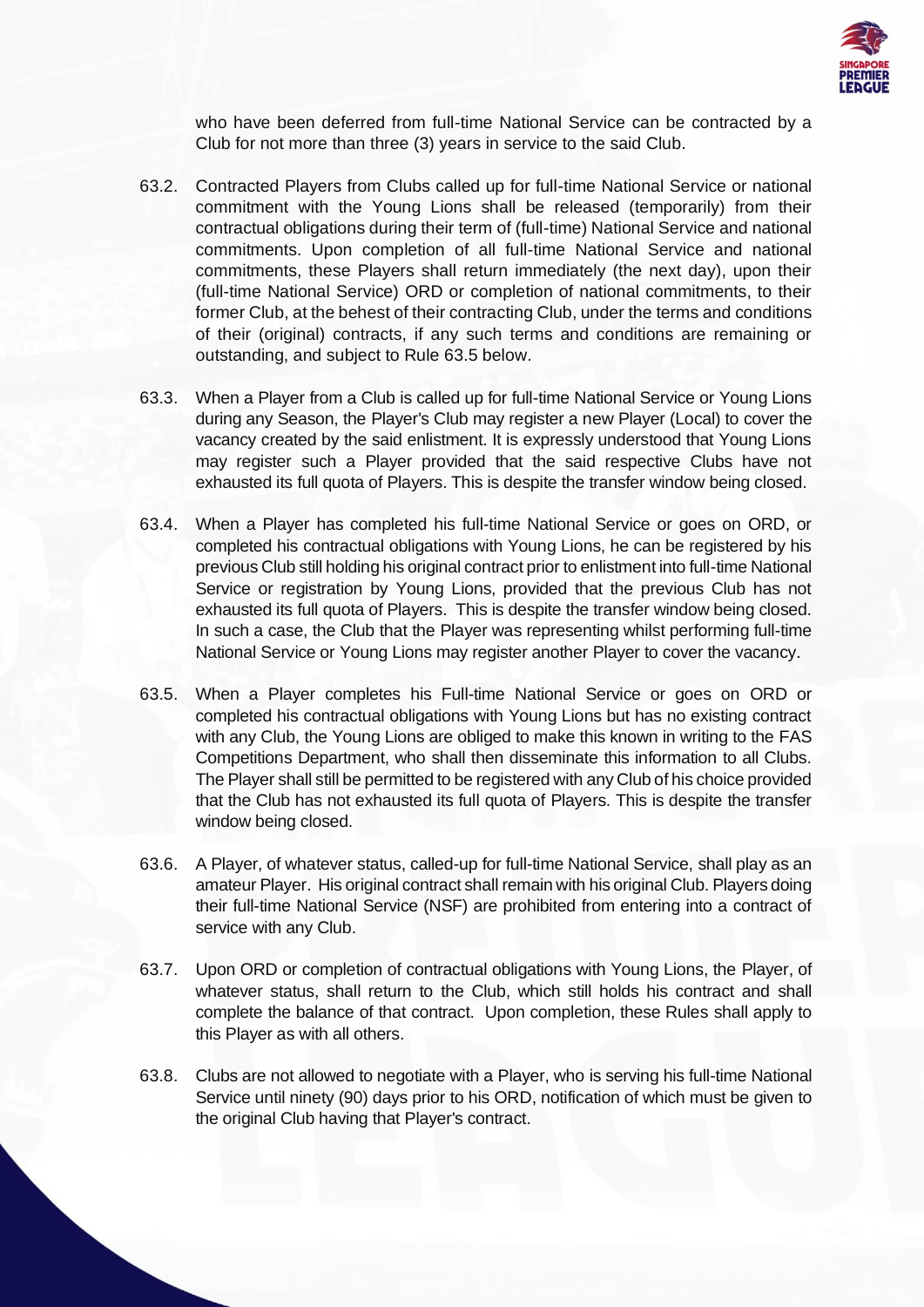who have been deferred from full-time National Service can be contracted by a Club for not more than three (3) years in service to the said Club.

63.2. Contracted Players from Clubs called up for full-time National Service or national commitment with the Young Lions shall be released (temporarily) from their contractual obligations during their term of (full-time) National Service and national commitments. Upon completion of all full-time National Service and national commitments, these Players shall return immediately (the next day), upon their (full-time National Service) ORD or completion of national commitments, to their former Club, at the behest of their contracting Club, under the terms and conditions of their (original) contracts, if any such terms and conditions are remaining or outstanding, and subject to Rule 63.5 below.

63.3. When a Player from a Club is called up for full-time National Service or Young Lions during any Season, the Player's Club may register a new Player (Local) to cover the vacancy created by the said enlistment. It is expressly understood that Young Lions may register such a Player provided that the said respective Clubs have not exhausted its full quota of Players. This is despite the transfer window being closed.

63.4. When a Player has completed his full-time National Service or goes on ORD, or completed his contractual obligations with Young Lions, he can be registered by his previous Club still holding his original contract prior to enlistment into full-time National Service or registration by Young Lions, provided that the previous Club has not exhausted its full quota of Players. This is despite the transfer window being closed. In such a case, the Club that the Player was representing whilst performing full-time National Service or Young Lions may register another Player to cover the vacancy.

63.5. When a Player completes his Full-time National Service or goes on ORD or completed his contractual obligations with Young Lions but has no existing contract with any Club, the Young Lions are obliged to make this known in writing to the FAS Competitions Department, who shall then disseminate this information to all Clubs. The Player shall still be permitted to be registered with any Club of his choice provided that the Club has not exhausted its full quota of Players. This is despite the transfer window being closed.

63.6. A Player, of whatever status, called-up for full-time National Service, shall play as an amateur Player. His original contract shall remain with his original Club. Players doing their full-time National Service (NSF) are prohibited from entering into a contract of service with any Club.

63.7. Upon ORD or completion of contractual obligations with Young Lions, the Player, of whatever status, shall return to the Club, which still holds his contract and shall complete the balance of that contract. Upon completion, these Rules shall apply to this Player as with all others.

63.8. Clubs are not allowed to negotiate with a Player, who is serving his full-time National Service until ninety (90) days prior to his ORD, notification of which must be given to the original Club having that Player's contract.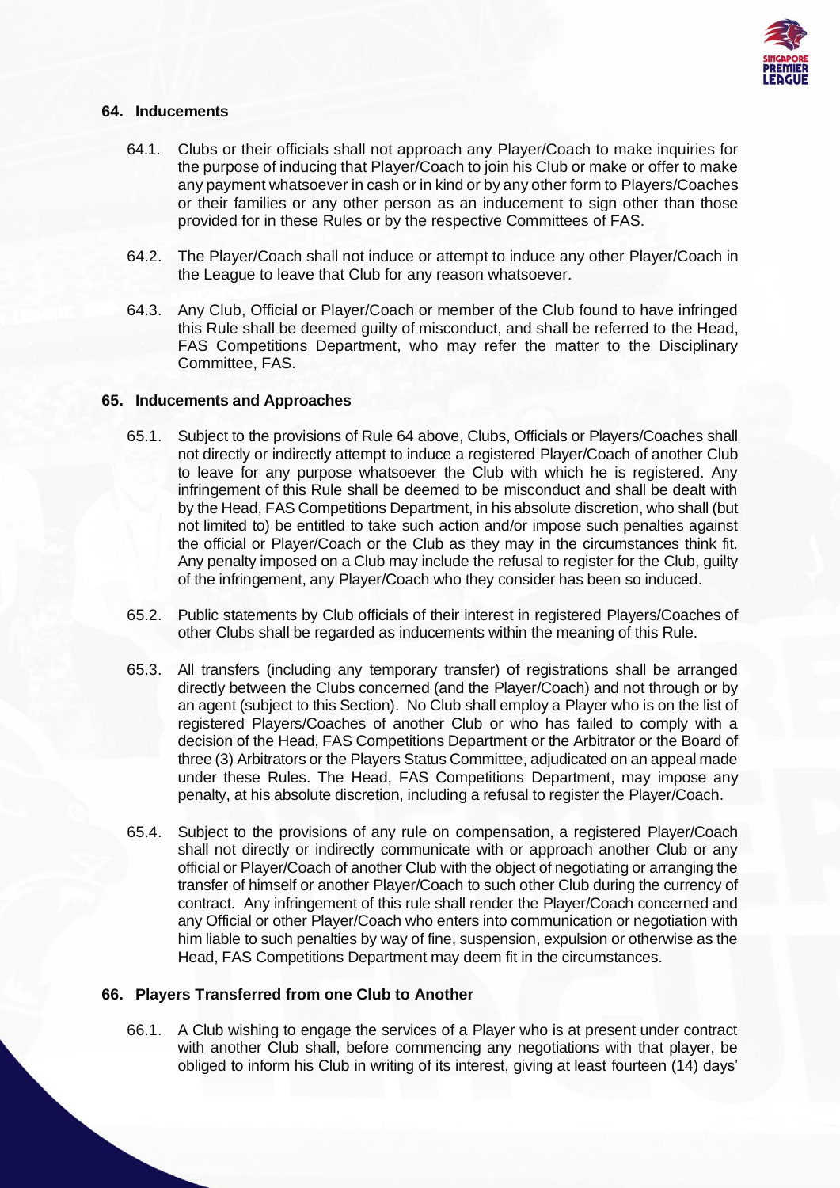## 64. Inducements

64.1. Clubs or their officials shall not approach any Player/Coach to make inquiries for the purpose of inducing that Player/Coach to join his Club or make or offer to make any payment whatsoever in cash or in kind or by any other form to Players/Coaches or their families or any other person as an inducement to sign other than those provided for in these Rules or by the respective Committees of FAS.

64.2. The Player/Coach shall not induce or attempt to induce any other Player/Coach in the League to leave that Club for any reason whatsoever.

64.3. Any Club, Official or Player/Coach or member of the Club found to have infringed this Rule shall be deemed guilty of misconduct, and shall be referred to the Head, FAS Competitions Department, who may refer the matter to the Disciplinary Committee, FAS.

## 65. Inducements and Approaches

65.1. Subject to the provisions of Rule 64 above, Clubs, Officials or Players/Coaches shall not directly or indirectly attempt to induce a registered Player/Coach of another Club to leave for any purpose whatsoever the Club with which he is registered. Any infringement of this Rule shall be deemed to be misconduct and shall be dealt with by the Head, FAS Competitions Department, in his absolute discretion, who shall (but not limited to) be entitled to take such action and/or impose such penalties against the official or Player/Coach or the Club as they may in the circumstances think fit. Any penalty imposed on a Club may include the refusal to register for the Club, guilty of the infringement, any Player/Coach who they consider has been so induced.

65.2. Public statements by Club officials of their interest in registered Players/Coaches of other Clubs shall be regarded as inducements within the meaning of this Rule.

65.3. All transfers (including any temporary transfer) of registrations shall be arranged directly between the Clubs concerned (and the Player/Coach) and not through or by an agent (subject to this Section). No Club shall employ a Player who is on the list of registered Players/Coaches of another Club or who has failed to comply with a decision of the Head, FAS Competitions Department or the Arbitrator or the Board of three (3) Arbitrators or the Players Status Committee, adjudicated on an appeal made under these Rules. The Head, FAS Competitions Department, may impose any penalty, at his absolute discretion, including a refusal to register the Player/Coach.

65.4. Subject to the provisions of any rule on compensation, a registered Player/Coach shall not directly or indirectly communicate with or approach another Club or any official or Player/Coach of another Club with the object of negotiating or arranging the transfer of himself or another Player/Coach to such other Club during the currency of contract. Any infringement of this rule shall render the Player/Coach concerned and any Official or other Player/Coach who enters into communication or negotiation with him liable to such penalties by way of fine, suspension, expulsion or otherwise as the Head, FAS Competitions Department may deem fit in the circumstances.

## 66. Players Transferred from one Club to Another

66.1. A Club wishing to engage the services of a Player who is at present under contract with another Club shall, before commencing any negotiations with that player, be obliged to inform his Club in writing of its interest, giving at least fourteen (14) days'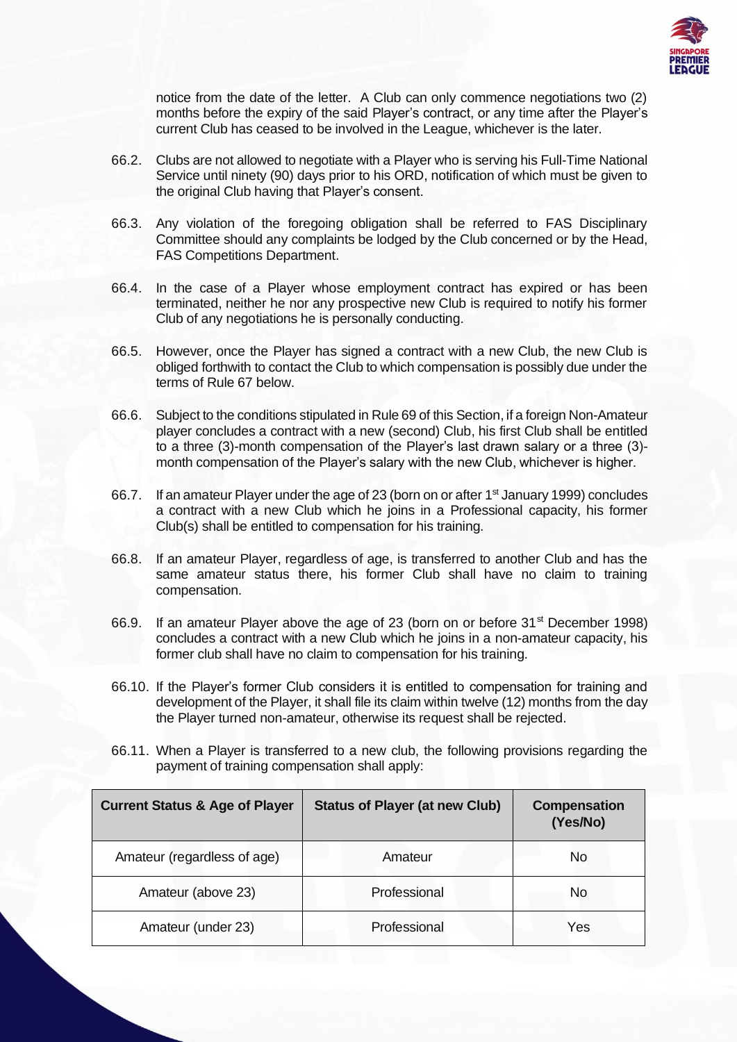notice from the date of the letter. A Club can only commence negotiations two (2) months before the expiry of the said Player's contract, or any time after the Player's current Club has ceased to be involved in the League, whichever is the later.

66.2. Clubs are not allowed to negotiate with a Player who is serving his Full-Time National Service until ninety (90) days prior to his ORD, notification of which must be given to the original Club having that Player's consent.

66.3. Any violation of the foregoing obligation shall be referred to FAS Disciplinary Committee should any complaints be lodged by the Club concerned or by the Head, FAS Competitions Department.

66.4. In the case of a Player whose employment contract has expired or has been terminated, neither he nor any prospective new Club is required to notify his former Club of any negotiations he is personally conducting.

66.5. However, once the Player has signed a contract with a new Club, the new Club is obliged forthwith to contact the Club to which compensation is possibly due under the terms of Rule 67 below.

66.6. Subject to the conditions stipulated in Rule 69 of this Section, if a foreign Non-Amateur player concludes a contract with a new (second) Club, his first Club shall be entitled to a three (3)-month compensation of the Player's last drawn salary or a three (3)-month compensation of the Player's salary with the new Club, whichever is higher.

66.7. If an amateur Player under the age of 23 (born on or after 1st January 1999) concludes a contract with a new Club which he joins in a Professional capacity, his former Club(s) shall be entitled to compensation for his training.

66.8. If an amateur Player, regardless of age, is transferred to another Club and has the same amateur status there, his former Club shall have no claim to training compensation.

66.9. If an amateur Player above the age of 23 (born on or before 31st December 1998) concludes a contract with a new Club which he joins in a non-amateur capacity, his former club shall have no claim to compensation for his training.

66.10. If the Player's former Club considers it is entitled to compensation for training and development of the Player, it shall file its claim within twelve (12) months from the day the Player turned non-amateur, otherwise its request shall be rejected.

66.11. When a Player is transferred to a new club, the following provisions regarding the payment of training compensation shall apply:

| Current Status & Age of Player | Status of Player (at new Club) | Compensation (Yes/No) |
|---|---|---|
| Amateur (regardless of age) | Amateur | No |
| Amateur (above 23) | Professional | No |
| Amateur (under 23) | Professional | Yes |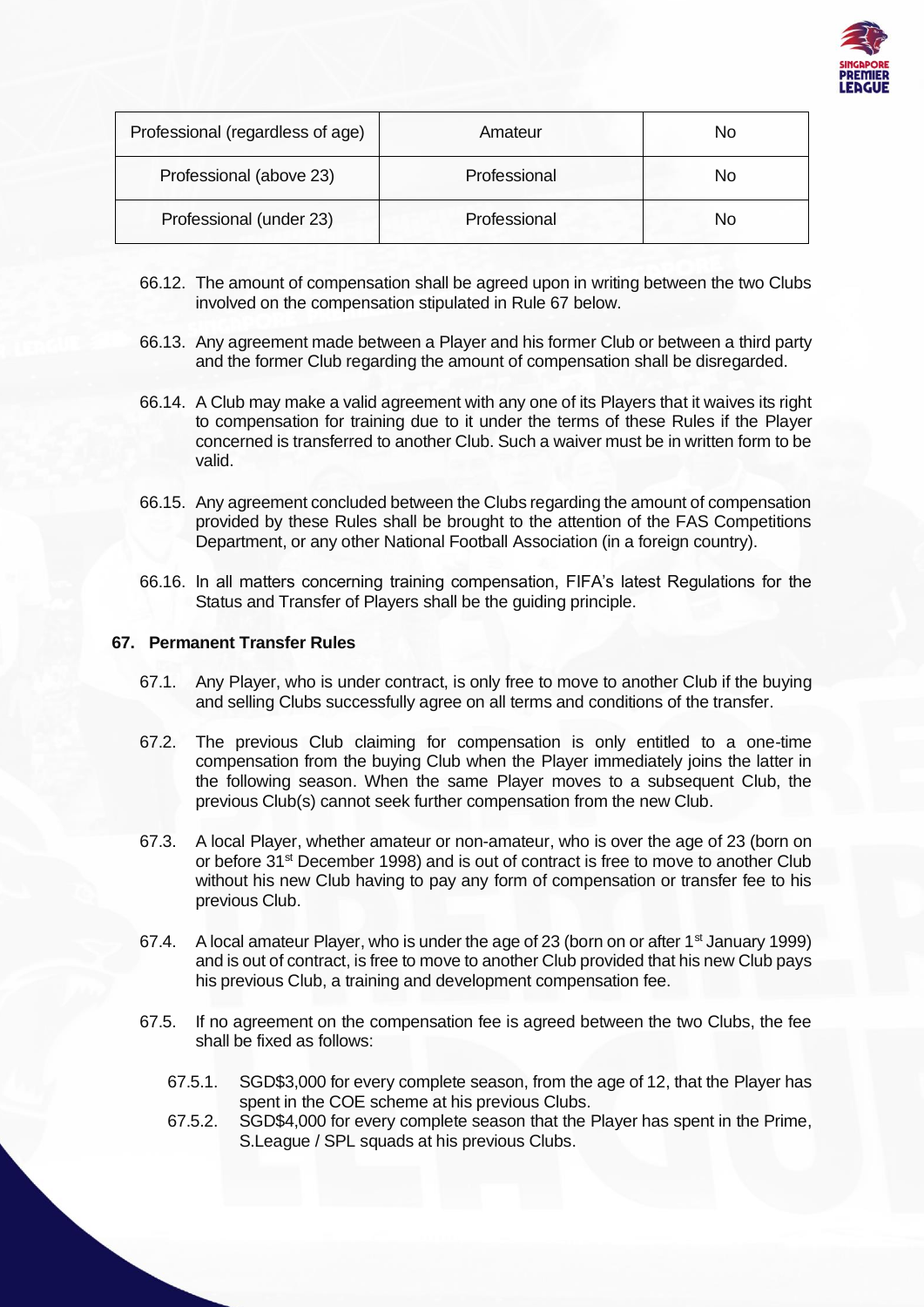| Professional (regardless of age) | Amateur | No |
| --- | --- | --- |
| Professional (above 23) | Professional | No |
| Professional (under 23) | Professional | No |

66.12. The amount of compensation shall be agreed upon in writing between the two Clubs involved on the compensation stipulated in Rule 67 below.

66.13. Any agreement made between a Player and his former Club or between a third party and the former Club regarding the amount of compensation shall be disregarded.

66.14. A Club may make a valid agreement with any one of its Players that it waives its right to compensation for training due to it under the terms of these Rules if the Player concerned is transferred to another Club. Such a waiver must be in written form to be valid.

66.15. Any agreement concluded between the Clubs regarding the amount of compensation provided by these Rules shall be brought to the attention of the FAS Competitions Department, or any other National Football Association (in a foreign country).

66.16. In all matters concerning training compensation, FIFA's latest Regulations for the Status and Transfer of Players shall be the guiding principle.

## 67. Permanent Transfer Rules

67.1. Any Player, who is under contract, is only free to move to another Club if the buying and selling Clubs successfully agree on all terms and conditions of the transfer.

67.2. The previous Club claiming for compensation is only entitled to a one-time compensation from the buying Club when the Player immediately joins the latter in the following season. When the same Player moves to a subsequent Club, the previous Club(s) cannot seek further compensation from the new Club.

67.3. A local Player, whether amateur or non-amateur, who is over the age of 23 (born on or before 31st December 1998) and is out of contract is free to move to another Club without his new Club having to pay any form of compensation or transfer fee to his previous Club.

67.4. A local amateur Player, who is under the age of 23 (born on or after 1st January 1999) and is out of contract, is free to move to another Club provided that his new Club pays his previous Club, a training and development compensation fee.

67.5. If no agreement on the compensation fee is agreed between the two Clubs, the fee shall be fixed as follows:

67.5.1. SGD$3,000 for every complete season, from the age of 12, that the Player has spent in the COE scheme at his previous Clubs.

67.5.2. SGD$4,000 for every complete season that the Player has spent in the Prime, S.League / SPL squads at his previous Clubs.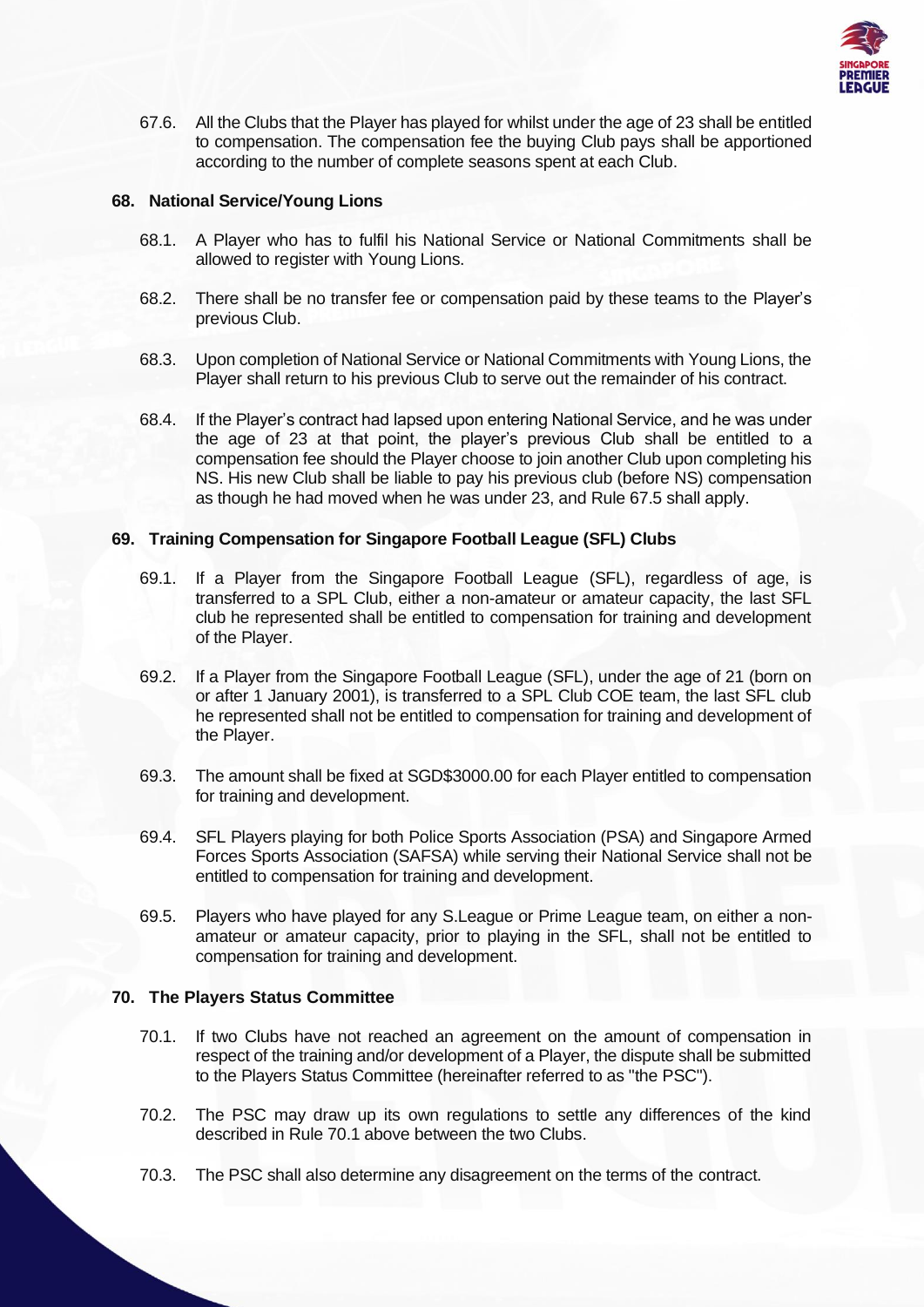67.6. All the Clubs that the Player has played for whilst under the age of 23 shall be entitled to compensation. The compensation fee the buying Club pays shall be apportioned according to the number of complete seasons spent at each Club.

## 68. National Service/Young Lions

68.1. A Player who has to fulfil his National Service or National Commitments shall be allowed to register with Young Lions.

68.2. There shall be no transfer fee or compensation paid by these teams to the Player's previous Club.

68.3. Upon completion of National Service or National Commitments with Young Lions, the Player shall return to his previous Club to serve out the remainder of his contract.

68.4. If the Player's contract had lapsed upon entering National Service, and he was under the age of 23 at that point, the player's previous Club shall be entitled to a compensation fee should the Player choose to join another Club upon completing his NS. His new Club shall be liable to pay his previous club (before NS) compensation as though he had moved when he was under 23, and Rule 67.5 shall apply.

## 69. Training Compensation for Singapore Football League (SFL) Clubs

69.1. If a Player from the Singapore Football League (SFL), regardless of age, is transferred to a SPL Club, either a non-amateur or amateur capacity, the last SFL club he represented shall be entitled to compensation for training and development of the Player.

69.2. If a Player from the Singapore Football League (SFL), under the age of 21 (born on or after 1 January 2001), is transferred to a SPL Club COE team, the last SFL club he represented shall not be entitled to compensation for training and development of the Player.

69.3. The amount shall be fixed at SGD$3000.00 for each Player entitled to compensation for training and development.

69.4. SFL Players playing for both Police Sports Association (PSA) and Singapore Armed Forces Sports Association (SAFSA) while serving their National Service shall not be entitled to compensation for training and development.

69.5. Players who have played for any S.League or Prime League team, on either a non-amateur or amateur capacity, prior to playing in the SFL, shall not be entitled to compensation for training and development.

## 70. The Players Status Committee

70.1. If two Clubs have not reached an agreement on the amount of compensation in respect of the training and/or development of a Player, the dispute shall be submitted to the Players Status Committee (hereinafter referred to as "the PSC").

70.2. The PSC may draw up its own regulations to settle any differences of the kind described in Rule 70.1 above between the two Clubs.

70.3. The PSC shall also determine any disagreement on the terms of the contract.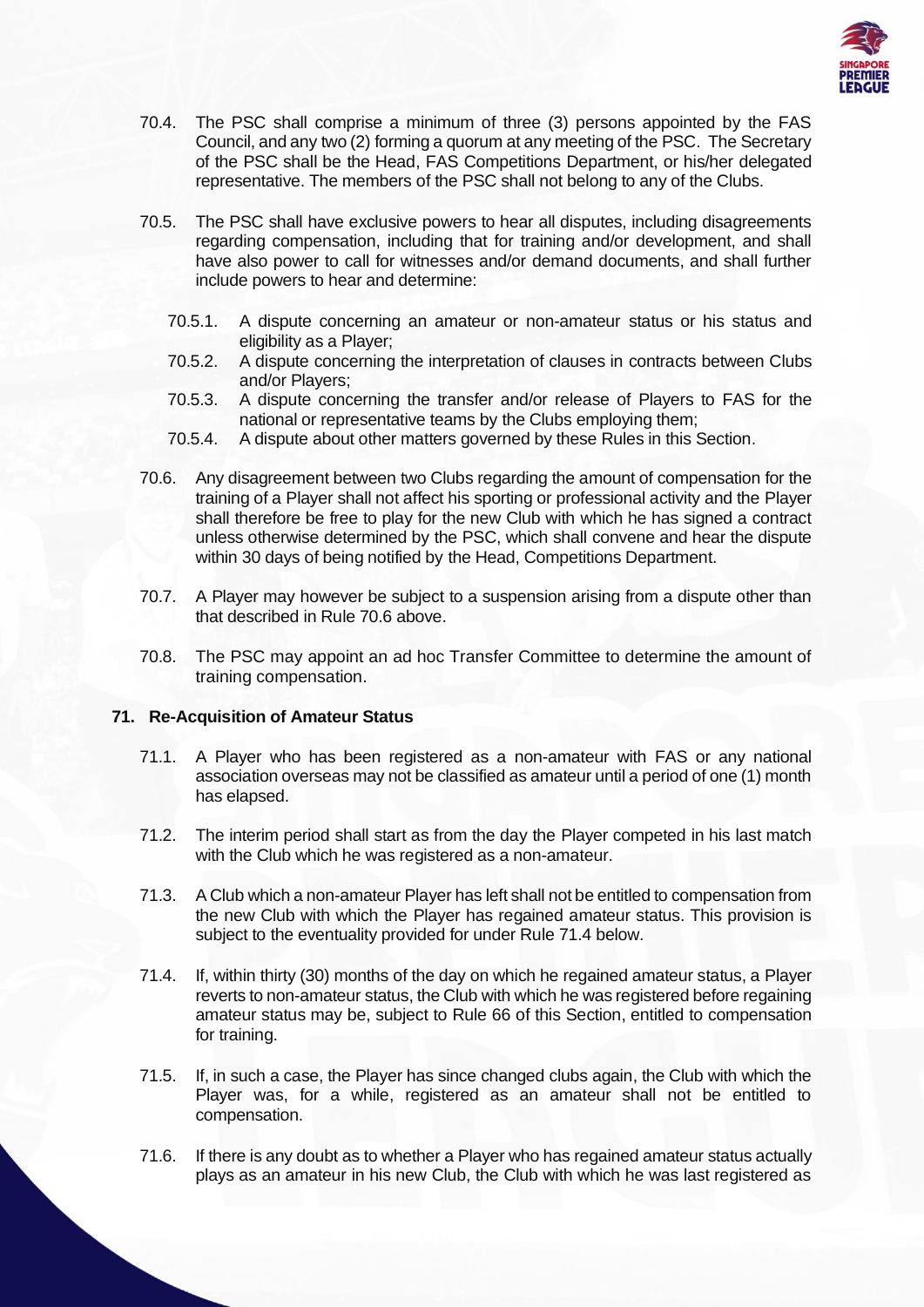70.4. The PSC shall comprise a minimum of three (3) persons appointed by the FAS Council, and any two (2) forming a quorum at any meeting of the PSC. The Secretary of the PSC shall be the Head, FAS Competitions Department, or his/her delegated representative. The members of the PSC shall not belong to any of the Clubs.

70.5. The PSC shall have exclusive powers to hear all disputes, including disagreements regarding compensation, including that for training and/or development, and shall have also power to call for witnesses and/or demand documents, and shall further include powers to hear and determine:

- 70.5.1. A dispute concerning an amateur or non-amateur status or his status and eligibility as a Player;
- 70.5.2. A dispute concerning the interpretation of clauses in contracts between Clubs and/or Players;
- 70.5.3. A dispute concerning the transfer and/or release of Players to FAS for the national or representative teams by the Clubs employing them;
- 70.5.4. A dispute about other matters governed by these Rules in this Section.

70.6. Any disagreement between two Clubs regarding the amount of compensation for the training of a Player shall not affect his sporting or professional activity and the Player shall therefore be free to play for the new Club with which he has signed a contract unless otherwise determined by the PSC, which shall convene and hear the dispute within 30 days of being notified by the Head, Competitions Department.

70.7. A Player may however be subject to a suspension arising from a dispute other than that described in Rule 70.6 above.

70.8. The PSC may appoint an ad hoc Transfer Committee to determine the amount of training compensation.

**71. Re-Acquisition of Amateur Status**

71.1. A Player who has been registered as a non-amateur with FAS or any national association overseas may not be classified as amateur until a period of one (1) month has elapsed.

71.2. The interim period shall start as from the day the Player competed in his last match with the Club which he was registered as a non-amateur.

71.3. A Club which a non-amateur Player has left shall not be entitled to compensation from the new Club with which the Player has regained amateur status. This provision is subject to the eventuality provided for under Rule 71.4 below.

71.4. If, within thirty (30) months of the day on which he regained amateur status, a Player reverts to non-amateur status, the Club with which he was registered before regaining amateur status may be, subject to Rule 66 of this Section, entitled to compensation for training.

71.5. If, in such a case, the Player has since changed clubs again, the Club with which the Player was, for a while, registered as an amateur shall not be entitled to compensation.

71.6. If there is any doubt as to whether a Player who has regained amateur status actually plays as an amateur in his new Club, the Club with which he was last registered as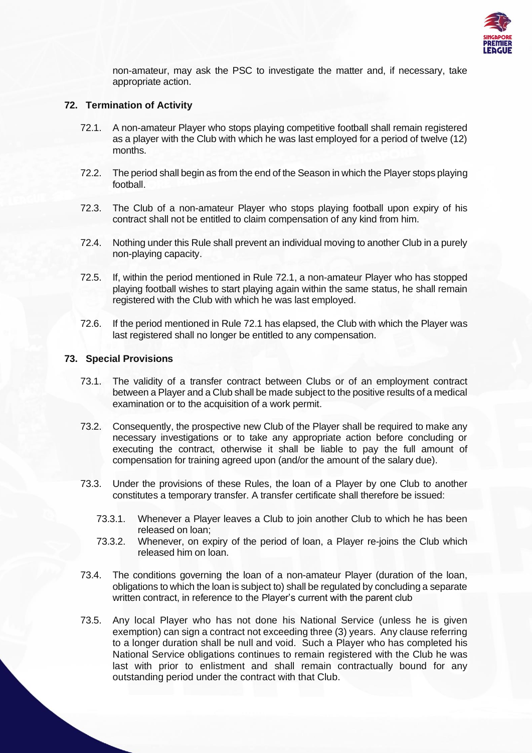non-amateur, may ask the PSC to investigate the matter and, if necessary, take appropriate action.

### 72. Termination of Activity

72.1. A non-amateur Player who stops playing competitive football shall remain registered as a player with the Club with which he was last employed for a period of twelve (12) months.

72.2. The period shall begin as from the end of the Season in which the Player stops playing football.

72.3. The Club of a non-amateur Player who stops playing football upon expiry of his contract shall not be entitled to claim compensation of any kind from him.

72.4. Nothing under this Rule shall prevent an individual moving to another Club in a purely non-playing capacity.

72.5. If, within the period mentioned in Rule 72.1, a non-amateur Player who has stopped playing football wishes to start playing again within the same status, he shall remain registered with the Club with which he was last employed.

72.6. If the period mentioned in Rule 72.1 has elapsed, the Club with which the Player was last registered shall no longer be entitled to any compensation.

### 73. Special Provisions

73.1. The validity of a transfer contract between Clubs or of an employment contract between a Player and a Club shall be made subject to the positive results of a medical examination or to the acquisition of a work permit.

73.2. Consequently, the prospective new Club of the Player shall be required to make any necessary investigations or to take any appropriate action before concluding or executing the contract, otherwise it shall be liable to pay the full amount of compensation for training agreed upon (and/or the amount of the salary due).

73.3. Under the provisions of these Rules, the loan of a Player by one Club to another constitutes a temporary transfer. A transfer certificate shall therefore be issued:

73.3.1. Whenever a Player leaves a Club to join another Club to which he has been released on loan;

73.3.2. Whenever, on expiry of the period of loan, a Player re-joins the Club which released him on loan.

73.4. The conditions governing the loan of a non-amateur Player (duration of the loan, obligations to which the loan is subject to) shall be regulated by concluding a separate written contract, in reference to the Player's current with the parent club

73.5. Any local Player who has not done his National Service (unless he is given exemption) can sign a contract not exceeding three (3) years. Any clause referring to a longer duration shall be null and void. Such a Player who has completed his National Service obligations continues to remain registered with the Club he was last with prior to enlistment and shall remain contractually bound for any outstanding period under the contract with that Club.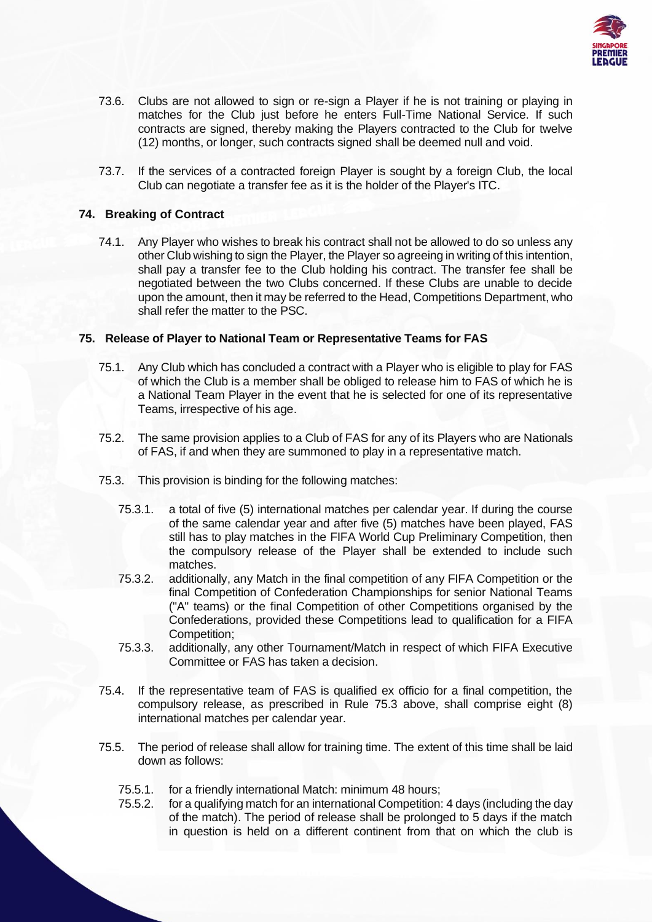73.6. Clubs are not allowed to sign or re-sign a Player if he is not training or playing in matches for the Club just before he enters Full-Time National Service. If such contracts are signed, thereby making the Players contracted to the Club for twelve (12) months, or longer, such contracts signed shall be deemed null and void.

73.7. If the services of a contracted foreign Player is sought by a foreign Club, the local Club can negotiate a transfer fee as it is the holder of the Player's ITC.

### 74. Breaking of Contract

74.1. Any Player who wishes to break his contract shall not be allowed to do so unless any other Club wishing to sign the Player, the Player so agreeing in writing of this intention, shall pay a transfer fee to the Club holding his contract. The transfer fee shall be negotiated between the two Clubs concerned. If these Clubs are unable to decide upon the amount, then it may be referred to the Head, Competitions Department, who shall refer the matter to the PSC.

### 75. Release of Player to National Team or Representative Teams for FAS

75.1. Any Club which has concluded a contract with a Player who is eligible to play for FAS of which the Club is a member shall be obliged to release him to FAS of which he is a National Team Player in the event that he is selected for one of its representative Teams, irrespective of his age.

75.2. The same provision applies to a Club of FAS for any of its Players who are Nationals of FAS, if and when they are summoned to play in a representative match.

75.3. This provision is binding for the following matches:

- 75.3.1. a total of five (5) international matches per calendar year. If during the course of the same calendar year and after five (5) matches have been played, FAS still has to play matches in the FIFA World Cup Preliminary Competition, then the compulsory release of the Player shall be extended to include such matches.
- 75.3.2. additionally, any Match in the final competition of any FIFA Competition or the final Competition of Confederation Championships for senior National Teams ("A" teams) or the final Competition of other Competitions organised by the Confederations, provided these Competitions lead to qualification for a FIFA Competition;
- 75.3.3. additionally, any other Tournament/Match in respect of which FIFA Executive Committee or FAS has taken a decision.

75.4. If the representative team of FAS is qualified ex officio for a final competition, the compulsory release, as prescribed in Rule 75.3 above, shall comprise eight (8) international matches per calendar year.

75.5. The period of release shall allow for training time. The extent of this time shall be laid down as follows:

- 75.5.1. for a friendly international Match: minimum 48 hours;
- 75.5.2. for a qualifying match for an international Competition: 4 days (including the day of the match). The period of release shall be prolonged to 5 days if the match in question is held on a different continent from that on which the club is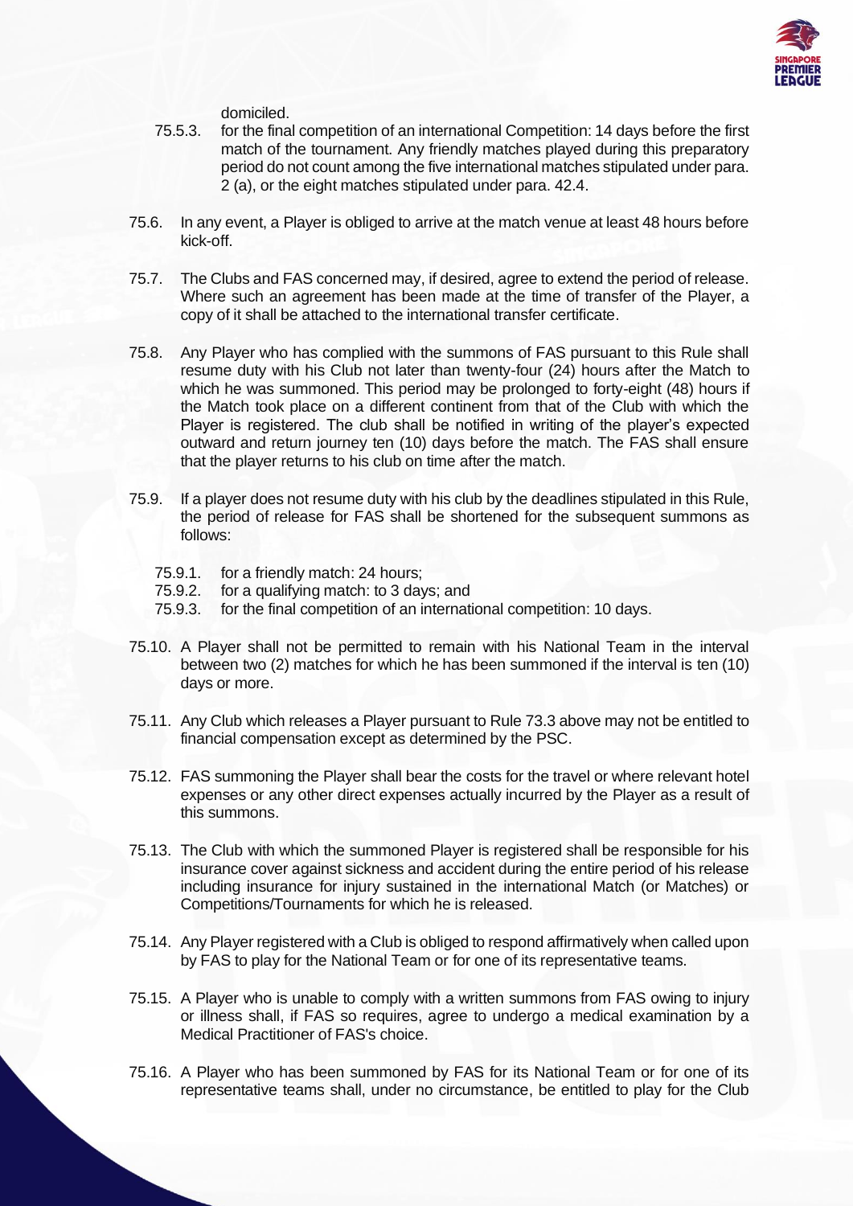domiciled.

75.5.3. for the final competition of an international Competition: 14 days before the first match of the tournament. Any friendly matches played during this preparatory period do not count among the five international matches stipulated under para. 2 (a), or the eight matches stipulated under para. 42.4.

75.6. In any event, a Player is obliged to arrive at the match venue at least 48 hours before kick-off.

75.7. The Clubs and FAS concerned may, if desired, agree to extend the period of release. Where such an agreement has been made at the time of transfer of the Player, a copy of it shall be attached to the international transfer certificate.

75.8. Any Player who has complied with the summons of FAS pursuant to this Rule shall resume duty with his Club not later than twenty-four (24) hours after the Match to which he was summoned. This period may be prolonged to forty-eight (48) hours if the Match took place on a different continent from that of the Club with which the Player is registered. The club shall be notified in writing of the player's expected outward and return journey ten (10) days before the match. The FAS shall ensure that the player returns to his club on time after the match.

75.9. If a player does not resume duty with his club by the deadlines stipulated in this Rule, the period of release for FAS shall be shortened for the subsequent summons as follows:

75.9.1. for a friendly match: 24 hours;
75.9.2. for a qualifying match: to 3 days; and
75.9.3. for the final competition of an international competition: 10 days.

75.10. A Player shall not be permitted to remain with his National Team in the interval between two (2) matches for which he has been summoned if the interval is ten (10) days or more.

75.11. Any Club which releases a Player pursuant to Rule 73.3 above may not be entitled to financial compensation except as determined by the PSC.

75.12. FAS summoning the Player shall bear the costs for the travel or where relevant hotel expenses or any other direct expenses actually incurred by the Player as a result of this summons.

75.13. The Club with which the summoned Player is registered shall be responsible for his insurance cover against sickness and accident during the entire period of his release including insurance for injury sustained in the international Match (or Matches) or Competitions/Tournaments for which he is released.

75.14. Any Player registered with a Club is obliged to respond affirmatively when called upon by FAS to play for the National Team or for one of its representative teams.

75.15. A Player who is unable to comply with a written summons from FAS owing to injury or illness shall, if FAS so requires, agree to undergo a medical examination by a Medical Practitioner of FAS's choice.

75.16. A Player who has been summoned by FAS for its National Team or for one of its representative teams shall, under no circumstance, be entitled to play for the Club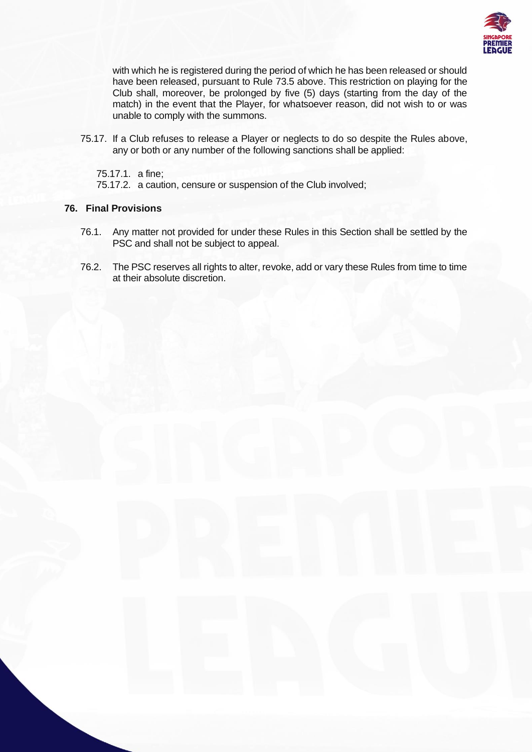with which he is registered during the period of which he has been released or should have been released, pursuant to Rule 73.5 above. This restriction on playing for the Club shall, moreover, be prolonged by five (5) days (starting from the day of the match) in the event that the Player, for whatsoever reason, did not wish to or was unable to comply with the summons.

75.17. If a Club refuses to release a Player or neglects to do so despite the Rules above, any or both or any number of the following sanctions shall be applied:

75.17.1. a fine;
75.17.2. a caution, censure or suspension of the Club involved;

## 76. Final Provisions

76.1. Any matter not provided for under these Rules in this Section shall be settled by the PSC and shall not be subject to appeal.

76.2. The PSC reserves all rights to alter, revoke, add or vary these Rules from time to time at their absolute discretion.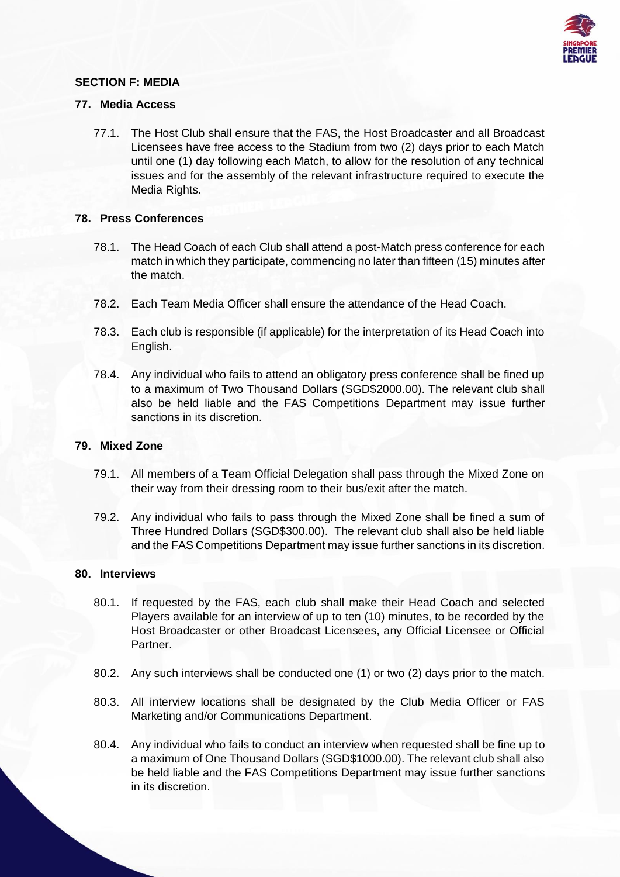## SECTION F: MEDIA

### 77. Media Access

77.1. The Host Club shall ensure that the FAS, the Host Broadcaster and all Broadcast Licensees have free access to the Stadium from two (2) days prior to each Match until one (1) day following each Match, to allow for the resolution of any technical issues and for the assembly of the relevant infrastructure required to execute the Media Rights.

### 78. Press Conferences

78.1. The Head Coach of each Club shall attend a post-Match press conference for each match in which they participate, commencing no later than fifteen (15) minutes after the match.

78.2. Each Team Media Officer shall ensure the attendance of the Head Coach.

78.3. Each club is responsible (if applicable) for the interpretation of its Head Coach into English.

78.4. Any individual who fails to attend an obligatory press conference shall be fined up to a maximum of Two Thousand Dollars (SGD$2000.00). The relevant club shall also be held liable and the FAS Competitions Department may issue further sanctions in its discretion.

### 79. Mixed Zone

79.1. All members of a Team Official Delegation shall pass through the Mixed Zone on their way from their dressing room to their bus/exit after the match.

79.2. Any individual who fails to pass through the Mixed Zone shall be fined a sum of Three Hundred Dollars (SGD$300.00). The relevant club shall also be held liable and the FAS Competitions Department may issue further sanctions in its discretion.

### 80. Interviews

80.1. If requested by the FAS, each club shall make their Head Coach and selected Players available for an interview of up to ten (10) minutes, to be recorded by the Host Broadcaster or other Broadcast Licensees, any Official Licensee or Official Partner.

80.2. Any such interviews shall be conducted one (1) or two (2) days prior to the match.

80.3. All interview locations shall be designated by the Club Media Officer or FAS Marketing and/or Communications Department.

80.4. Any individual who fails to conduct an interview when requested shall be fine up to a maximum of One Thousand Dollars (SGD$1000.00). The relevant club shall also be held liable and the FAS Competitions Department may issue further sanctions in its discretion.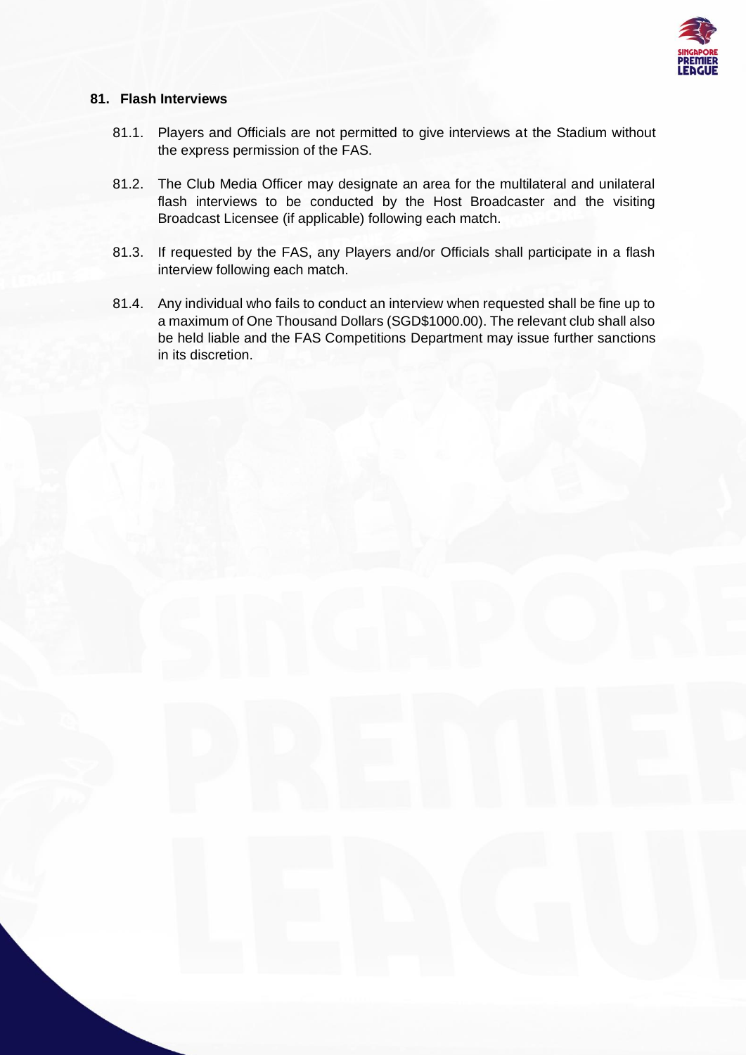## 81. Flash Interviews

81.1. Players and Officials are not permitted to give interviews at the Stadium without the express permission of the FAS.

81.2. The Club Media Officer may designate an area for the multilateral and unilateral flash interviews to be conducted by the Host Broadcaster and the visiting Broadcast Licensee (if applicable) following each match.

81.3. If requested by the FAS, any Players and/or Officials shall participate in a flash interview following each match.

81.4. Any individual who fails to conduct an interview when requested shall be fine up to a maximum of One Thousand Dollars (SGD$1000.00). The relevant club shall also be held liable and the FAS Competitions Department may issue further sanctions in its discretion.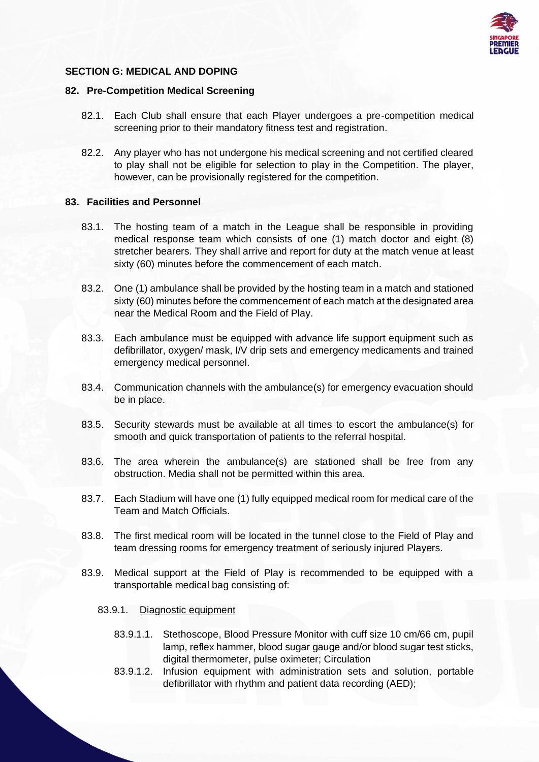## SECTION G: MEDICAL AND DOPING

### 82. Pre-Competition Medical Screening

82.1. Each Club shall ensure that each Player undergoes a pre-competition medical screening prior to their mandatory fitness test and registration.

82.2. Any player who has not undergone his medical screening and not certified cleared to play shall not be eligible for selection to play in the Competition. The player, however, can be provisionally registered for the competition.

### 83. Facilities and Personnel

83.1. The hosting team of a match in the League shall be responsible in providing medical response team which consists of one (1) match doctor and eight (8) stretcher bearers. They shall arrive and report for duty at the match venue at least sixty (60) minutes before the commencement of each match.

83.2. One (1) ambulance shall be provided by the hosting team in a match and stationed sixty (60) minutes before the commencement of each match at the designated area near the Medical Room and the Field of Play.

83.3. Each ambulance must be equipped with advance life support equipment such as defibrillator, oxygen/ mask, I/V drip sets and emergency medicaments and trained emergency medical personnel.

83.4. Communication channels with the ambulance(s) for emergency evacuation should be in place.

83.5. Security stewards must be available at all times to escort the ambulance(s) for smooth and quick transportation of patients to the referral hospital.

83.6. The area wherein the ambulance(s) are stationed shall be free from any obstruction. Media shall not be permitted within this area.

83.7. Each Stadium will have one (1) fully equipped medical room for medical care of the Team and Match Officials.

83.8. The first medical room will be located in the tunnel close to the Field of Play and team dressing rooms for emergency treatment of seriously injured Players.

83.9. Medical support at the Field of Play is recommended to be equipped with a transportable medical bag consisting of:

83.9.1. <u>Diagnostic equipment</u>

83.9.1.1. Stethoscope, Blood Pressure Monitor with cuff size 10 cm/66 cm, pupil lamp, reflex hammer, blood sugar gauge and/or blood sugar test sticks, digital thermometer, pulse oximeter; Circulation

83.9.1.2. Infusion equipment with administration sets and solution, portable defibrillator with rhythm and patient data recording (AED);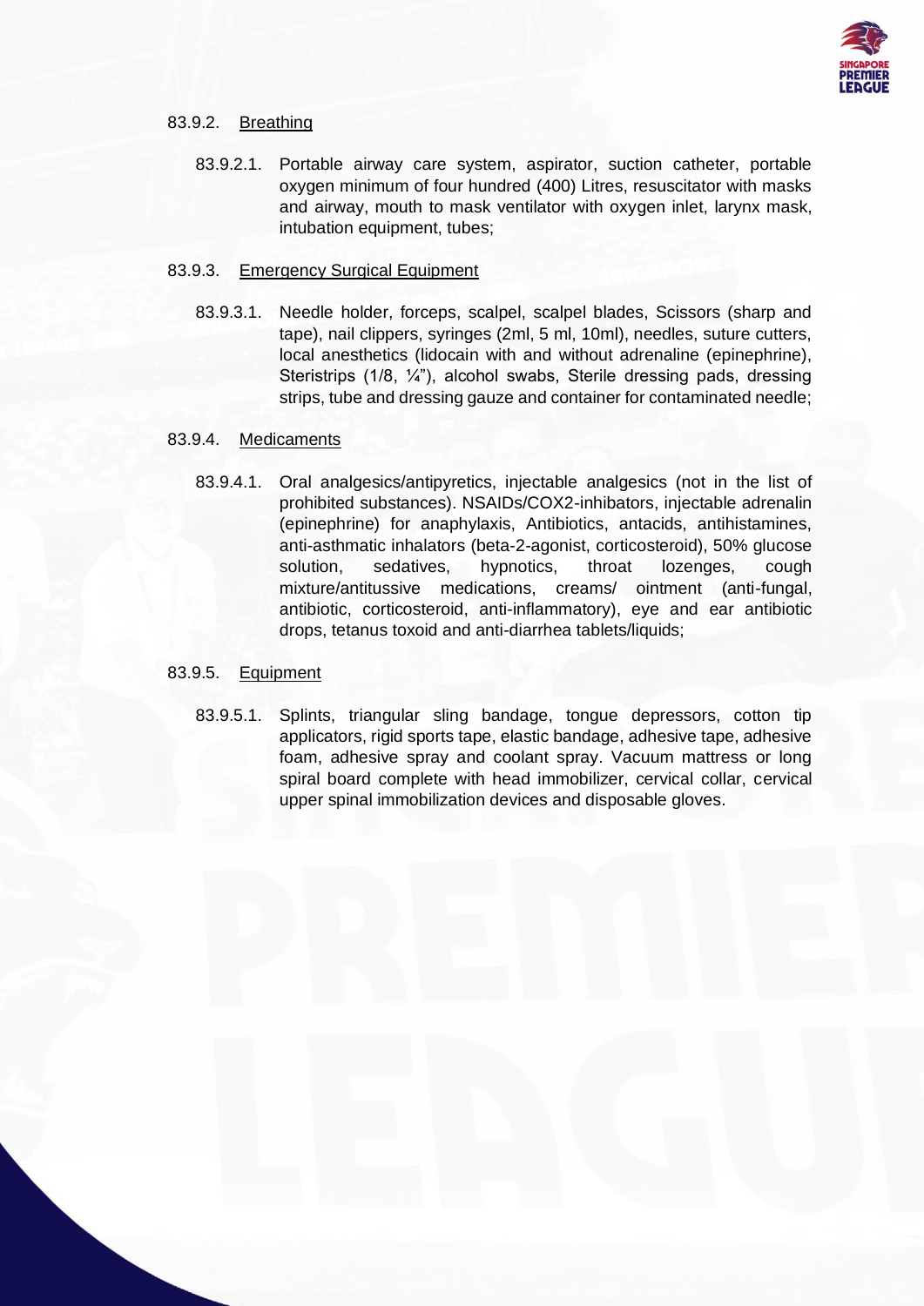83.9.2. Breathing

83.9.2.1. Portable airway care system, aspirator, suction catheter, portable oxygen minimum of four hundred (400) Litres, resuscitator with masks and airway, mouth to mask ventilator with oxygen inlet, larynx mask, intubation equipment, tubes;

83.9.3. Emergency Surgical Equipment

83.9.3.1. Needle holder, forceps, scalpel, scalpel blades, Scissors (sharp and tape), nail clippers, syringes (2ml, 5 ml, 10ml), needles, suture cutters, local anesthetics (lidocain with and without adrenaline (epinephrine), Steristrips (1/8, ¼"), alcohol swabs, Sterile dressing pads, dressing strips, tube and dressing gauze and container for contaminated needle;

83.9.4. Medicaments

83.9.4.1. Oral analgesics/antipyretics, injectable analgesics (not in the list of prohibited substances). NSAIDs/COX2-inhibators, injectable adrenalin (epinephrine) for anaphylaxis, Antibiotics, antacids, antihistamines, anti-asthmatic inhalators (beta-2-agonist, corticosteroid), 50% glucose solution, sedatives, hypnotics, throat lozenges, cough mixture/antitussive medications, creams/ ointment (anti-fungal, antibiotic, corticosteroid, anti-inflammatory), eye and ear antibiotic drops, tetanus toxoid and anti-diarrhea tablets/liquids;

83.9.5. Equipment

83.9.5.1. Splints, triangular sling bandage, tongue depressors, cotton tip applicators, rigid sports tape, elastic bandage, adhesive tape, adhesive foam, adhesive spray and coolant spray. Vacuum mattress or long spiral board complete with head immobilizer, cervical collar, cervical upper spinal immobilization devices and disposable gloves.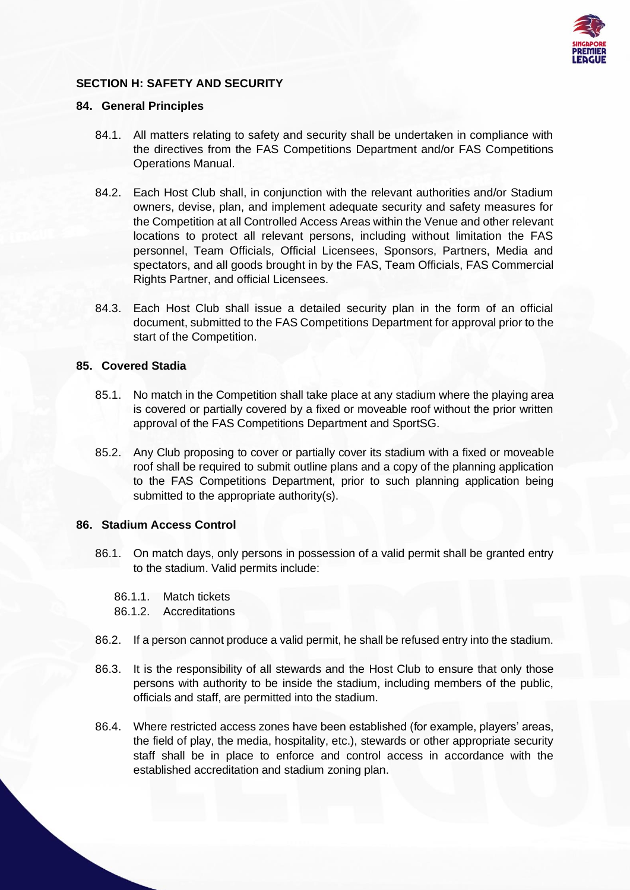## SECTION H: SAFETY AND SECURITY

### 84. General Principles

84.1. All matters relating to safety and security shall be undertaken in compliance with the directives from the FAS Competitions Department and/or FAS Competitions Operations Manual.

84.2. Each Host Club shall, in conjunction with the relevant authorities and/or Stadium owners, devise, plan, and implement adequate security and safety measures for the Competition at all Controlled Access Areas within the Venue and other relevant locations to protect all relevant persons, including without limitation the FAS personnel, Team Officials, Official Licensees, Sponsors, Partners, Media and spectators, and all goods brought in by the FAS, Team Officials, FAS Commercial Rights Partner, and official Licensees.

84.3. Each Host Club shall issue a detailed security plan in the form of an official document, submitted to the FAS Competitions Department for approval prior to the start of the Competition.

### 85. Covered Stadia

85.1. No match in the Competition shall take place at any stadium where the playing area is covered or partially covered by a fixed or moveable roof without the prior written approval of the FAS Competitions Department and SportSG.

85.2. Any Club proposing to cover or partially cover its stadium with a fixed or moveable roof shall be required to submit outline plans and a copy of the planning application to the FAS Competitions Department, prior to such planning application being submitted to the appropriate authority(s).

### 86. Stadium Access Control

86.1. On match days, only persons in possession of a valid permit shall be granted entry to the stadium. Valid permits include:

- 86.1.1. Match tickets
- 86.1.2. Accreditations

86.2. If a person cannot produce a valid permit, he shall be refused entry into the stadium.

86.3. It is the responsibility of all stewards and the Host Club to ensure that only those persons with authority to be inside the stadium, including members of the public, officials and staff, are permitted into the stadium.

86.4. Where restricted access zones have been established (for example, players' areas, the field of play, the media, hospitality, etc.), stewards or other appropriate security staff shall be in place to enforce and control access in accordance with the established accreditation and stadium zoning plan.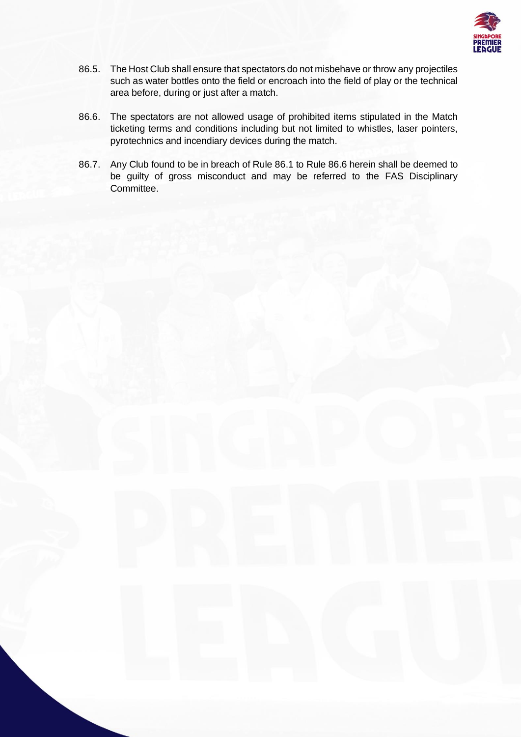86.5. The Host Club shall ensure that spectators do not misbehave or throw any projectiles such as water bottles onto the field or encroach into the field of play or the technical area before, during or just after a match.

86.6. The spectators are not allowed usage of prohibited items stipulated in the Match ticketing terms and conditions including but not limited to whistles, laser pointers, pyrotechnics and incendiary devices during the match.

86.7. Any Club found to be in breach of Rule 86.1 to Rule 86.6 herein shall be deemed to be guilty of gross misconduct and may be referred to the FAS Disciplinary Committee.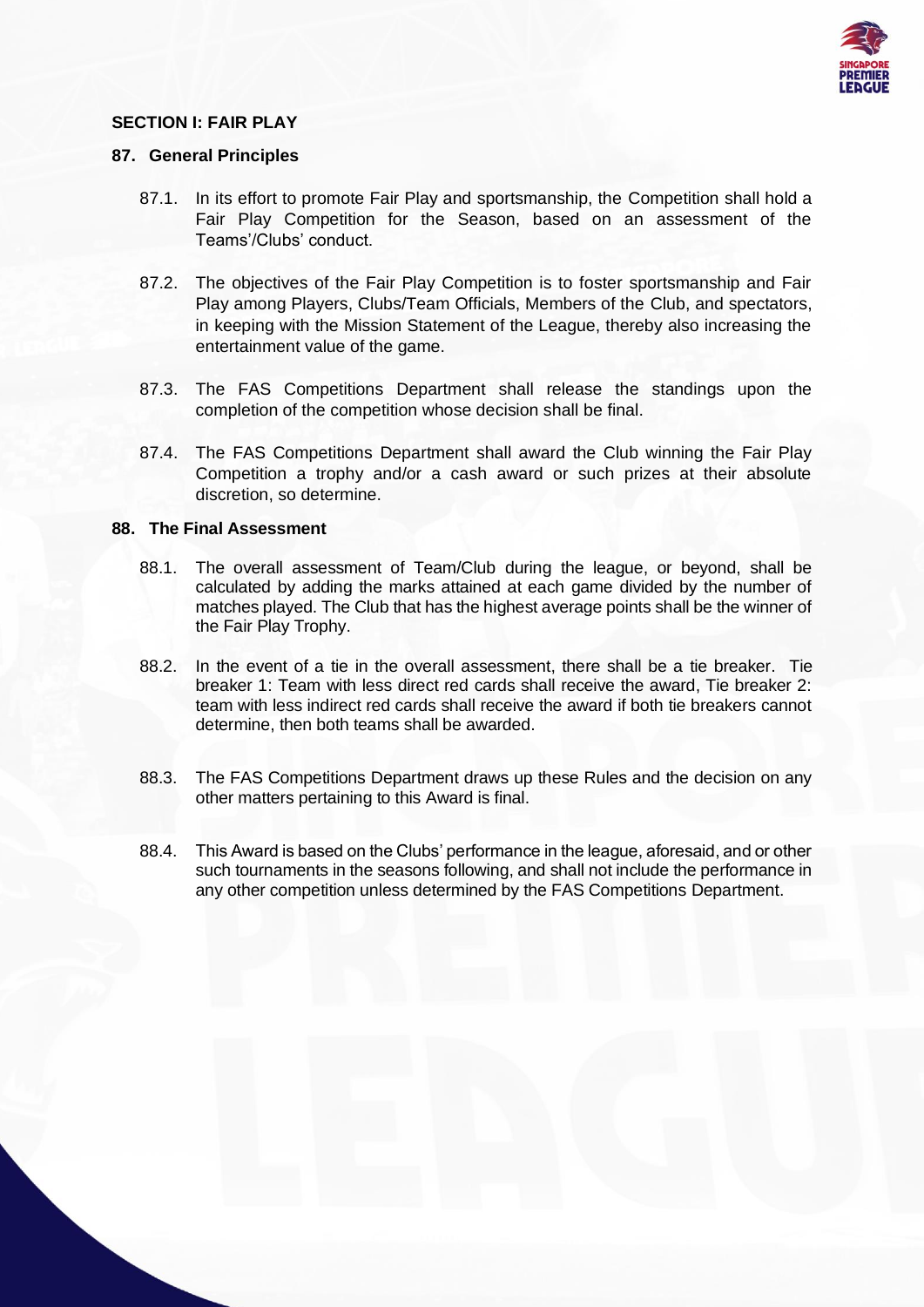## SECTION I: FAIR PLAY

### 87. General Principles

87.1. In its effort to promote Fair Play and sportsmanship, the Competition shall hold a Fair Play Competition for the Season, based on an assessment of the Teams'/Clubs' conduct.

87.2. The objectives of the Fair Play Competition is to foster sportsmanship and Fair Play among Players, Clubs/Team Officials, Members of the Club, and spectators, in keeping with the Mission Statement of the League, thereby also increasing the entertainment value of the game.

87.3. The FAS Competitions Department shall release the standings upon the completion of the competition whose decision shall be final.

87.4. The FAS Competitions Department shall award the Club winning the Fair Play Competition a trophy and/or a cash award or such prizes at their absolute discretion, so determine.

### 88. The Final Assessment

88.1. The overall assessment of Team/Club during the league, or beyond, shall be calculated by adding the marks attained at each game divided by the number of matches played. The Club that has the highest average points shall be the winner of the Fair Play Trophy.

88.2. In the event of a tie in the overall assessment, there shall be a tie breaker. Tie breaker 1: Team with less direct red cards shall receive the award, Tie breaker 2: team with less indirect red cards shall receive the award if both tie breakers cannot determine, then both teams shall be awarded.

88.3. The FAS Competitions Department draws up these Rules and the decision on any other matters pertaining to this Award is final.

88.4. This Award is based on the Clubs' performance in the league, aforesaid, and or other such tournaments in the seasons following, and shall not include the performance in any other competition unless determined by the FAS Competitions Department.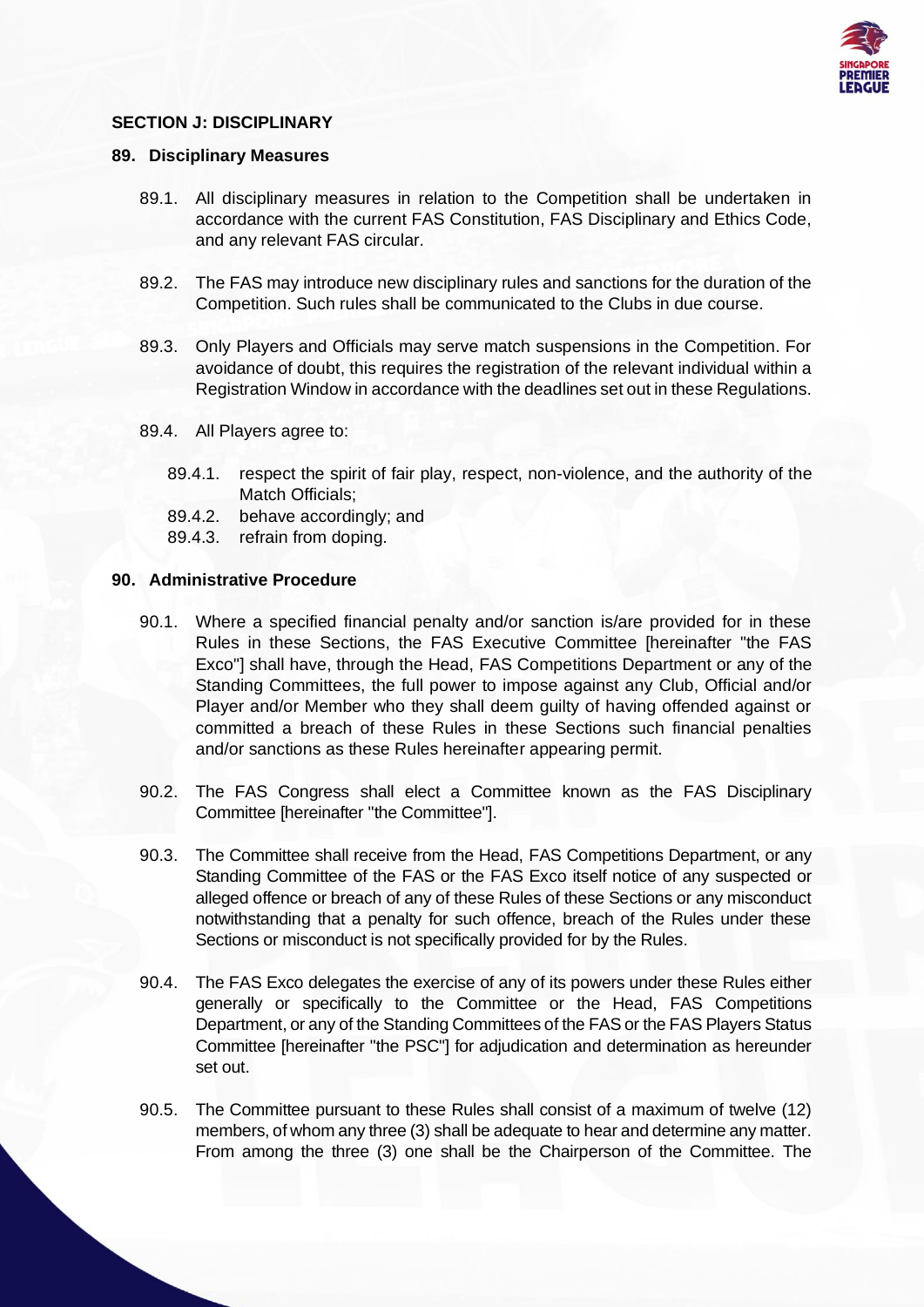## SECTION J: DISCIPLINARY

### 89. Disciplinary Measures

89.1. All disciplinary measures in relation to the Competition shall be undertaken in accordance with the current FAS Constitution, FAS Disciplinary and Ethics Code, and any relevant FAS circular.

89.2. The FAS may introduce new disciplinary rules and sanctions for the duration of the Competition. Such rules shall be communicated to the Clubs in due course.

89.3. Only Players and Officials may serve match suspensions in the Competition. For avoidance of doubt, this requires the registration of the relevant individual within a Registration Window in accordance with the deadlines set out in these Regulations.

89.4. All Players agree to:

89.4.1. respect the spirit of fair play, respect, non-violence, and the authority of the Match Officials;
89.4.2. behave accordingly; and
89.4.3. refrain from doping.

### 90. Administrative Procedure

90.1. Where a specified financial penalty and/or sanction is/are provided for in these Rules in these Sections, the FAS Executive Committee [hereinafter "the FAS Exco"] shall have, through the Head, FAS Competitions Department or any of the Standing Committees, the full power to impose against any Club, Official and/or Player and/or Member who they shall deem guilty of having offended against or committed a breach of these Rules in these Sections such financial penalties and/or sanctions as these Rules hereinafter appearing permit.

90.2. The FAS Congress shall elect a Committee known as the FAS Disciplinary Committee [hereinafter "the Committee"].

90.3. The Committee shall receive from the Head, FAS Competitions Department, or any Standing Committee of the FAS or the FAS Exco itself notice of any suspected or alleged offence or breach of any of these Rules of these Sections or any misconduct notwithstanding that a penalty for such offence, breach of the Rules under these Sections or misconduct is not specifically provided for by the Rules.

90.4. The FAS Exco delegates the exercise of any of its powers under these Rules either generally or specifically to the Committee or the Head, FAS Competitions Department, or any of the Standing Committees of the FAS or the FAS Players Status Committee [hereinafter "the PSC"] for adjudication and determination as hereunder set out.

90.5. The Committee pursuant to these Rules shall consist of a maximum of twelve (12) members, of whom any three (3) shall be adequate to hear and determine any matter. From among the three (3) one shall be the Chairperson of the Committee. The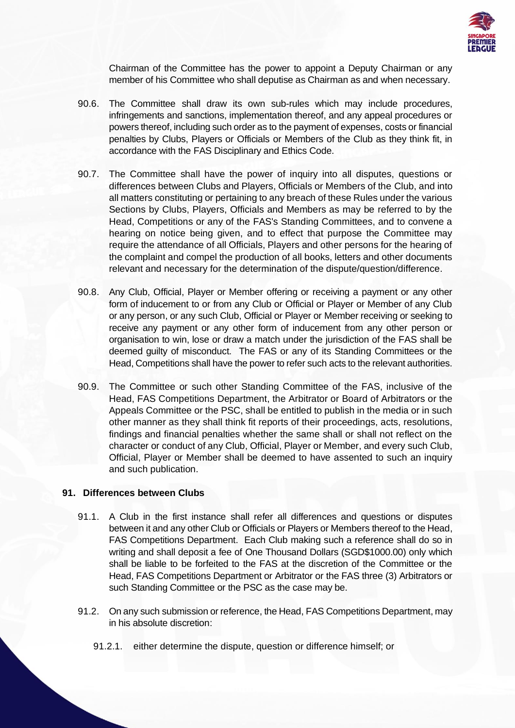Chairman of the Committee has the power to appoint a Deputy Chairman or any member of his Committee who shall deputise as Chairman as and when necessary.

90.6. The Committee shall draw its own sub-rules which may include procedures, infringements and sanctions, implementation thereof, and any appeal procedures or powers thereof, including such order as to the payment of expenses, costs or financial penalties by Clubs, Players or Officials or Members of the Club as they think fit, in accordance with the FAS Disciplinary and Ethics Code.

90.7. The Committee shall have the power of inquiry into all disputes, questions or differences between Clubs and Players, Officials or Members of the Club, and into all matters constituting or pertaining to any breach of these Rules under the various Sections by Clubs, Players, Officials and Members as may be referred to by the Head, Competitions or any of the FAS's Standing Committees, and to convene a hearing on notice being given, and to effect that purpose the Committee may require the attendance of all Officials, Players and other persons for the hearing of the complaint and compel the production of all books, letters and other documents relevant and necessary for the determination of the dispute/question/difference.

90.8. Any Club, Official, Player or Member offering or receiving a payment or any other form of inducement to or from any Club or Official or Player or Member of any Club or any person, or any such Club, Official or Player or Member receiving or seeking to receive any payment or any other form of inducement from any other person or organisation to win, lose or draw a match under the jurisdiction of the FAS shall be deemed guilty of misconduct. The FAS or any of its Standing Committees or the Head, Competitions shall have the power to refer such acts to the relevant authorities.

90.9. The Committee or such other Standing Committee of the FAS, inclusive of the Head, FAS Competitions Department, the Arbitrator or Board of Arbitrators or the Appeals Committee or the PSC, shall be entitled to publish in the media or in such other manner as they shall think fit reports of their proceedings, acts, resolutions, findings and financial penalties whether the same shall or shall not reflect on the character or conduct of any Club, Official, Player or Member, and every such Club, Official, Player or Member shall be deemed to have assented to such an inquiry and such publication.

### 91. Differences between Clubs

91.1. A Club in the first instance shall refer all differences and questions or disputes between it and any other Club or Officials or Players or Members thereof to the Head, FAS Competitions Department. Each Club making such a reference shall do so in writing and shall deposit a fee of One Thousand Dollars (SGD$1000.00) only which shall be liable to be forfeited to the FAS at the discretion of the Committee or the Head, FAS Competitions Department or Arbitrator or the FAS three (3) Arbitrators or such Standing Committee or the PSC as the case may be.

91.2. On any such submission or reference, the Head, FAS Competitions Department, may in his absolute discretion:

91.2.1. either determine the dispute, question or difference himself; or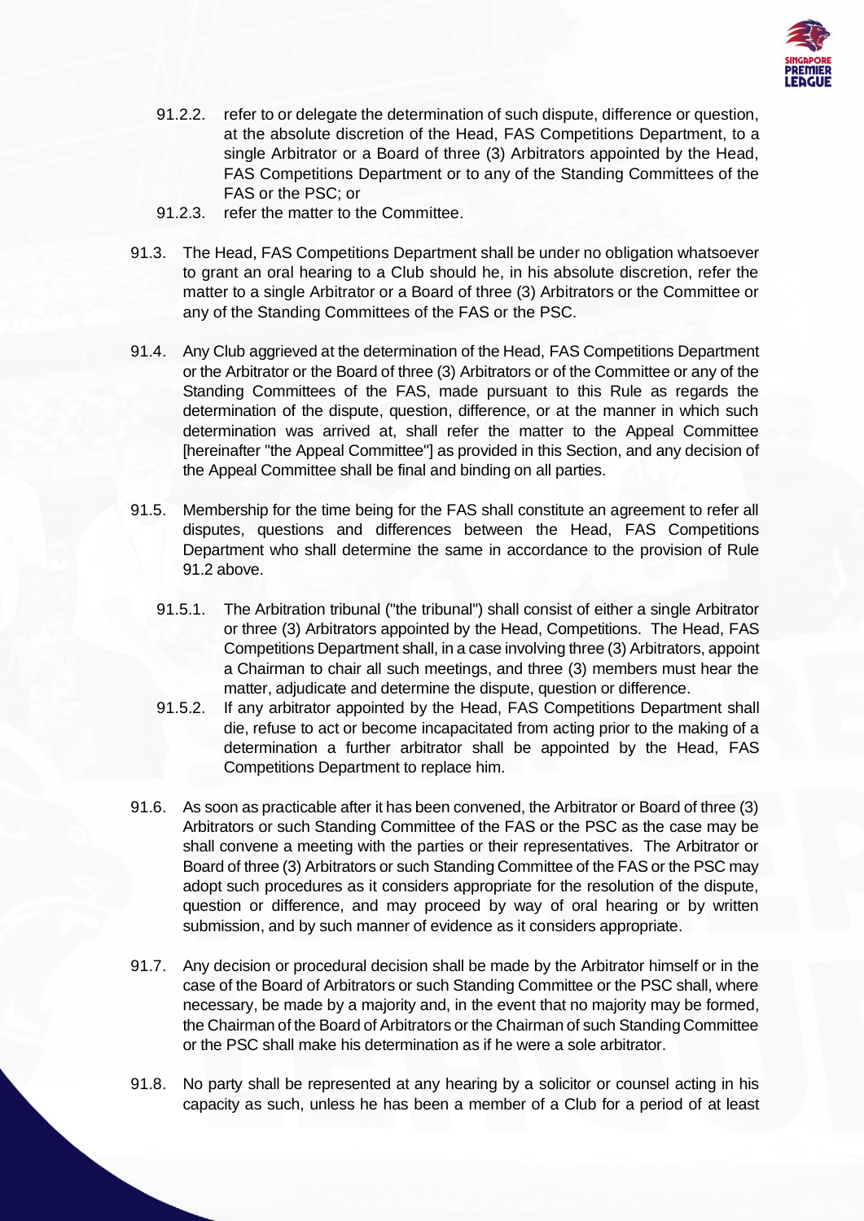91.2.2. refer to or delegate the determination of such dispute, difference or question, at the absolute discretion of the Head, FAS Competitions Department, to a single Arbitrator or a Board of three (3) Arbitrators appointed by the Head, FAS Competitions Department or to any of the Standing Committees of the FAS or the PSC; or

91.2.3. refer the matter to the Committee.

91.3. The Head, FAS Competitions Department shall be under no obligation whatsoever to grant an oral hearing to a Club should he, in his absolute discretion, refer the matter to a single Arbitrator or a Board of three (3) Arbitrators or the Committee or any of the Standing Committees of the FAS or the PSC.

91.4. Any Club aggrieved at the determination of the Head, FAS Competitions Department or the Arbitrator or the Board of three (3) Arbitrators or of the Committee or any of the Standing Committees of the FAS, made pursuant to this Rule as regards the determination of the dispute, question, difference, or at the manner in which such determination was arrived at, shall refer the matter to the Appeal Committee [hereinafter "the Appeal Committee"] as provided in this Section, and any decision of the Appeal Committee shall be final and binding on all parties.

91.5. Membership for the time being for the FAS shall constitute an agreement to refer all disputes, questions and differences between the Head, FAS Competitions Department who shall determine the same in accordance to the provision of Rule 91.2 above.

91.5.1. The Arbitration tribunal ("the tribunal") shall consist of either a single Arbitrator or three (3) Arbitrators appointed by the Head, Competitions. The Head, FAS Competitions Department shall, in a case involving three (3) Arbitrators, appoint a Chairman to chair all such meetings, and three (3) members must hear the matter, adjudicate and determine the dispute, question or difference.

91.5.2. If any arbitrator appointed by the Head, FAS Competitions Department shall die, refuse to act or become incapacitated from acting prior to the making of a determination a further arbitrator shall be appointed by the Head, FAS Competitions Department to replace him.

91.6. As soon as practicable after it has been convened, the Arbitrator or Board of three (3) Arbitrators or such Standing Committee of the FAS or the PSC as the case may be shall convene a meeting with the parties or their representatives. The Arbitrator or Board of three (3) Arbitrators or such Standing Committee of the FAS or the PSC may adopt such procedures as it considers appropriate for the resolution of the dispute, question or difference, and may proceed by way of oral hearing or by written submission, and by such manner of evidence as it considers appropriate.

91.7. Any decision or procedural decision shall be made by the Arbitrator himself or in the case of the Board of Arbitrators or such Standing Committee or the PSC shall, where necessary, be made by a majority and, in the event that no majority may be formed, the Chairman of the Board of Arbitrators or the Chairman of such Standing Committee or the PSC shall make his determination as if he were a sole arbitrator.

91.8. No party shall be represented at any hearing by a solicitor or counsel acting in his capacity as such, unless he has been a member of a Club for a period of at least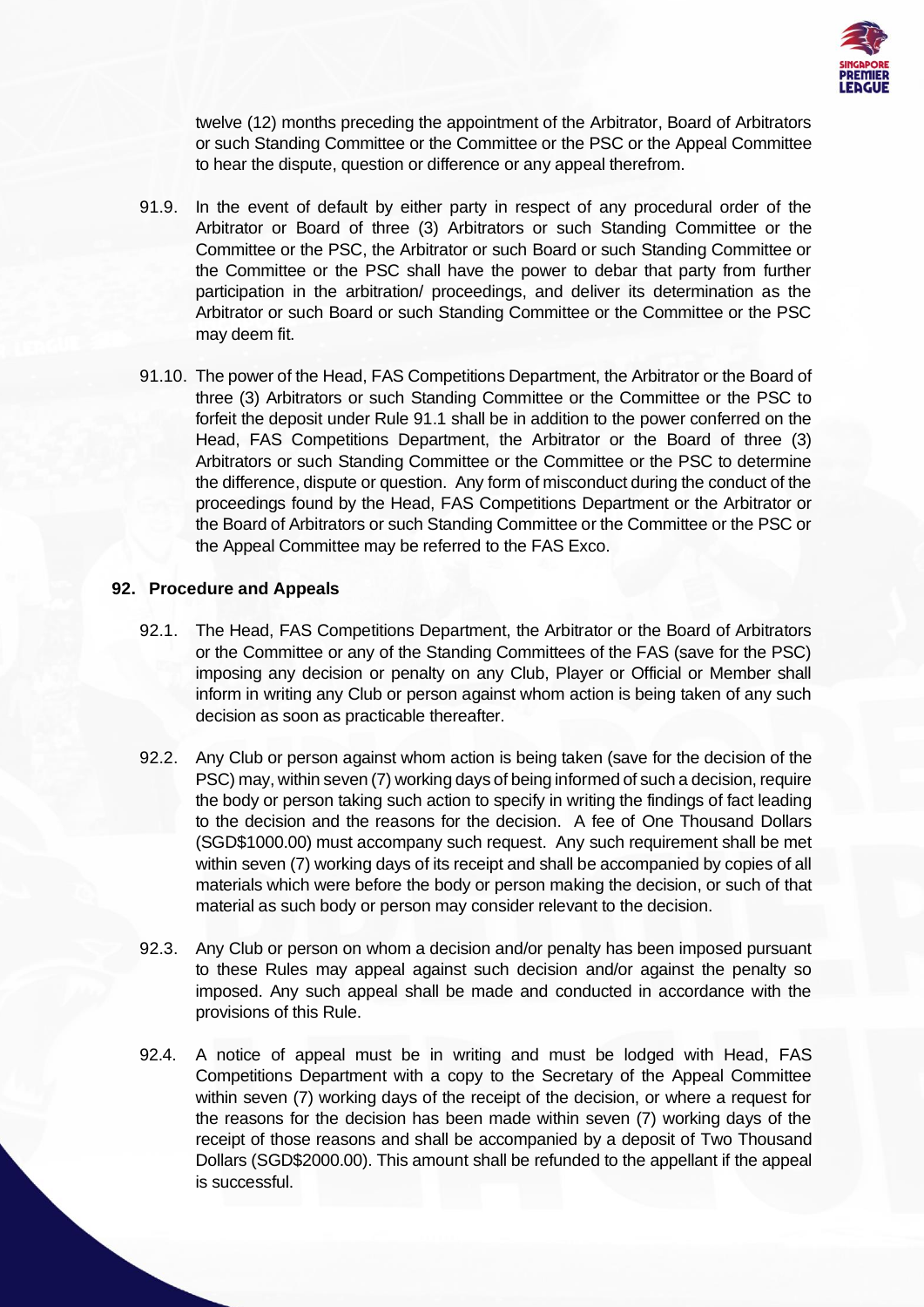twelve (12) months preceding the appointment of the Arbitrator, Board of Arbitrators or such Standing Committee or the Committee or the PSC or the Appeal Committee to hear the dispute, question or difference or any appeal therefrom.

91.9. In the event of default by either party in respect of any procedural order of the Arbitrator or Board of three (3) Arbitrators or such Standing Committee or the Committee or the PSC, the Arbitrator or such Board or such Standing Committee or the Committee or the PSC shall have the power to debar that party from further participation in the arbitration/ proceedings, and deliver its determination as the Arbitrator or such Board or such Standing Committee or the Committee or the PSC may deem fit.

91.10. The power of the Head, FAS Competitions Department, the Arbitrator or the Board of three (3) Arbitrators or such Standing Committee or the Committee or the PSC to forfeit the deposit under Rule 91.1 shall be in addition to the power conferred on the Head, FAS Competitions Department, the Arbitrator or the Board of three (3) Arbitrators or such Standing Committee or the Committee or the PSC to determine the difference, dispute or question. Any form of misconduct during the conduct of the proceedings found by the Head, FAS Competitions Department or the Arbitrator or the Board of Arbitrators or such Standing Committee or the Committee or the PSC or the Appeal Committee may be referred to the FAS Exco.

## 92. Procedure and Appeals

92.1. The Head, FAS Competitions Department, the Arbitrator or the Board of Arbitrators or the Committee or any of the Standing Committees of the FAS (save for the PSC) imposing any decision or penalty on any Club, Player or Official or Member shall inform in writing any Club or person against whom action is being taken of any such decision as soon as practicable thereafter.

92.2. Any Club or person against whom action is being taken (save for the decision of the PSC) may, within seven (7) working days of being informed of such a decision, require the body or person taking such action to specify in writing the findings of fact leading to the decision and the reasons for the decision. A fee of One Thousand Dollars (SGD$1000.00) must accompany such request. Any such requirement shall be met within seven (7) working days of its receipt and shall be accompanied by copies of all materials which were before the body or person making the decision, or such of that material as such body or person may consider relevant to the decision.

92.3. Any Club or person on whom a decision and/or penalty has been imposed pursuant to these Rules may appeal against such decision and/or against the penalty so imposed. Any such appeal shall be made and conducted in accordance with the provisions of this Rule.

92.4. A notice of appeal must be in writing and must be lodged with Head, FAS Competitions Department with a copy to the Secretary of the Appeal Committee within seven (7) working days of the receipt of the decision, or where a request for the reasons for the decision has been made within seven (7) working days of the receipt of those reasons and shall be accompanied by a deposit of Two Thousand Dollars (SGD$2000.00). This amount shall be refunded to the appellant if the appeal is successful.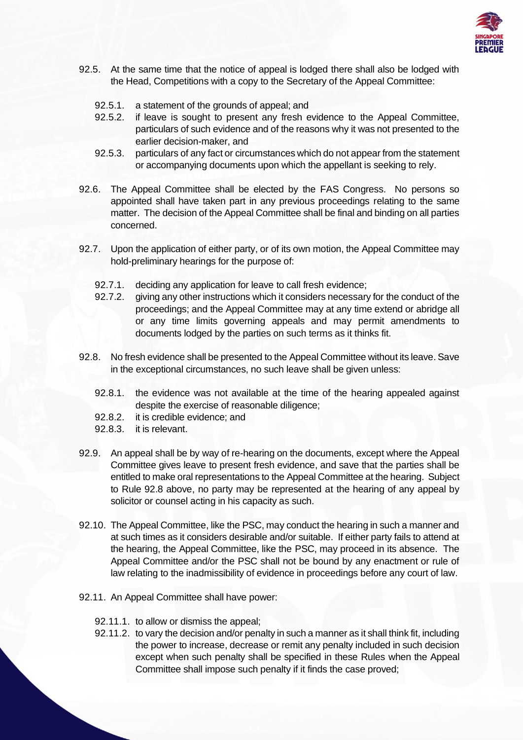92.5. At the same time that the notice of appeal is lodged there shall also be lodged with the Head, Competitions with a copy to the Secretary of the Appeal Committee:

  92.5.1. a statement of the grounds of appeal; and

  92.5.2. if leave is sought to present any fresh evidence to the Appeal Committee, particulars of such evidence and of the reasons why it was not presented to the earlier decision-maker, and

  92.5.3. particulars of any fact or circumstances which do not appear from the statement or accompanying documents upon which the appellant is seeking to rely.

92.6. The Appeal Committee shall be elected by the FAS Congress. No persons so appointed shall have taken part in any previous proceedings relating to the same matter. The decision of the Appeal Committee shall be final and binding on all parties concerned.

92.7. Upon the application of either party, or of its own motion, the Appeal Committee may hold-preliminary hearings for the purpose of:

  92.7.1. deciding any application for leave to call fresh evidence;

  92.7.2. giving any other instructions which it considers necessary for the conduct of the proceedings; and the Appeal Committee may at any time extend or abridge all or any time limits governing appeals and may permit amendments to documents lodged by the parties on such terms as it thinks fit.

92.8. No fresh evidence shall be presented to the Appeal Committee without its leave. Save in the exceptional circumstances, no such leave shall be given unless:

  92.8.1. the evidence was not available at the time of the hearing appealed against despite the exercise of reasonable diligence;

  92.8.2. it is credible evidence; and

  92.8.3. it is relevant.

92.9. An appeal shall be by way of re-hearing on the documents, except where the Appeal Committee gives leave to present fresh evidence, and save that the parties shall be entitled to make oral representations to the Appeal Committee at the hearing. Subject to Rule 92.8 above, no party may be represented at the hearing of any appeal by solicitor or counsel acting in his capacity as such.

92.10. The Appeal Committee, like the PSC, may conduct the hearing in such a manner and at such times as it considers desirable and/or suitable. If either party fails to attend at the hearing, the Appeal Committee, like the PSC, may proceed in its absence. The Appeal Committee and/or the PSC shall not be bound by any enactment or rule of law relating to the inadmissibility of evidence in proceedings before any court of law.

92.11. An Appeal Committee shall have power:

  92.11.1. to allow or dismiss the appeal;

  92.11.2. to vary the decision and/or penalty in such a manner as it shall think fit, including the power to increase, decrease or remit any penalty included in such decision except when such penalty shall be specified in these Rules when the Appeal Committee shall impose such penalty if it finds the case proved;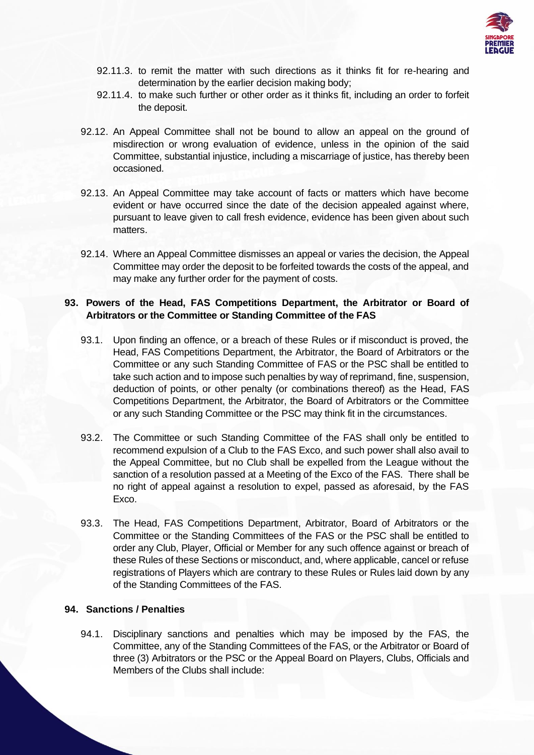92.11.3. to remit the matter with such directions as it thinks fit for re-hearing and determination by the earlier decision making body;

92.11.4. to make such further or other order as it thinks fit, including an order to forfeit the deposit.

92.12. An Appeal Committee shall not be bound to allow an appeal on the ground of misdirection or wrong evaluation of evidence, unless in the opinion of the said Committee, substantial injustice, including a miscarriage of justice, has thereby been occasioned.

92.13. An Appeal Committee may take account of facts or matters which have become evident or have occurred since the date of the decision appealed against where, pursuant to leave given to call fresh evidence, evidence has been given about such matters.

92.14. Where an Appeal Committee dismisses an appeal or varies the decision, the Appeal Committee may order the deposit to be forfeited towards the costs of the appeal, and may make any further order for the payment of costs.

## 93. Powers of the Head, FAS Competitions Department, the Arbitrator or Board of Arbitrators or the Committee or Standing Committee of the FAS

93.1. Upon finding an offence, or a breach of these Rules or if misconduct is proved, the Head, FAS Competitions Department, the Arbitrator, the Board of Arbitrators or the Committee or any such Standing Committee of FAS or the PSC shall be entitled to take such action and to impose such penalties by way of reprimand, fine, suspension, deduction of points, or other penalty (or combinations thereof) as the Head, FAS Competitions Department, the Arbitrator, the Board of Arbitrators or the Committee or any such Standing Committee or the PSC may think fit in the circumstances.

93.2. The Committee or such Standing Committee of the FAS shall only be entitled to recommend expulsion of a Club to the FAS Exco, and such power shall also avail to the Appeal Committee, but no Club shall be expelled from the League without the sanction of a resolution passed at a Meeting of the Exco of the FAS. There shall be no right of appeal against a resolution to expel, passed as aforesaid, by the FAS Exco.

93.3. The Head, FAS Competitions Department, Arbitrator, Board of Arbitrators or the Committee or the Standing Committees of the FAS or the PSC shall be entitled to order any Club, Player, Official or Member for any such offence against or breach of these Rules of these Sections or misconduct, and, where applicable, cancel or refuse registrations of Players which are contrary to these Rules or Rules laid down by any of the Standing Committees of the FAS.

## 94. Sanctions / Penalties

94.1. Disciplinary sanctions and penalties which may be imposed by the FAS, the Committee, any of the Standing Committees of the FAS, or the Arbitrator or Board of three (3) Arbitrators or the PSC or the Appeal Board on Players, Clubs, Officials and Members of the Clubs shall include: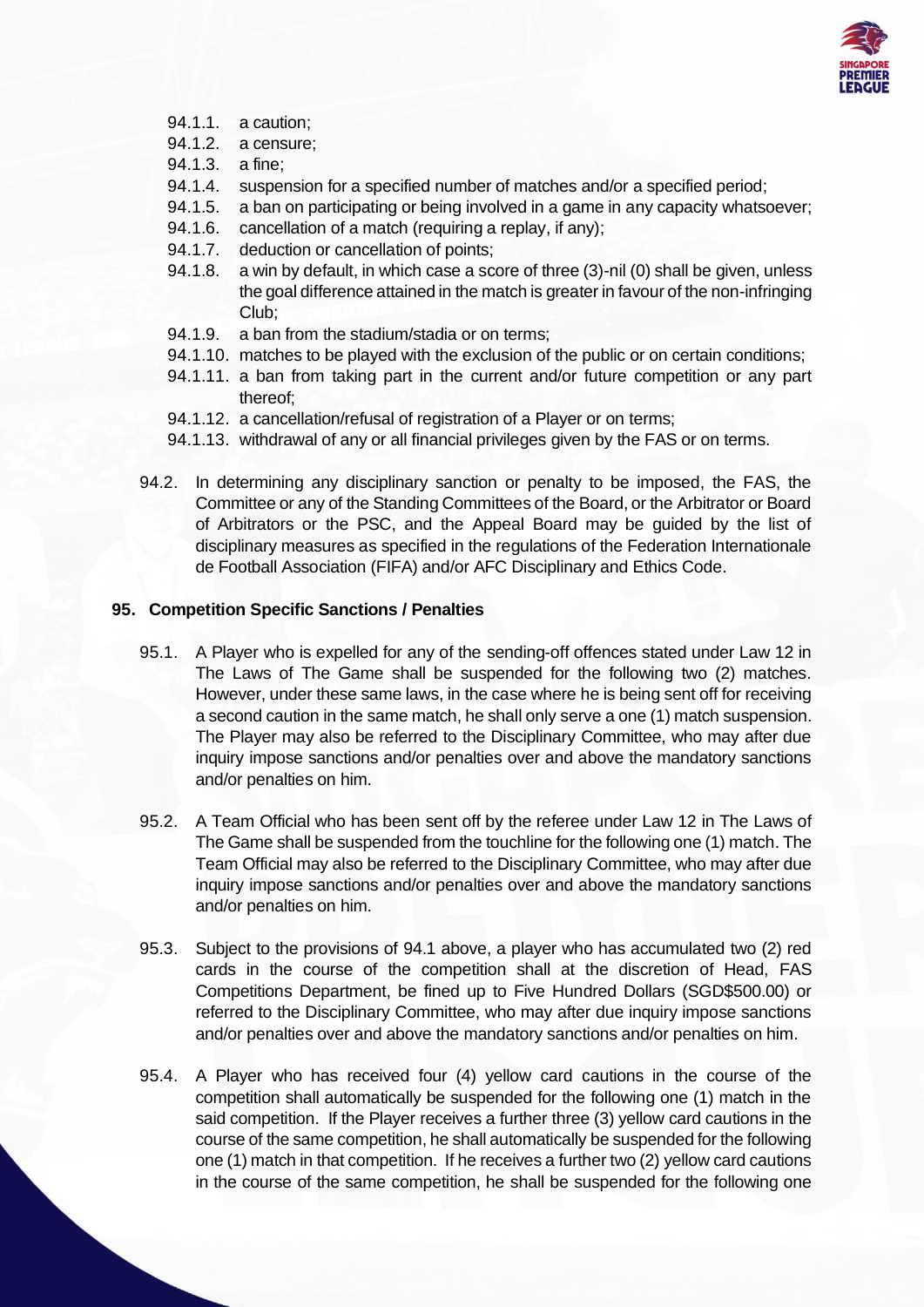94.1.1. a caution;
94.1.2. a censure;
94.1.3. a fine;
94.1.4. suspension for a specified number of matches and/or a specified period;
94.1.5. a ban on participating or being involved in a game in any capacity whatsoever;
94.1.6. cancellation of a match (requiring a replay, if any);
94.1.7. deduction or cancellation of points;
94.1.8. a win by default, in which case a score of three (3)-nil (0) shall be given, unless the goal difference attained in the match is greater in favour of the non-infringing Club;
94.1.9. a ban from the stadium/stadia or on terms;
94.1.10. matches to be played with the exclusion of the public or on certain conditions;
94.1.11. a ban from taking part in the current and/or future competition or any part thereof;
94.1.12. a cancellation/refusal of registration of a Player or on terms;
94.1.13. withdrawal of any or all financial privileges given by the FAS or on terms.

94.2. In determining any disciplinary sanction or penalty to be imposed, the FAS, the Committee or any of the Standing Committees of the Board, or the Arbitrator or Board of Arbitrators or the PSC, and the Appeal Board may be guided by the list of disciplinary measures as specified in the regulations of the Federation Internationale de Football Association (FIFA) and/or AFC Disciplinary and Ethics Code.

## 95. Competition Specific Sanctions / Penalties

95.1. A Player who is expelled for any of the sending-off offences stated under Law 12 in The Laws of The Game shall be suspended for the following two (2) matches. However, under these same laws, in the case where he is being sent off for receiving a second caution in the same match, he shall only serve a one (1) match suspension. The Player may also be referred to the Disciplinary Committee, who may after due inquiry impose sanctions and/or penalties over and above the mandatory sanctions and/or penalties on him.

95.2. A Team Official who has been sent off by the referee under Law 12 in The Laws of The Game shall be suspended from the touchline for the following one (1) match. The Team Official may also be referred to the Disciplinary Committee, who may after due inquiry impose sanctions and/or penalties over and above the mandatory sanctions and/or penalties on him.

95.3. Subject to the provisions of 94.1 above, a player who has accumulated two (2) red cards in the course of the competition shall at the discretion of Head, FAS Competitions Department, be fined up to Five Hundred Dollars (SGD$500.00) or referred to the Disciplinary Committee, who may after due inquiry impose sanctions and/or penalties over and above the mandatory sanctions and/or penalties on him.

95.4. A Player who has received four (4) yellow card cautions in the course of the competition shall automatically be suspended for the following one (1) match in the said competition. If the Player receives a further three (3) yellow card cautions in the course of the same competition, he shall automatically be suspended for the following one (1) match in that competition. If he receives a further two (2) yellow card cautions in the course of the same competition, he shall be suspended for the following one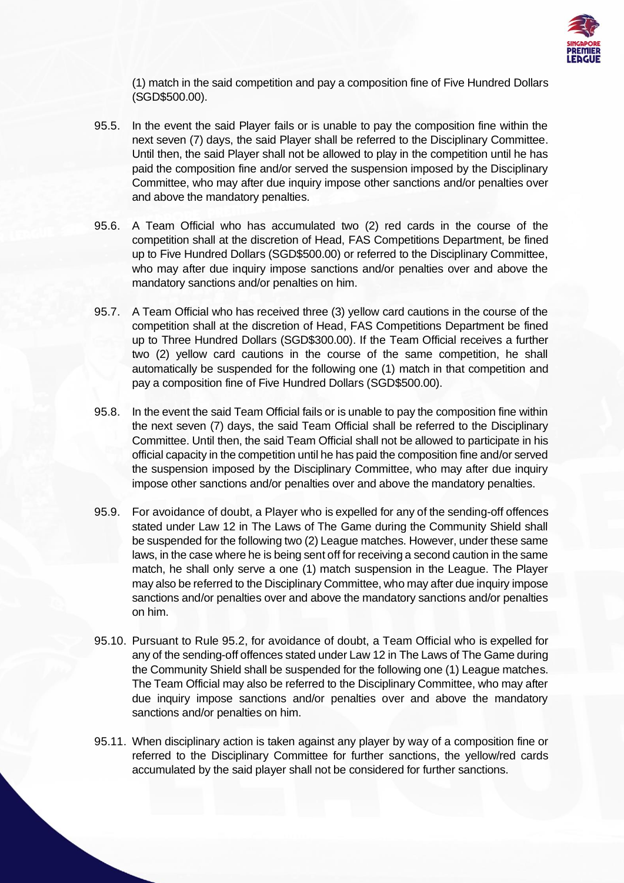(1) match in the said competition and pay a composition fine of Five Hundred Dollars (SGD$500.00).

95.5. In the event the said Player fails or is unable to pay the composition fine within the next seven (7) days, the said Player shall be referred to the Disciplinary Committee. Until then, the said Player shall not be allowed to play in the competition until he has paid the composition fine and/or served the suspension imposed by the Disciplinary Committee, who may after due inquiry impose other sanctions and/or penalties over and above the mandatory penalties.

95.6. A Team Official who has accumulated two (2) red cards in the course of the competition shall at the discretion of Head, FAS Competitions Department, be fined up to Five Hundred Dollars (SGD$500.00) or referred to the Disciplinary Committee, who may after due inquiry impose sanctions and/or penalties over and above the mandatory sanctions and/or penalties on him.

95.7. A Team Official who has received three (3) yellow card cautions in the course of the competition shall at the discretion of Head, FAS Competitions Department be fined up to Three Hundred Dollars (SGD$300.00). If the Team Official receives a further two (2) yellow card cautions in the course of the same competition, he shall automatically be suspended for the following one (1) match in that competition and pay a composition fine of Five Hundred Dollars (SGD$500.00).

95.8. In the event the said Team Official fails or is unable to pay the composition fine within the next seven (7) days, the said Team Official shall be referred to the Disciplinary Committee. Until then, the said Team Official shall not be allowed to participate in his official capacity in the competition until he has paid the composition fine and/or served the suspension imposed by the Disciplinary Committee, who may after due inquiry impose other sanctions and/or penalties over and above the mandatory penalties.

95.9. For avoidance of doubt, a Player who is expelled for any of the sending-off offences stated under Law 12 in The Laws of The Game during the Community Shield shall be suspended for the following two (2) League matches. However, under these same laws, in the case where he is being sent off for receiving a second caution in the same match, he shall only serve a one (1) match suspension in the League. The Player may also be referred to the Disciplinary Committee, who may after due inquiry impose sanctions and/or penalties over and above the mandatory sanctions and/or penalties on him.

95.10. Pursuant to Rule 95.2, for avoidance of doubt, a Team Official who is expelled for any of the sending-off offences stated under Law 12 in The Laws of The Game during the Community Shield shall be suspended for the following one (1) League matches. The Team Official may also be referred to the Disciplinary Committee, who may after due inquiry impose sanctions and/or penalties over and above the mandatory sanctions and/or penalties on him.

95.11. When disciplinary action is taken against any player by way of a composition fine or referred to the Disciplinary Committee for further sanctions, the yellow/red cards accumulated by the said player shall not be considered for further sanctions.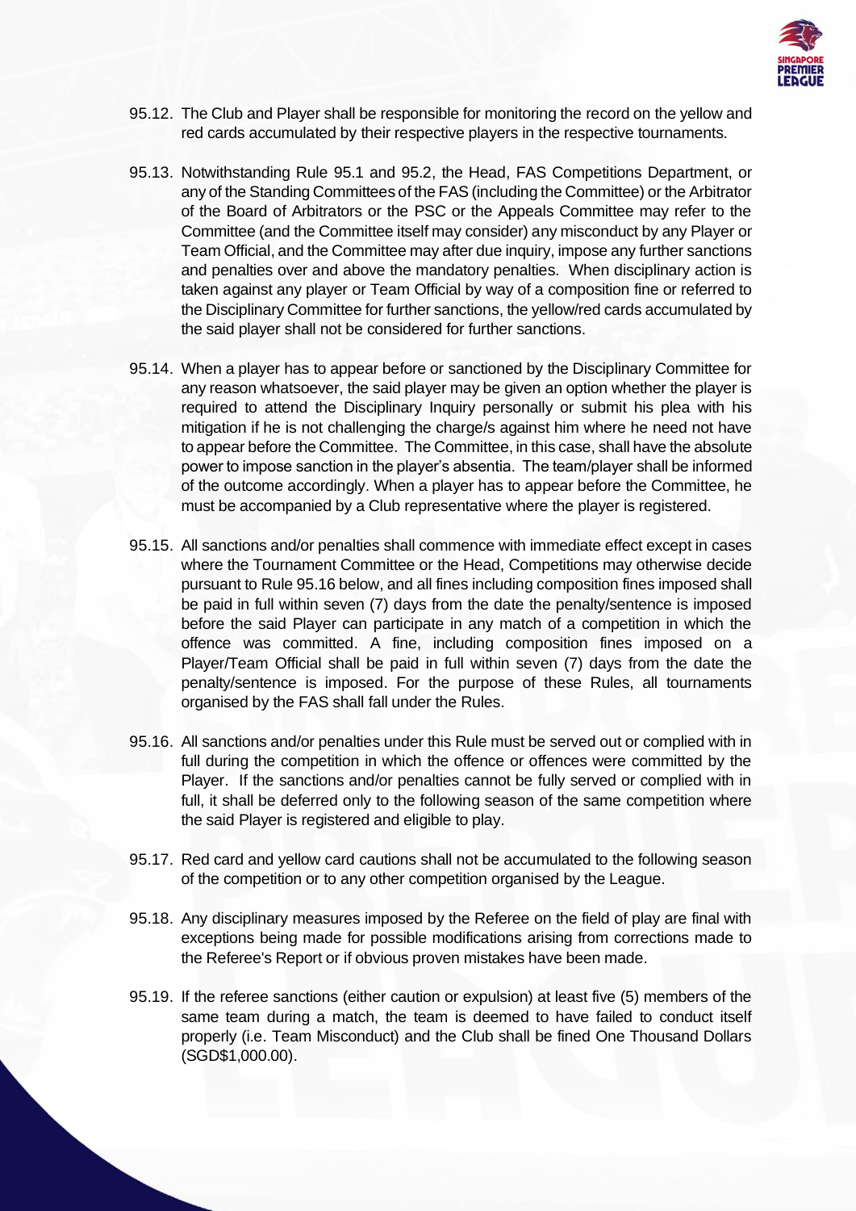95.12. The Club and Player shall be responsible for monitoring the record on the yellow and red cards accumulated by their respective players in the respective tournaments.

95.13. Notwithstanding Rule 95.1 and 95.2, the Head, FAS Competitions Department, or any of the Standing Committees of the FAS (including the Committee) or the Arbitrator of the Board of Arbitrators or the PSC or the Appeals Committee may refer to the Committee (and the Committee itself may consider) any misconduct by any Player or Team Official, and the Committee may after due inquiry, impose any further sanctions and penalties over and above the mandatory penalties. When disciplinary action is taken against any player or Team Official by way of a composition fine or referred to the Disciplinary Committee for further sanctions, the yellow/red cards accumulated by the said player shall not be considered for further sanctions.

95.14. When a player has to appear before or sanctioned by the Disciplinary Committee for any reason whatsoever, the said player may be given an option whether the player is required to attend the Disciplinary Inquiry personally or submit his plea with his mitigation if he is not challenging the charge/s against him where he need not have to appear before the Committee. The Committee, in this case, shall have the absolute power to impose sanction in the player's absentia. The team/player shall be informed of the outcome accordingly. When a player has to appear before the Committee, he must be accompanied by a Club representative where the player is registered.

95.15. All sanctions and/or penalties shall commence with immediate effect except in cases where the Tournament Committee or the Head, Competitions may otherwise decide pursuant to Rule 95.16 below, and all fines including composition fines imposed shall be paid in full within seven (7) days from the date the penalty/sentence is imposed before the said Player can participate in any match of a competition in which the offence was committed. A fine, including composition fines imposed on a Player/Team Official shall be paid in full within seven (7) days from the date the penalty/sentence is imposed. For the purpose of these Rules, all tournaments organised by the FAS shall fall under the Rules.

95.16. All sanctions and/or penalties under this Rule must be served out or complied with in full during the competition in which the offence or offences were committed by the Player. If the sanctions and/or penalties cannot be fully served or complied with in full, it shall be deferred only to the following season of the same competition where the said Player is registered and eligible to play.

95.17. Red card and yellow card cautions shall not be accumulated to the following season of the competition or to any other competition organised by the League.

95.18. Any disciplinary measures imposed by the Referee on the field of play are final with exceptions being made for possible modifications arising from corrections made to the Referee's Report or if obvious proven mistakes have been made.

95.19. If the referee sanctions (either caution or expulsion) at least five (5) members of the same team during a match, the team is deemed to have failed to conduct itself properly (i.e. Team Misconduct) and the Club shall be fined One Thousand Dollars (SGD$1,000.00).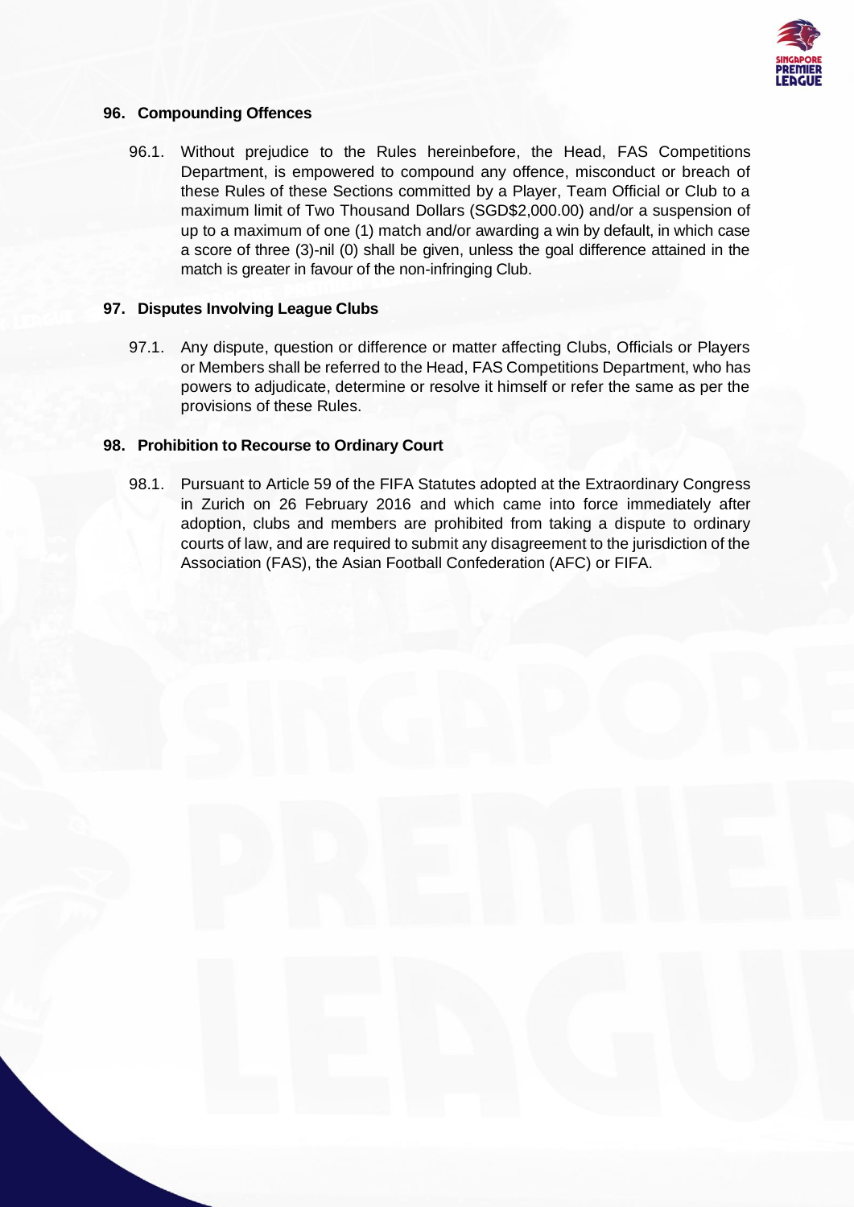## 96. Compounding Offences

96.1. Without prejudice to the Rules hereinbefore, the Head, FAS Competitions Department, is empowered to compound any offence, misconduct or breach of these Rules of these Sections committed by a Player, Team Official or Club to a maximum limit of Two Thousand Dollars (SGD$2,000.00) and/or a suspension of up to a maximum of one (1) match and/or awarding a win by default, in which case a score of three (3)-nil (0) shall be given, unless the goal difference attained in the match is greater in favour of the non-infringing Club.

## 97. Disputes Involving League Clubs

97.1. Any dispute, question or difference or matter affecting Clubs, Officials or Players or Members shall be referred to the Head, FAS Competitions Department, who has powers to adjudicate, determine or resolve it himself or refer the same as per the provisions of these Rules.

## 98. Prohibition to Recourse to Ordinary Court

98.1. Pursuant to Article 59 of the FIFA Statutes adopted at the Extraordinary Congress in Zurich on 26 February 2016 and which came into force immediately after adoption, clubs and members are prohibited from taking a dispute to ordinary courts of law, and are required to submit any disagreement to the jurisdiction of the Association (FAS), the Asian Football Confederation (AFC) or FIFA.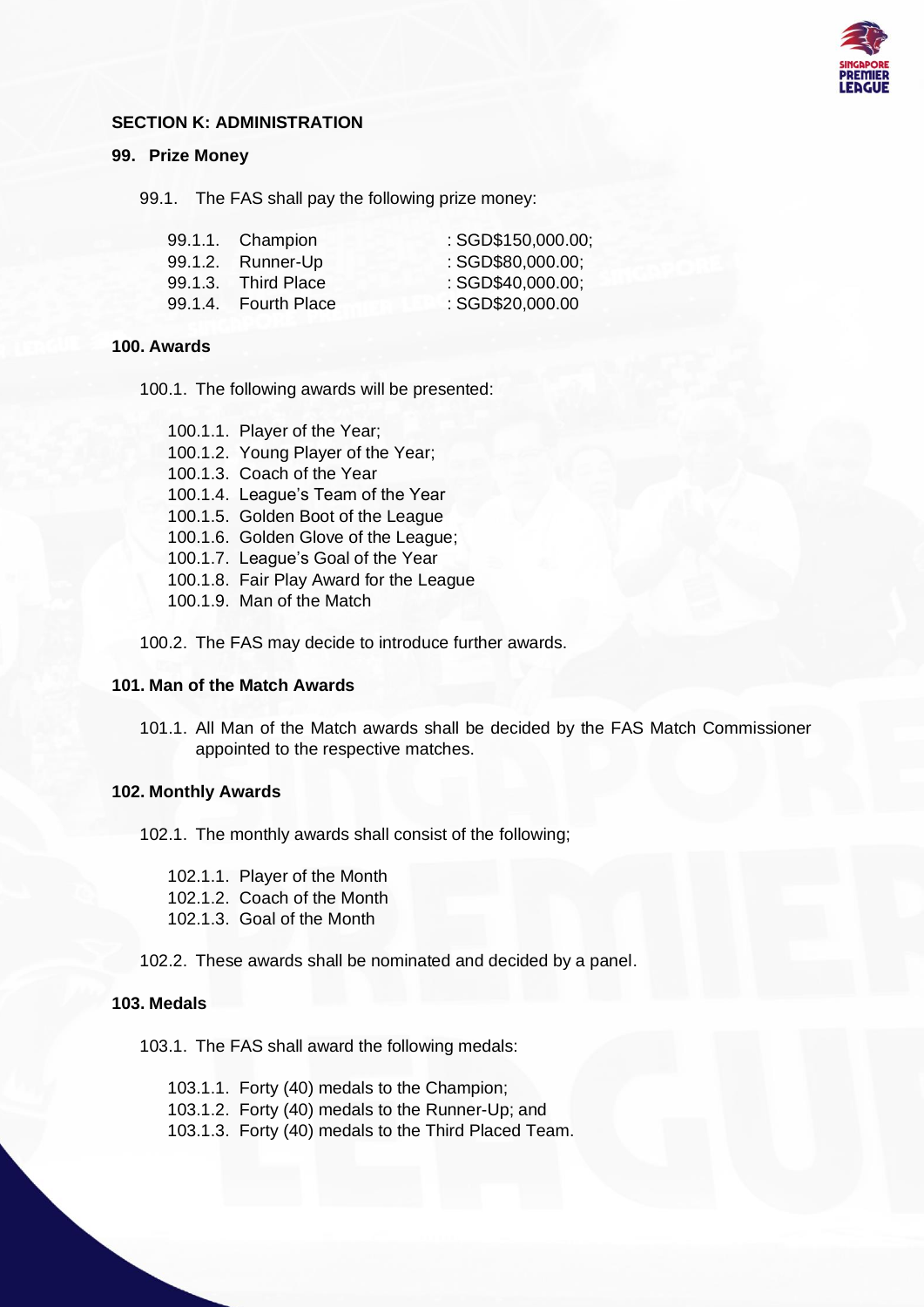## SECTION K: ADMINISTRATION

### 99. Prize Money

99.1. The FAS shall pay the following prize money:

| | | |
|---|---|---|
| 99.1.1. | Champion | : SGD$150,000.00; |
| 99.1.2. | Runner-Up | : SGD$80,000.00; |
| 99.1.3. | Third Place | : SGD$40,000.00; |
| 99.1.4. | Fourth Place | : SGD$20,000.00 |

### 100. Awards

100.1. The following awards will be presented:

- 100.1.1. Player of the Year;
- 100.1.2. Young Player of the Year;
- 100.1.3. Coach of the Year
- 100.1.4. League's Team of the Year
- 100.1.5. Golden Boot of the League
- 100.1.6. Golden Glove of the League;
- 100.1.7. League's Goal of the Year
- 100.1.8. Fair Play Award for the League
- 100.1.9. Man of the Match

100.2. The FAS may decide to introduce further awards.

### 101. Man of the Match Awards

101.1. All Man of the Match awards shall be decided by the FAS Match Commissioner appointed to the respective matches.

### 102. Monthly Awards

102.1. The monthly awards shall consist of the following;

- 102.1.1. Player of the Month
- 102.1.2. Coach of the Month
- 102.1.3. Goal of the Month

102.2. These awards shall be nominated and decided by a panel.

### 103. Medals

103.1. The FAS shall award the following medals:

- 103.1.1. Forty (40) medals to the Champion;
- 103.1.2. Forty (40) medals to the Runner-Up; and
- 103.1.3. Forty (40) medals to the Third Placed Team.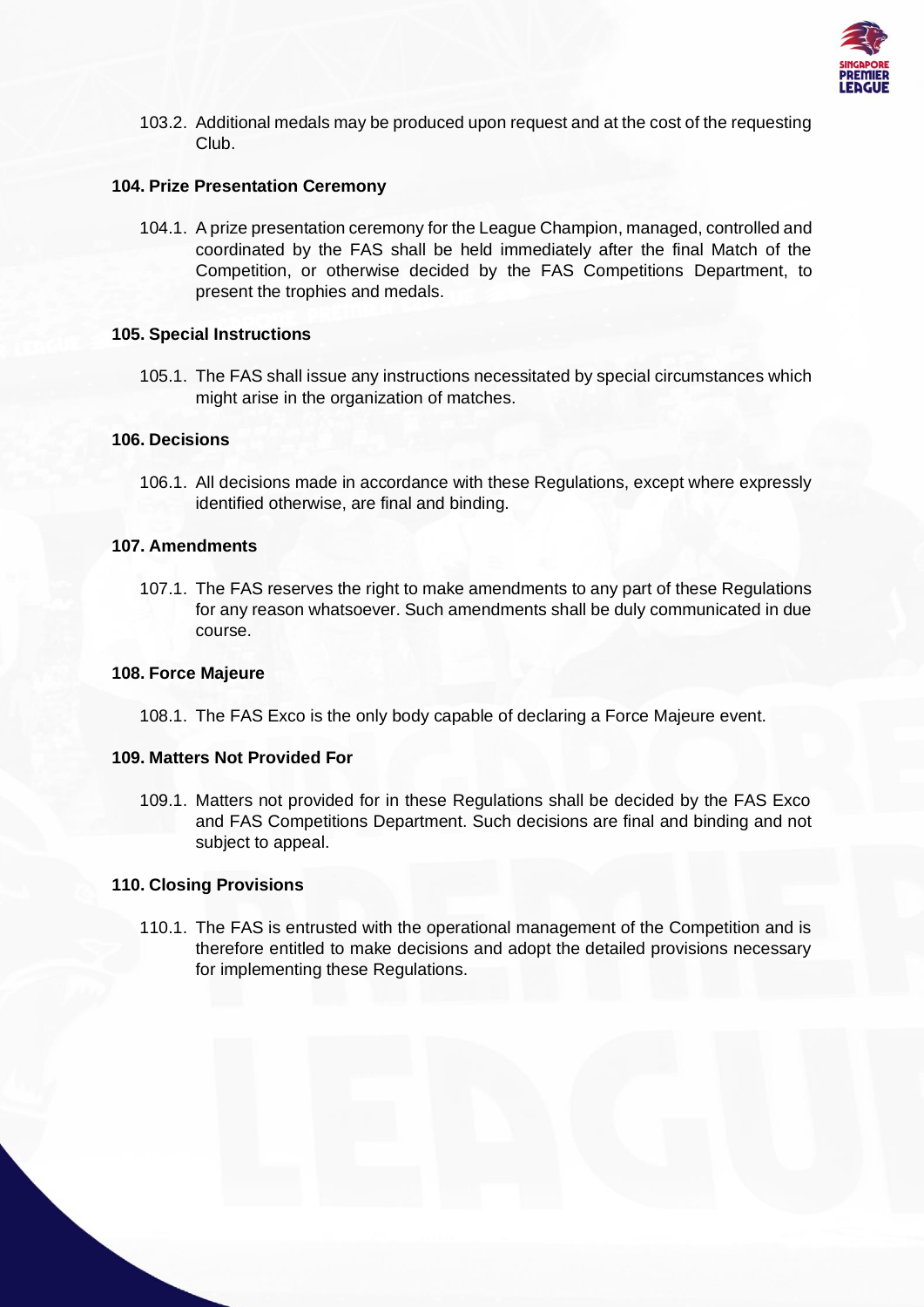103.2. Additional medals may be produced upon request and at the cost of the requesting Club.

### 104. Prize Presentation Ceremony

104.1. A prize presentation ceremony for the League Champion, managed, controlled and coordinated by the FAS shall be held immediately after the final Match of the Competition, or otherwise decided by the FAS Competitions Department, to present the trophies and medals.

### 105. Special Instructions

105.1. The FAS shall issue any instructions necessitated by special circumstances which might arise in the organization of matches.

### 106. Decisions

106.1. All decisions made in accordance with these Regulations, except where expressly identified otherwise, are final and binding.

### 107. Amendments

107.1. The FAS reserves the right to make amendments to any part of these Regulations for any reason whatsoever. Such amendments shall be duly communicated in due course.

### 108. Force Majeure

108.1. The FAS Exco is the only body capable of declaring a Force Majeure event.

### 109. Matters Not Provided For

109.1. Matters not provided for in these Regulations shall be decided by the FAS Exco and FAS Competitions Department. Such decisions are final and binding and not subject to appeal.

### 110. Closing Provisions

110.1. The FAS is entrusted with the operational management of the Competition and is therefore entitled to make decisions and adopt the detailed provisions necessary for implementing these Regulations.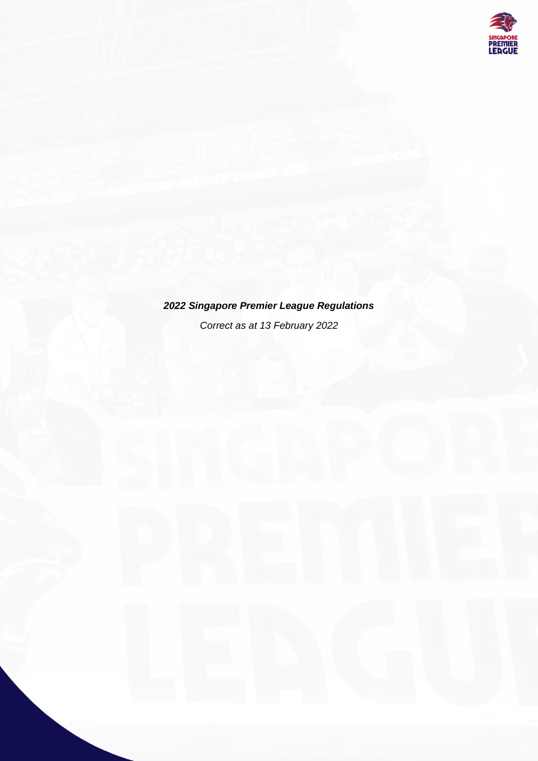*2022 Singapore Premier League Regulations*

*Correct as at 13 February 2022*